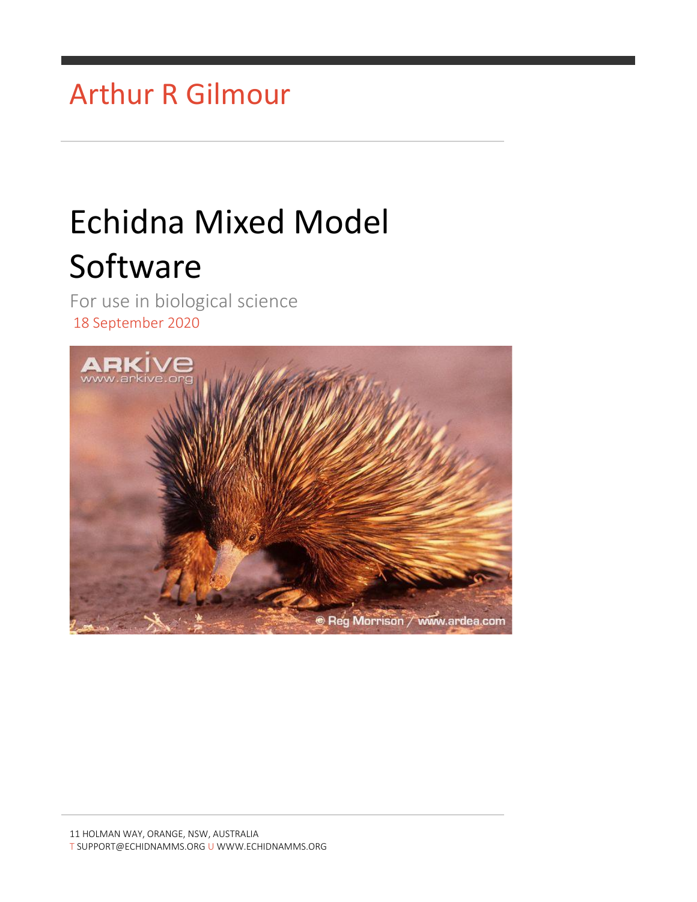Arthur R Gilmour

# Echidna Mixed Model Software

For use in biological science

18 September 2020

11 HOLMAN WAY, ORANGE, NSW, AUSTRALIA

T SUPPORT@ECHIDNAMMS.ORG U WWW.ECHIDNAMMS.ORG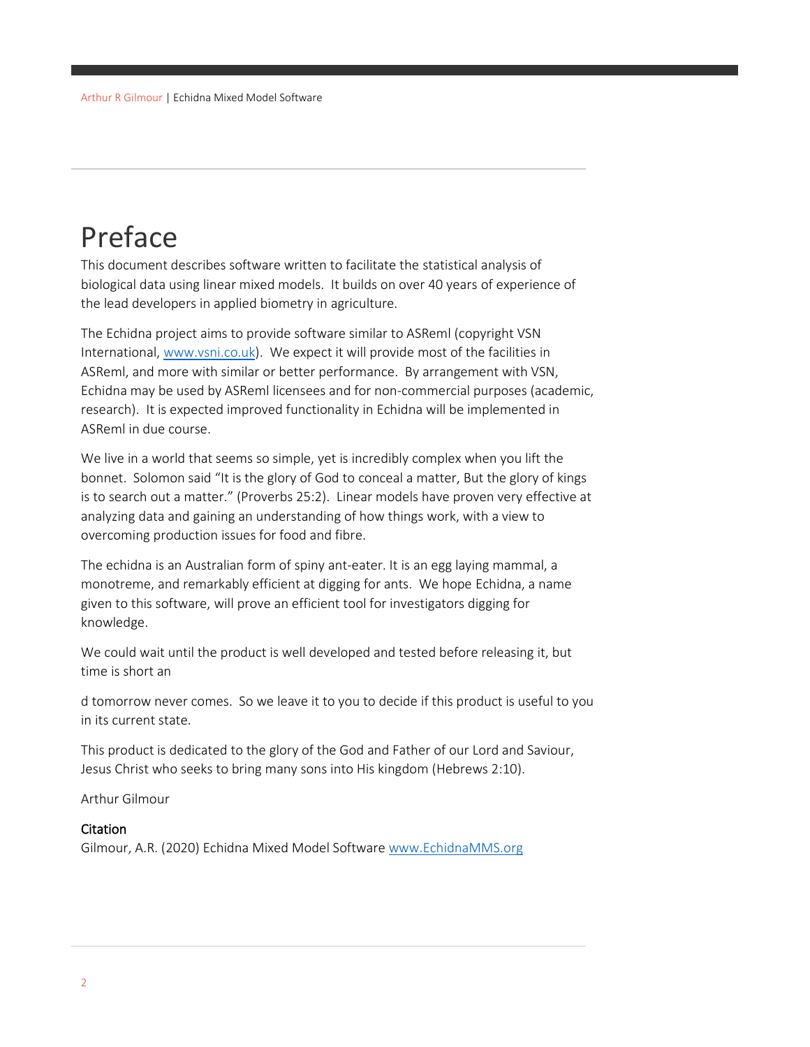# Preface

This document describes software written to facilitate the statistical analysis of biological data using linear mixed models. It builds on over 40 years of experience of the lead developers in applied biometry in agriculture.

The Echidna project aims to provide software similar to ASReml (copyright VSN International, [www.vsni.co.uk](www.vsni.co.uk)). We expect it will provide most of the facilities in ASReml, and more with similar or better performance. By arrangement with VSN, Echidna may be used by ASReml licensees and for non-commercial purposes (academic, research). It is expected improved functionality in Echidna will be implemented in ASReml in due course.

We live in a world that seems so simple, yet is incredibly complex when you lift the bonnet. Solomon said "It is the glory of God to conceal a matter, But the glory of kings is to search out a matter." (Proverbs 25:2). Linear models have proven very effective at analyzing data and gaining an understanding of how things work, with a view to overcoming production issues for food and fibre.

The echidna is an Australian form of spiny ant-eater. It is an egg laying mammal, a monotreme, and remarkably efficient at digging for ants. We hope Echidna, a name given to this software, will prove an efficient tool for investigators digging for knowledge.

We could wait until the product is well developed and tested before releasing it, but time is short an

d tomorrow never comes. So we leave it to you to decide if this product is useful to you in its current state.

This product is dedicated to the glory of the God and Father of our Lord and Saviour, Jesus Christ who seeks to bring many sons into His kingdom (Hebrews 2:10).

Arthur Gilmour

### Citation

Gilmour, A.R. (2020) Echidna Mixed Model Software [www.EchidnaMMS.org](www.EchidnaMMS.org)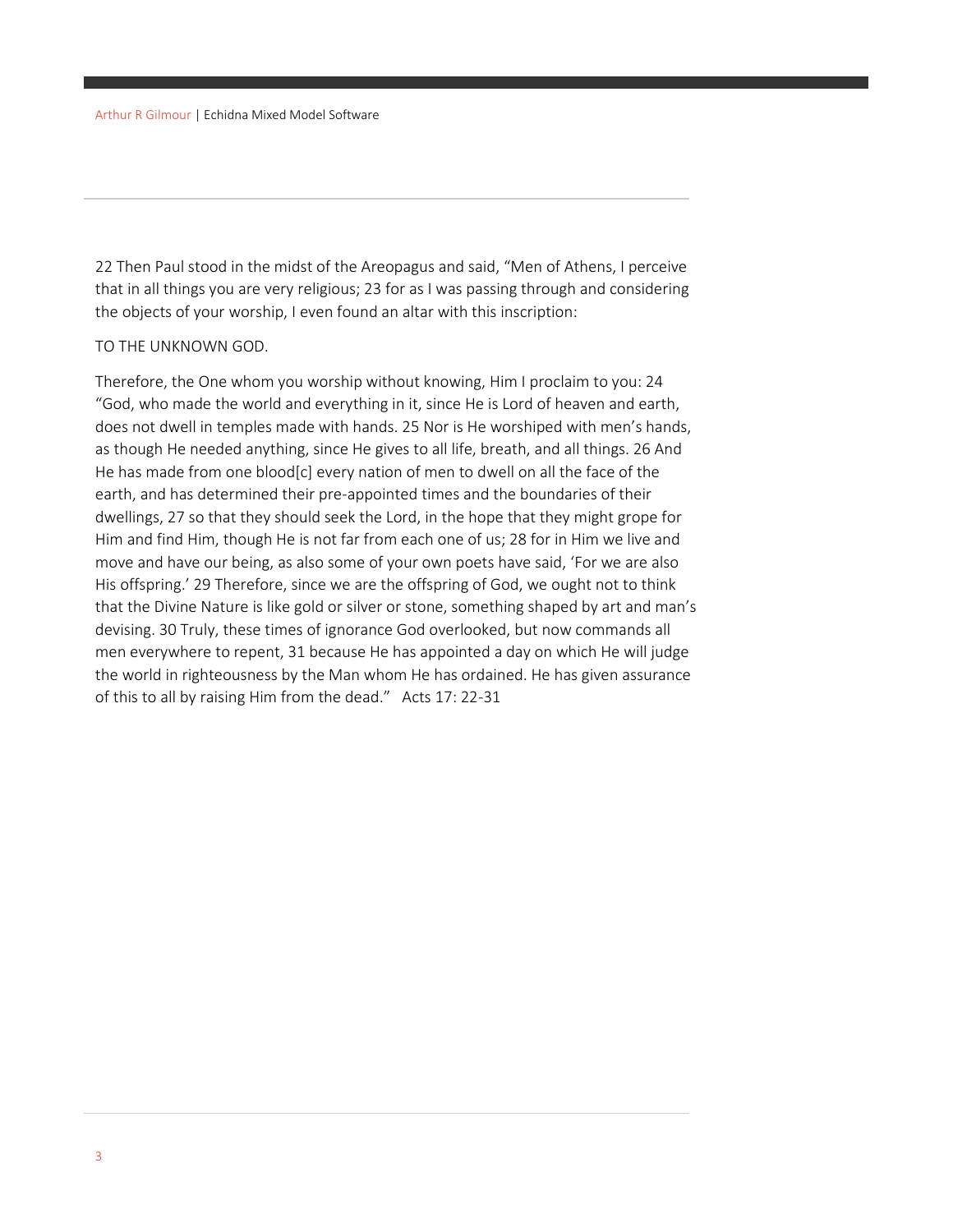22 Then Paul stood in the midst of the Areopagus and said, "Men of Athens, I perceive that in all things you are very religious; 23 for as I was passing through and considering the objects of your worship, I even found an altar with this inscription:

TO THE UNKNOWN GOD.

Therefore, the One whom you worship without knowing, Him I proclaim to you: 24 "God, who made the world and everything in it, since He is Lord of heaven and earth, does not dwell in temples made with hands. 25 Nor is He worshiped with men's hands, as though He needed anything, since He gives to all life, breath, and all things. 26 And He has made from one blood[c] every nation of men to dwell on all the face of the earth, and has determined their pre-appointed times and the boundaries of their dwellings, 27 so that they should seek the Lord, in the hope that they might grope for Him and find Him, though He is not far from each one of us; 28 for in Him we live and move and have our being, as also some of your own poets have said, 'For we are also His offspring.' 29 Therefore, since we are the offspring of God, we ought not to think that the Divine Nature is like gold or silver or stone, something shaped by art and man's devising. 30 Truly, these times of ignorance God overlooked, but now commands all men everywhere to repent, 31 because He has appointed a day on which He will judge the world in righteousness by the Man whom He has ordained. He has given assurance of this to all by raising Him from the dead." Acts 17: 22-31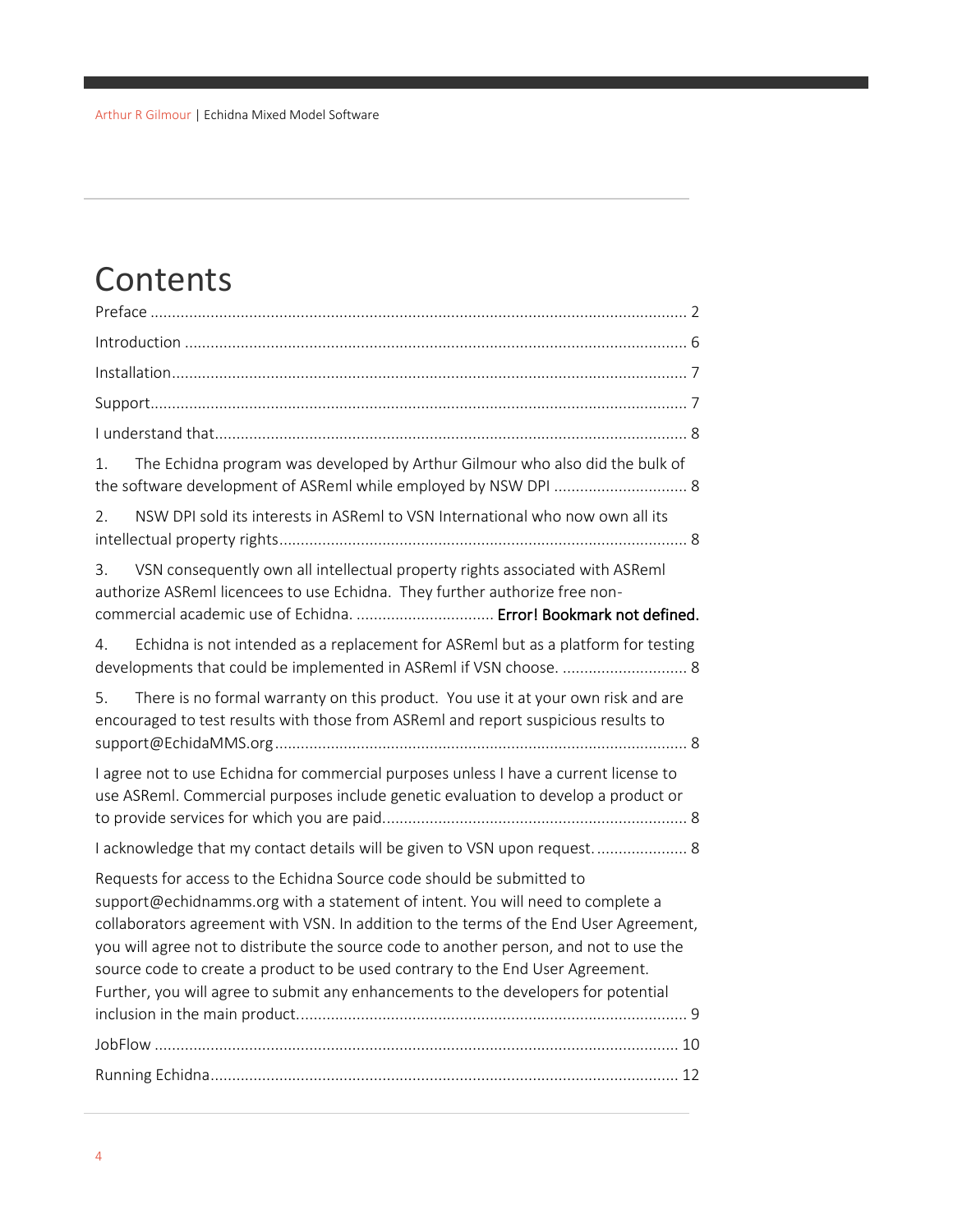# Contents

Preface ........................................................................................................................... 2

Introduction .................................................................................................................... 6

Installation...................................................................................................................... 7

Support........................................................................................................................... 7

I understand that............................................................................................................ 8

1. The Echidna program was developed by Arthur Gilmour who also did the bulk of the software development of ASReml while employed by NSW DPI ............................... 8

2. NSW DPI sold its interests in ASReml to VSN International who now own all its intellectual property rights.............................................................................................. 8

3. VSN consequently own all intellectual property rights associated with ASReml authorize ASReml licencees to use Echidna. They further authorize free non-commercial academic use of Echidna. ................................ **Error! Bookmark not defined.**

4. Echidna is not intended as a replacement for ASReml but as a platform for testing developments that could be implemented in ASReml if VSN choose. ............................. 8

5. There is no formal warranty on this product. You use it at your own risk and are encouraged to test results with those from ASReml and report suspicious results to support@EchidaMMS.org................................................................................................ 8

I agree not to use Echidna for commercial purposes unless I have a current license to use ASReml. Commercial purposes include genetic evaluation to develop a product or to provide services for which you are paid...................................................................... 8

I acknowledge that my contact details will be given to VSN upon request...................... 8

Requests for access to the Echidna Source code should be submitted to support@echidnamms.org with a statement of intent. You will need to complete a collaborators agreement with VSN. In addition to the terms of the End User Agreement, you will agree not to distribute the source code to another person, and not to use the source code to create a product to be used contrary to the End User Agreement. Further, you will agree to submit any enhancements to the developers for potential inclusion in the main product.......................................................................................... 9

JobFlow ......................................................................................................................... 10

Running Echidna............................................................................................................ 12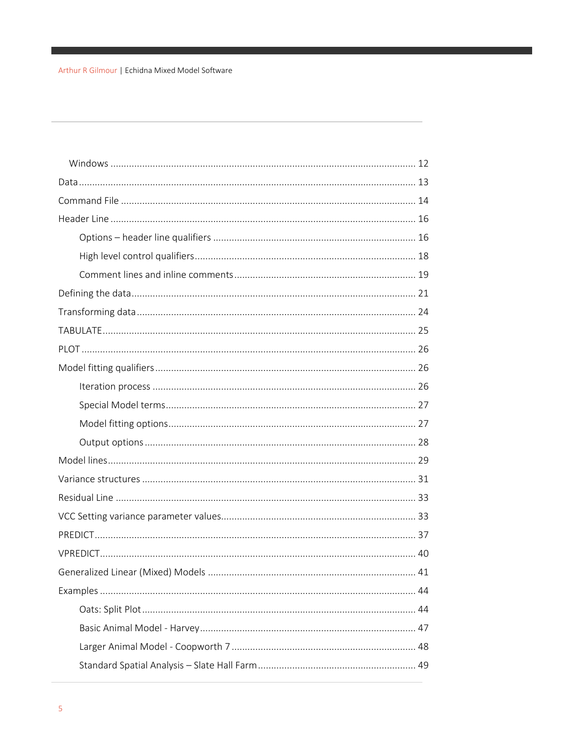Windows ........ 12

Data ........ 13

Command File ........ 14

Header Line ........ 16

- Options – header line qualifiers ........ 16
- High level control qualifiers ........ 18
- Comment lines and inline comments ........ 19

Defining the data ........ 21

Transforming data ........ 24

TABULATE ........ 25

PLOT ........ 26

Model fitting qualifiers ........ 26

- Iteration process ........ 26
- Special Model terms ........ 27
- Model fitting options ........ 27
- Output options ........ 28

Model lines ........ 29

Variance structures ........ 31

Residual Line ........ 33

VCC Setting variance parameter values ........ 33

PREDICT ........ 37

VPREDICT ........ 40

Generalized Linear (Mixed) Models ........ 41

Examples ........ 44

- Oats: Split Plot ........ 44
- Basic Animal Model - Harvey ........ 47
- Larger Animal Model - Coopworth 7 ........ 48
- Standard Spatial Analysis – Slate Hall Farm ........ 49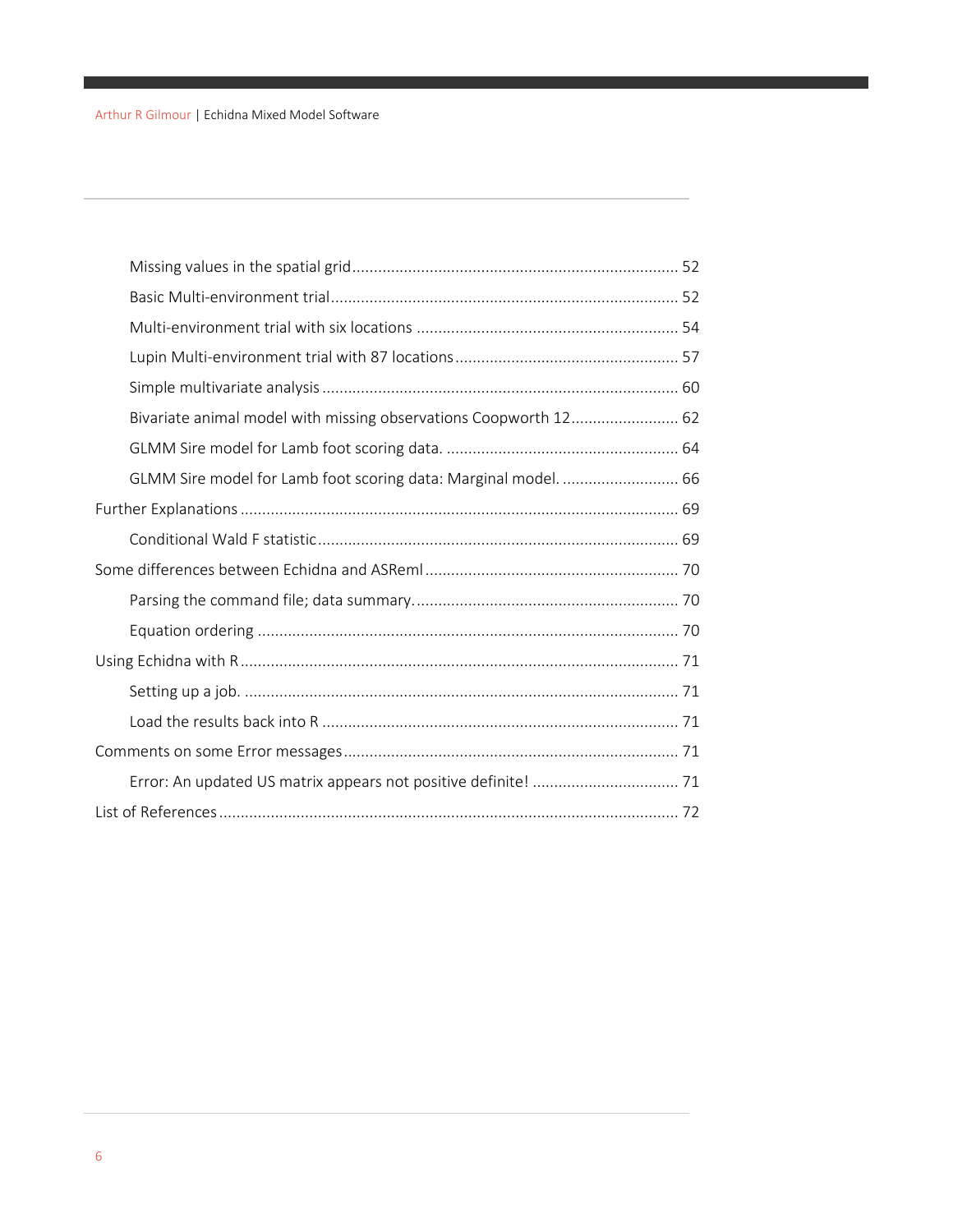- Missing values in the spatial grid ........ 52
- Basic Multi-environment trial ........ 52
- Multi-environment trial with six locations ........ 54
- Lupin Multi-environment trial with 87 locations ........ 57
- Simple multivariate analysis ........ 60
- Bivariate animal model with missing observations Coopworth 12 ........ 62
- GLMM Sire model for Lamb foot scoring data. ........ 64
- GLMM Sire model for Lamb foot scoring data: Marginal model. ........ 66

Further Explanations ........ 69

- Conditional Wald F statistic ........ 69

Some differences between Echidna and ASReml ........ 70

- Parsing the command file; data summary. ........ 70
- Equation ordering ........ 70

Using Echidna with R ........ 71

- Setting up a job. ........ 71
- Load the results back into R ........ 71

Comments on some Error messages ........ 71

- Error: An updated US matrix appears not positive definite! ........ 71

List of References ........ 72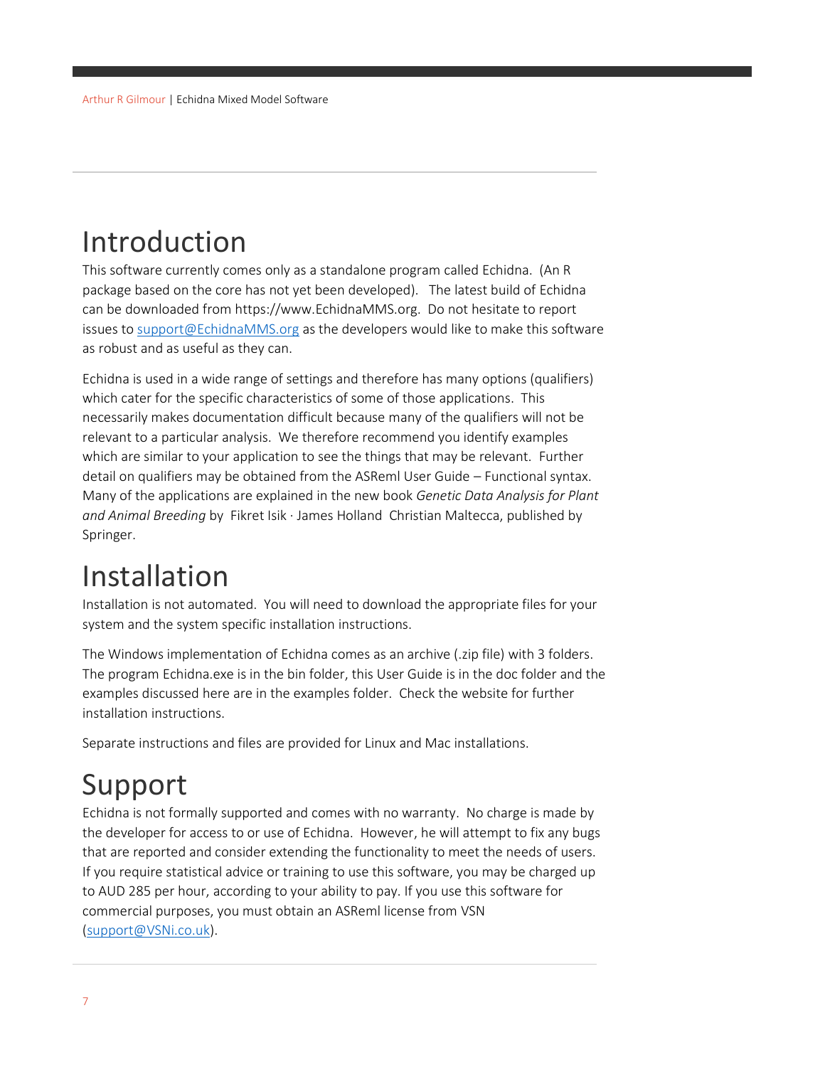# Introduction

This software currently comes only as a standalone program called Echidna. (An R package based on the core has not yet been developed). The latest build of Echidna can be downloaded from https://www.EchidnaMMS.org. Do not hesitate to report issues to support@EchidnaMMS.org as the developers would like to make this software as robust and as useful as they can.

Echidna is used in a wide range of settings and therefore has many options (qualifiers) which cater for the specific characteristics of some of those applications. This necessarily makes documentation difficult because many of the qualifiers will not be relevant to a particular analysis. We therefore recommend you identify examples which are similar to your application to see the things that may be relevant. Further detail on qualifiers may be obtained from the ASReml User Guide – Functional syntax. Many of the applications are explained in the new book *Genetic Data Analysis for Plant and Animal Breeding* by Fikret Isik · James Holland Christian Maltecca, published by Springer.

# Installation

Installation is not automated. You will need to download the appropriate files for your system and the system specific installation instructions.

The Windows implementation of Echidna comes as an archive (.zip file) with 3 folders. The program Echidna.exe is in the bin folder, this User Guide is in the doc folder and the examples discussed here are in the examples folder. Check the website for further installation instructions.

Separate instructions and files are provided for Linux and Mac installations.

# Support

Echidna is not formally supported and comes with no warranty. No charge is made by the developer for access to or use of Echidna. However, he will attempt to fix any bugs that are reported and consider extending the functionality to meet the needs of users. If you require statistical advice or training to use this software, you may be charged up to AUD 285 per hour, according to your ability to pay. If you use this software for commercial purposes, you must obtain an ASReml license from VSN (support@VSNi.co.uk).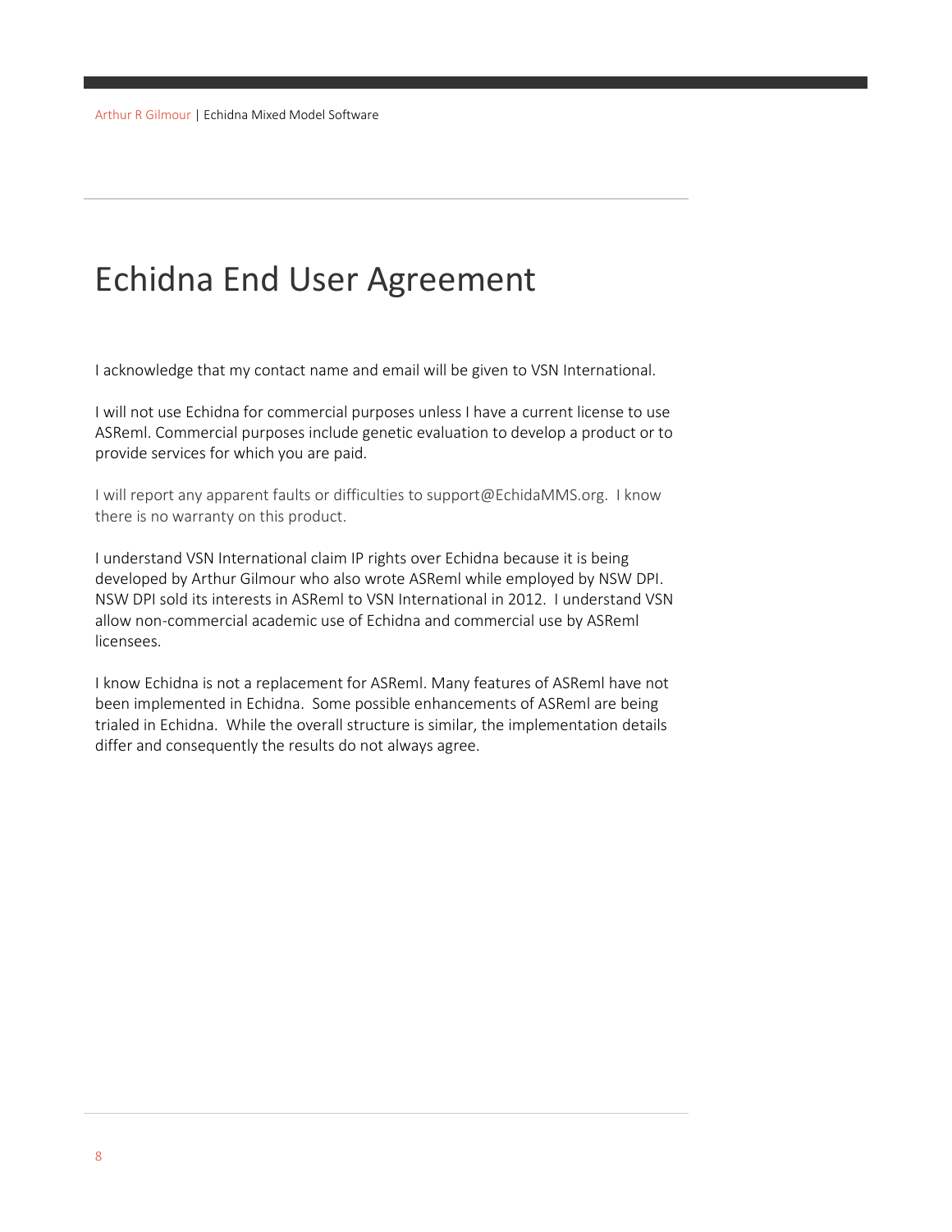# Echidna End User Agreement

I acknowledge that my contact name and email will be given to VSN International.

I will not use Echidna for commercial purposes unless I have a current license to use ASReml. Commercial purposes include genetic evaluation to develop a product or to provide services for which you are paid.

I will report any apparent faults or difficulties to support@EchidaMMS.org. I know there is no warranty on this product.

I understand VSN International claim IP rights over Echidna because it is being developed by Arthur Gilmour who also wrote ASReml while employed by NSW DPI. NSW DPI sold its interests in ASReml to VSN International in 2012. I understand VSN allow non-commercial academic use of Echidna and commercial use by ASReml licensees.

I know Echidna is not a replacement for ASReml. Many features of ASReml have not been implemented in Echidna. Some possible enhancements of ASReml are being trialed in Echidna. While the overall structure is similar, the implementation details differ and consequently the results do not always agree.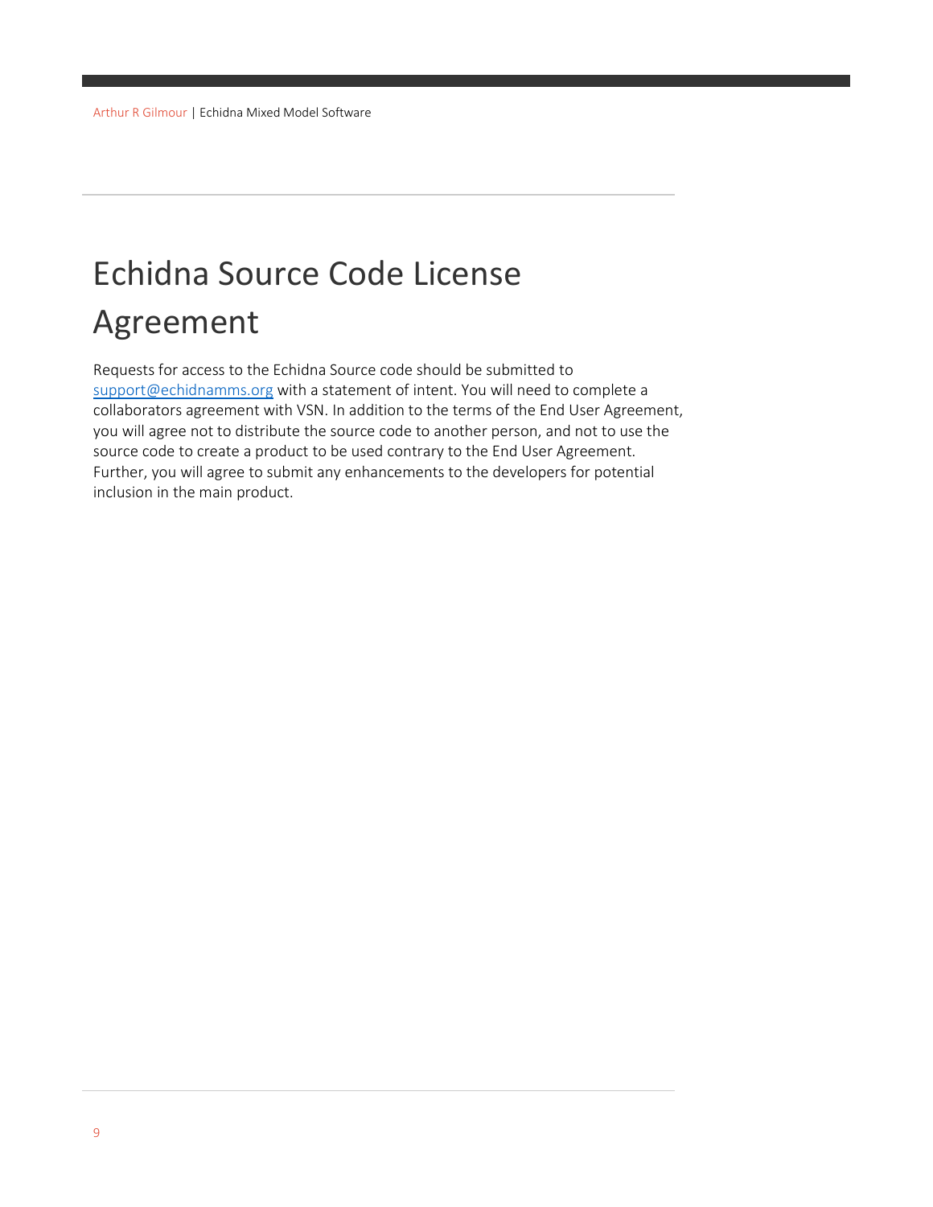# Echidna Source Code License Agreement

Requests for access to the Echidna Source code should be submitted to support@echidnamms.org with a statement of intent. You will need to complete a collaborators agreement with VSN. In addition to the terms of the End User Agreement, you will agree not to distribute the source code to another person, and not to use the source code to create a product to be used contrary to the End User Agreement. Further, you will agree to submit any enhancements to the developers for potential inclusion in the main product.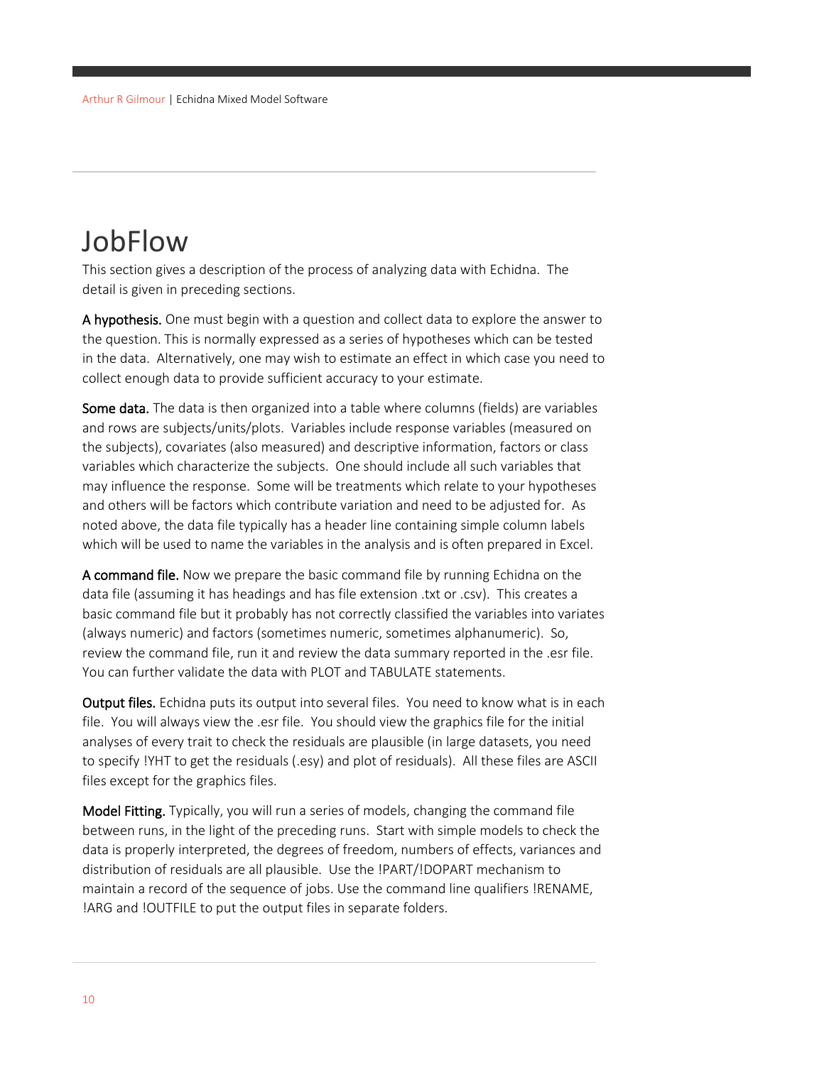# JobFlow

This section gives a description of the process of analyzing data with Echidna. The detail is given in preceding sections.

**A hypothesis.** One must begin with a question and collect data to explore the answer to the question. This is normally expressed as a series of hypotheses which can be tested in the data. Alternatively, one may wish to estimate an effect in which case you need to collect enough data to provide sufficient accuracy to your estimate.

**Some data.** The data is then organized into a table where columns (fields) are variables and rows are subjects/units/plots. Variables include response variables (measured on the subjects), covariates (also measured) and descriptive information, factors or class variables which characterize the subjects. One should include all such variables that may influence the response. Some will be treatments which relate to your hypotheses and others will be factors which contribute variation and need to be adjusted for. As noted above, the data file typically has a header line containing simple column labels which will be used to name the variables in the analysis and is often prepared in Excel.

**A command file.** Now we prepare the basic command file by running Echidna on the data file (assuming it has headings and has file extension .txt or .csv). This creates a basic command file but it probably has not correctly classified the variables into variates (always numeric) and factors (sometimes numeric, sometimes alphanumeric). So, review the command file, run it and review the data summary reported in the .esr file. You can further validate the data with PLOT and TABULATE statements.

**Output files.** Echidna puts its output into several files. You need to know what is in each file. You will always view the .esr file. You should view the graphics file for the initial analyses of every trait to check the residuals are plausible (in large datasets, you need to specify !YHT to get the residuals (.esy) and plot of residuals). All these files are ASCII files except for the graphics files.

**Model Fitting.** Typically, you will run a series of models, changing the command file between runs, in the light of the preceding runs. Start with simple models to check the data is properly interpreted, the degrees of freedom, numbers of effects, variances and distribution of residuals are all plausible. Use the !PART/!DOPART mechanism to maintain a record of the sequence of jobs. Use the command line qualifiers !RENAME, !ARG and !OUTFILE to put the output files in separate folders.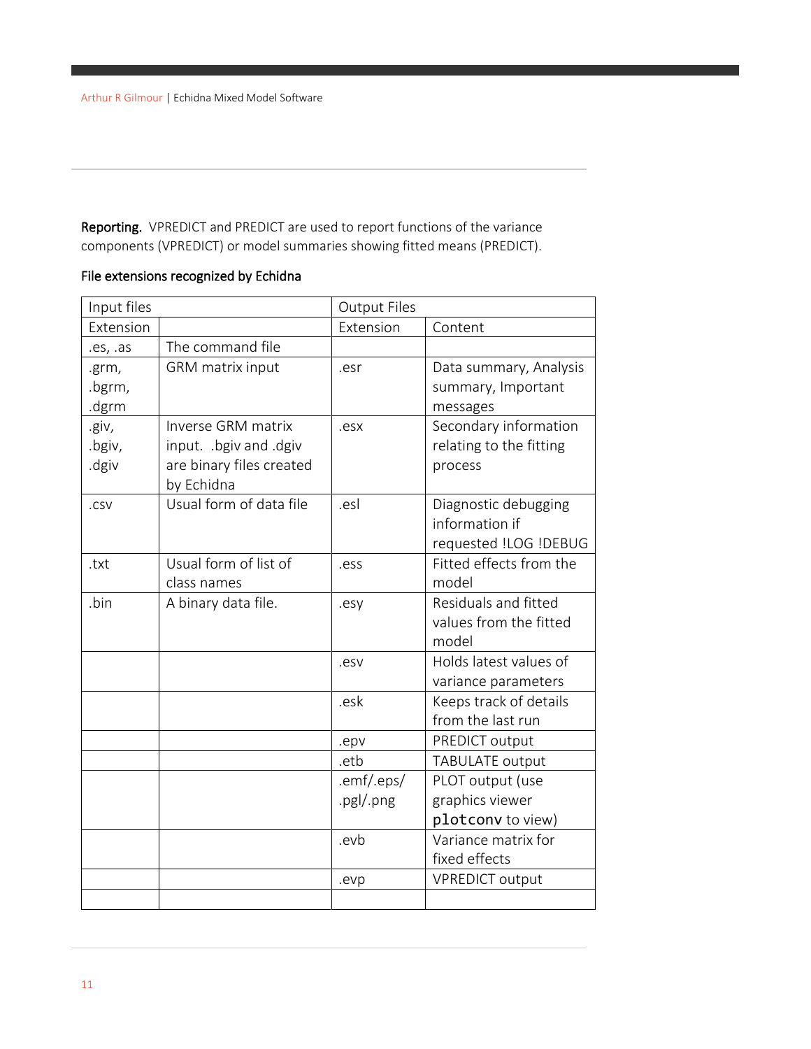**Reporting.** VPREDICT and PREDICT are used to report functions of the variance components (VPREDICT) or model summaries showing fitted means (PREDICT).

**File extensions recognized by Echidna**

| Input files | | Output Files | |
|---|---|---|---|
| Extension | | Extension | Content |
| .es, .as | The command file | | |
| .grm, .bgrm, .dgrm | GRM matrix input | .esr | Data summary, Analysis summary, Important messages |
| .giv, .bgiv, .dgiv | Inverse GRM matrix input. .bgiv and .dgiv are binary files created by Echidna | .esx | Secondary information relating to the fitting process |
| .csv | Usual form of data file | .esl | Diagnostic debugging information if requested !LOG !DEBUG |
| .txt | Usual form of list of class names | .ess | Fitted effects from the model |
| .bin | A binary data file. | .esy | Residuals and fitted values from the fitted model |
| | | .esv | Holds latest values of variance parameters |
| | | .esk | Keeps track of details from the last run |
| | | .epv | PREDICT output |
| | | .etb | TABULATE output |
| | | .emf/.eps/ .pgl/.png | PLOT output (use graphics viewer `plotconv` to view) |
| | | .evb | Variance matrix for fixed effects |
| | | .evp | VPREDICT output |
| | | | |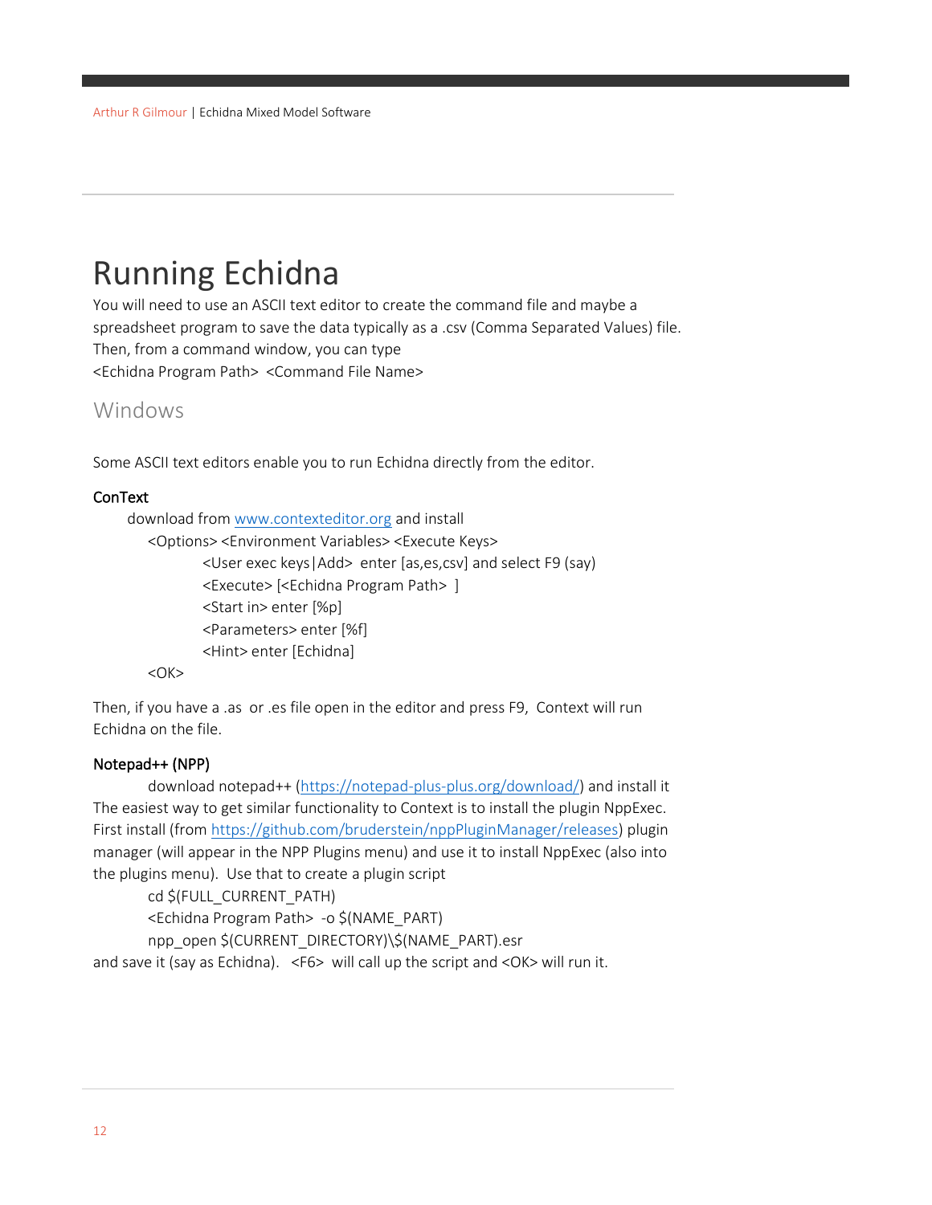# Running Echidna

You will need to use an ASCII text editor to create the command file and maybe a spreadsheet program to save the data typically as a .csv (Comma Separated Values) file. Then, from a command window, you can type
<Echidna Program Path> <Command File Name>

## Windows

Some ASCII text editors enable you to run Echidna directly from the editor.

### ConText

download from [www.contexteditor.org](www.contexteditor.org) and install

<Options> <Environment Variables> <Execute Keys>

<User exec keys|Add> enter [as,es,csv] and select F9 (say)
<Execute> [<Echidna Program Path> ]
<Start in> enter [%p]
<Parameters> enter [%f]
<Hint> enter [Echidna]

<OK>

Then, if you have a .as or .es file open in the editor and press F9, Context will run Echidna on the file.

### Notepad++ (NPP)

download notepad++ ([https://notepad-plus-plus.org/download/](https://notepad-plus-plus.org/download/)) and install it

The easiest way to get similar functionality to Context is to install the plugin NppExec. First install (from [https://github.com/bruderstein/nppPluginManager/releases](https://github.com/bruderstein/nppPluginManager/releases)) plugin manager (will appear in the NPP Plugins menu) and use it to install NppExec (also into the plugins menu). Use that to create a plugin script

```
cd $(FULL_CURRENT_PATH)
<Echidna Program Path> -o $(NAME_PART)
npp_open $(CURRENT_DIRECTORY)\$(NAME_PART).esr
```

and save it (say as Echidna). <F6> will call up the script and <OK> will run it.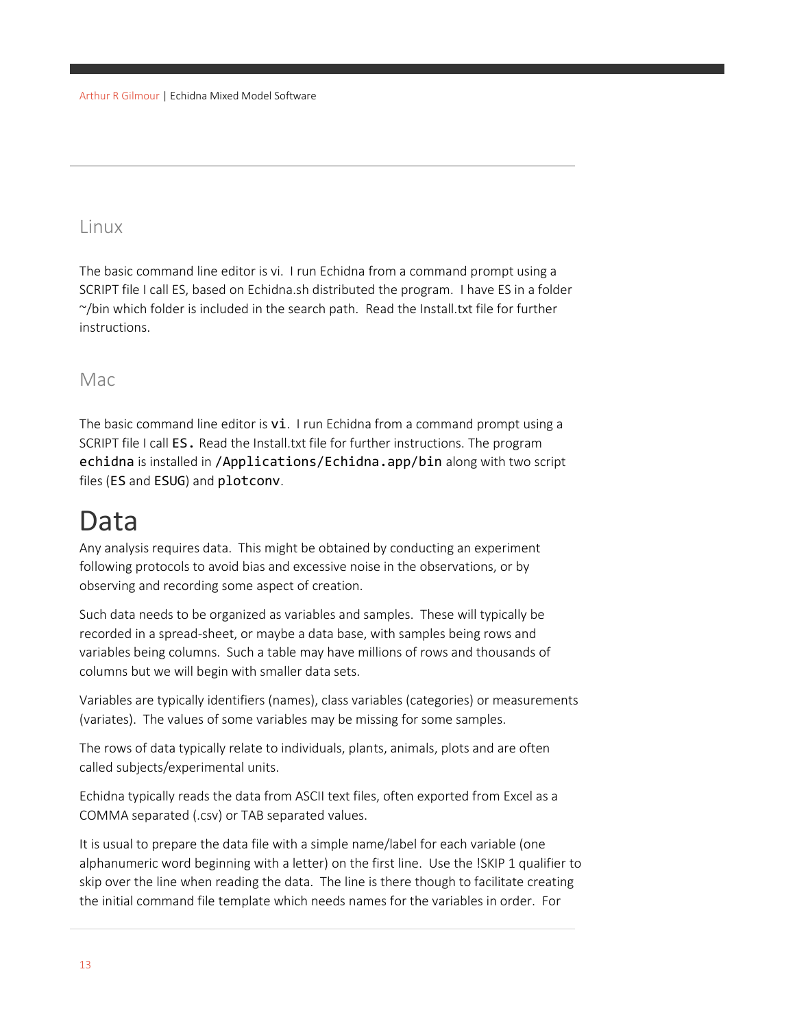## Linux

The basic command line editor is vi. I run Echidna from a command prompt using a SCRIPT file I call ES, based on Echidna.sh distributed the program. I have ES in a folder ~/bin which folder is included in the search path. Read the Install.txt file for further instructions.

## Mac

The basic command line editor is `vi`. I run Echidna from a command prompt using a SCRIPT file I call `ES.` Read the Install.txt file for further instructions. The program `echidna` is installed in `/Applications/Echidna.app/bin` along with two script files (`ES` and `ESUG`) and `plotconv`.

# Data

Any analysis requires data. This might be obtained by conducting an experiment following protocols to avoid bias and excessive noise in the observations, or by observing and recording some aspect of creation.

Such data needs to be organized as variables and samples. These will typically be recorded in a spread-sheet, or maybe a data base, with samples being rows and variables being columns. Such a table may have millions of rows and thousands of columns but we will begin with smaller data sets.

Variables are typically identifiers (names), class variables (categories) or measurements (variates). The values of some variables may be missing for some samples.

The rows of data typically relate to individuals, plants, animals, plots and are often called subjects/experimental units.

Echidna typically reads the data from ASCII text files, often exported from Excel as a COMMA separated (.csv) or TAB separated values.

It is usual to prepare the data file with a simple name/label for each variable (one alphanumeric word beginning with a letter) on the first line. Use the !SKIP 1 qualifier to skip over the line when reading the data. The line is there though to facilitate creating the initial command file template which needs names for the variables in order. For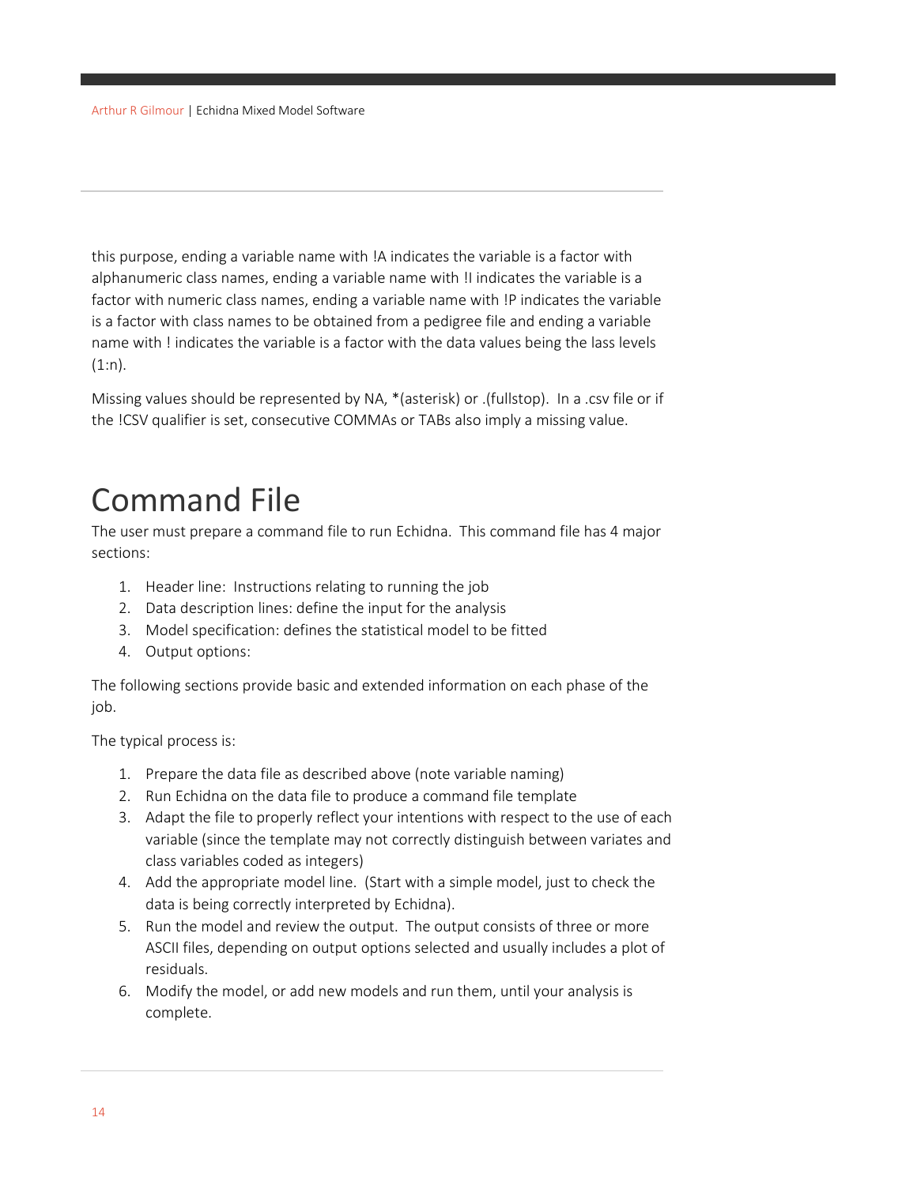this purpose, ending a variable name with !A indicates the variable is a factor with alphanumeric class names, ending a variable name with !I indicates the variable is a factor with numeric class names, ending a variable name with !P indicates the variable is a factor with class names to be obtained from a pedigree file and ending a variable name with ! indicates the variable is a factor with the data values being the lass levels (1:n).

Missing values should be represented by NA, *(asterisk) or .(fullstop). In a .csv file or if the !CSV qualifier is set, consecutive COMMAs or TABs also imply a missing value.

# Command File

The user must prepare a command file to run Echidna. This command file has 4 major sections:

1. Header line: Instructions relating to running the job
2. Data description lines: define the input for the analysis
3. Model specification: defines the statistical model to be fitted
4. Output options:

The following sections provide basic and extended information on each phase of the job.

The typical process is:

1. Prepare the data file as described above (note variable naming)
2. Run Echidna on the data file to produce a command file template
3. Adapt the file to properly reflect your intentions with respect to the use of each variable (since the template may not correctly distinguish between variates and class variables coded as integers)
4. Add the appropriate model line. (Start with a simple model, just to check the data is being correctly interpreted by Echidna).
5. Run the model and review the output. The output consists of three or more ASCII files, depending on output options selected and usually includes a plot of residuals.
6. Modify the model, or add new models and run them, until your analysis is complete.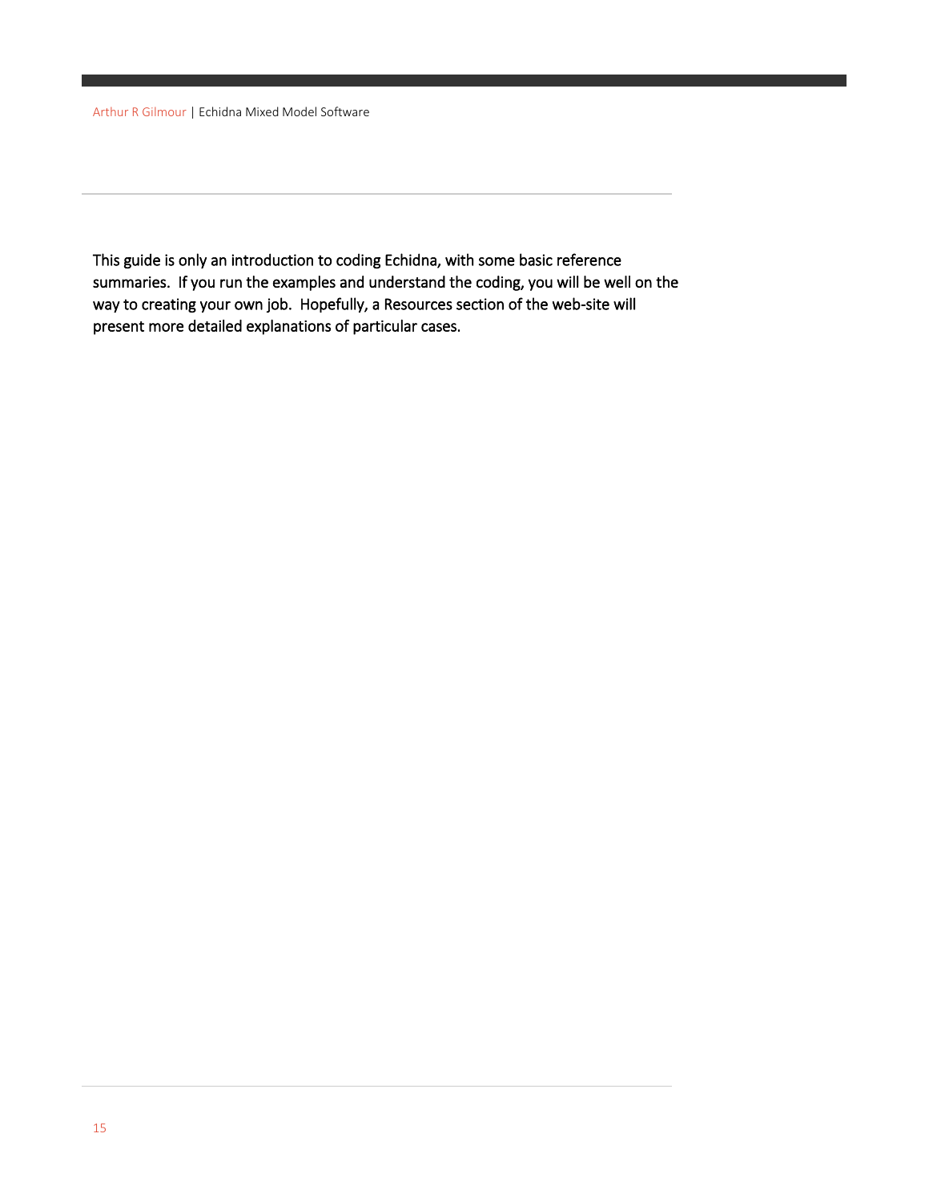This guide is only an introduction to coding Echidna, with some basic reference summaries. If you run the examples and understand the coding, you will be well on the way to creating your own job. Hopefully, a Resources section of the web-site will present more detailed explanations of particular cases.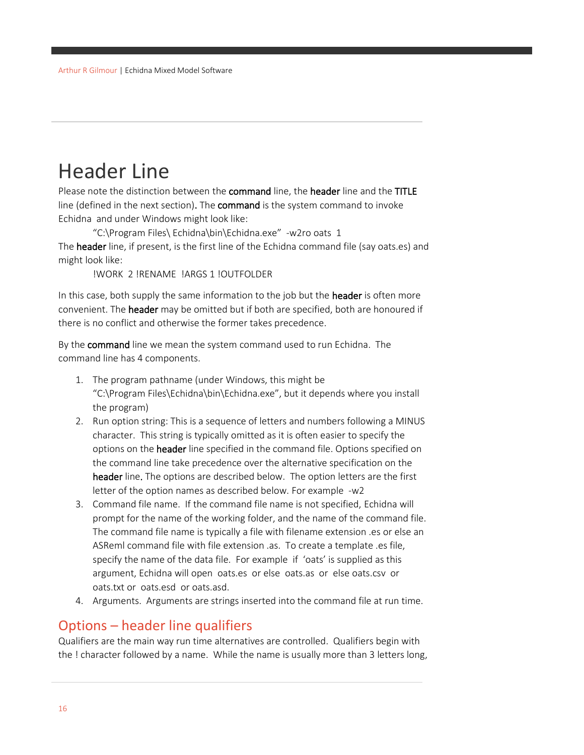# Header Line

Please note the distinction between the **command** line, the **header** line and the **TITLE** line (defined in the next section). The **command** is the system command to invoke Echidna and under Windows might look like:

"C:\Program Files\ Echidna\bin\Echidna.exe" -w2ro oats 1

The **header** line, if present, is the first line of the Echidna command file (say oats.es) and might look like:

!WORK 2 !RENAME !ARGS 1 !OUTFOLDER

In this case, both supply the same information to the job but the **header** is often more convenient. The **header** may be omitted but if both are specified, both are honoured if there is no conflict and otherwise the former takes precedence.

By the **command** line we mean the system command used to run Echidna. The command line has 4 components.

1. The program pathname (under Windows, this might be "C:\Program Files\Echidna\bin\Echidna.exe", but it depends where you install the program)
2. Run option string: This is a sequence of letters and numbers following a MINUS character. This string is typically omitted as it is often easier to specify the options on the **header** line specified in the command file. Options specified on the command line take precedence over the alternative specification on the **header** line. The options are described below. The option letters are the first letter of the option names as described below. For example -w2
3. Command file name. If the command file name is not specified, Echidna will prompt for the name of the working folder, and the name of the command file. The command file name is typically a file with filename extension .es or else an ASReml command file with file extension .as. To create a template .es file, specify the name of the data file. For example if 'oats' is supplied as this argument, Echidna will open oats.es or else oats.as or else oats.csv or oats.txt or oats.esd or oats.asd.
4. Arguments. Arguments are strings inserted into the command file at run time.

## Options – header line qualifiers

Qualifiers are the main way run time alternatives are controlled. Qualifiers begin with the ! character followed by a name. While the name is usually more than 3 letters long,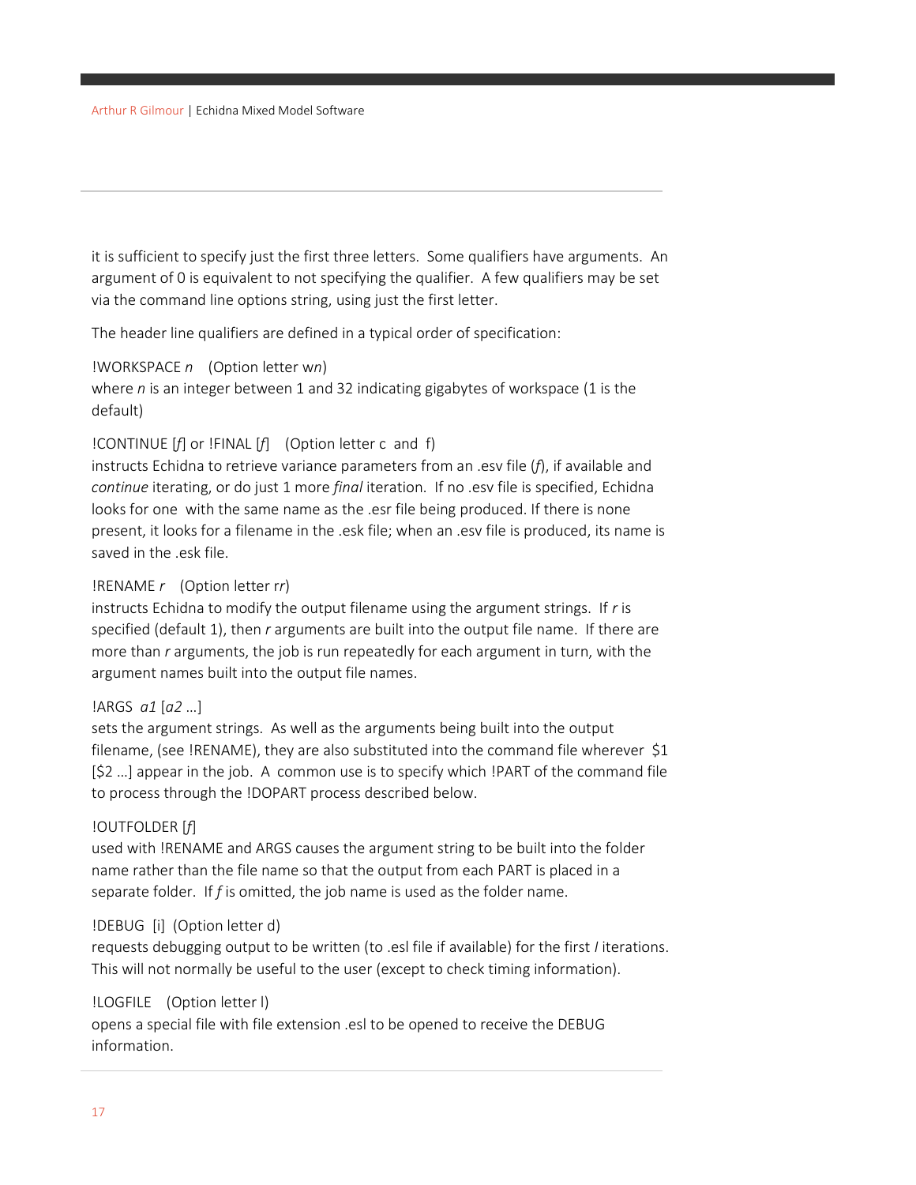it is sufficient to specify just the first three letters. Some qualifiers have arguments. An argument of 0 is equivalent to not specifying the qualifier. A few qualifiers may be set via the command line options string, using just the first letter.

The header line qualifiers are defined in a typical order of specification:

!WORKSPACE *n* (Option letter w*n*)
where *n* is an integer between 1 and 32 indicating gigabytes of workspace (1 is the default)

!CONTINUE [*f*] or !FINAL [*f*] (Option letter c and f)
instructs Echidna to retrieve variance parameters from an .esv file (*f*), if available and *continue* iterating, or do just 1 more *final* iteration. If no .esv file is specified, Echidna looks for one with the same name as the .esr file being produced. If there is none present, it looks for a filename in the .esk file; when an .esv file is produced, its name is saved in the .esk file.

!RENAME *r* (Option letter r*r*)
instructs Echidna to modify the output filename using the argument strings. If *r* is specified (default 1), then *r* arguments are built into the output file name. If there are more than *r* arguments, the job is run repeatedly for each argument in turn, with the argument names built into the output file names.

!ARGS *a1* [*a2* …]
sets the argument strings. As well as the arguments being built into the output filename, (see !RENAME), they are also substituted into the command file wherever $1 [$2 …] appear in the job. A common use is to specify which !PART of the command file to process through the !DOPART process described below.

!OUTFOLDER [*f*]
used with !RENAME and ARGS causes the argument string to be built into the folder name rather than the file name so that the output from each PART is placed in a separate folder. If *f* is omitted, the job name is used as the folder name.

!DEBUG [i] (Option letter d)
requests debugging output to be written (to .esl file if available) for the first *I* iterations. This will not normally be useful to the user (except to check timing information).

!LOGFILE (Option letter l)
opens a special file with file extension .esl to be opened to receive the DEBUG information.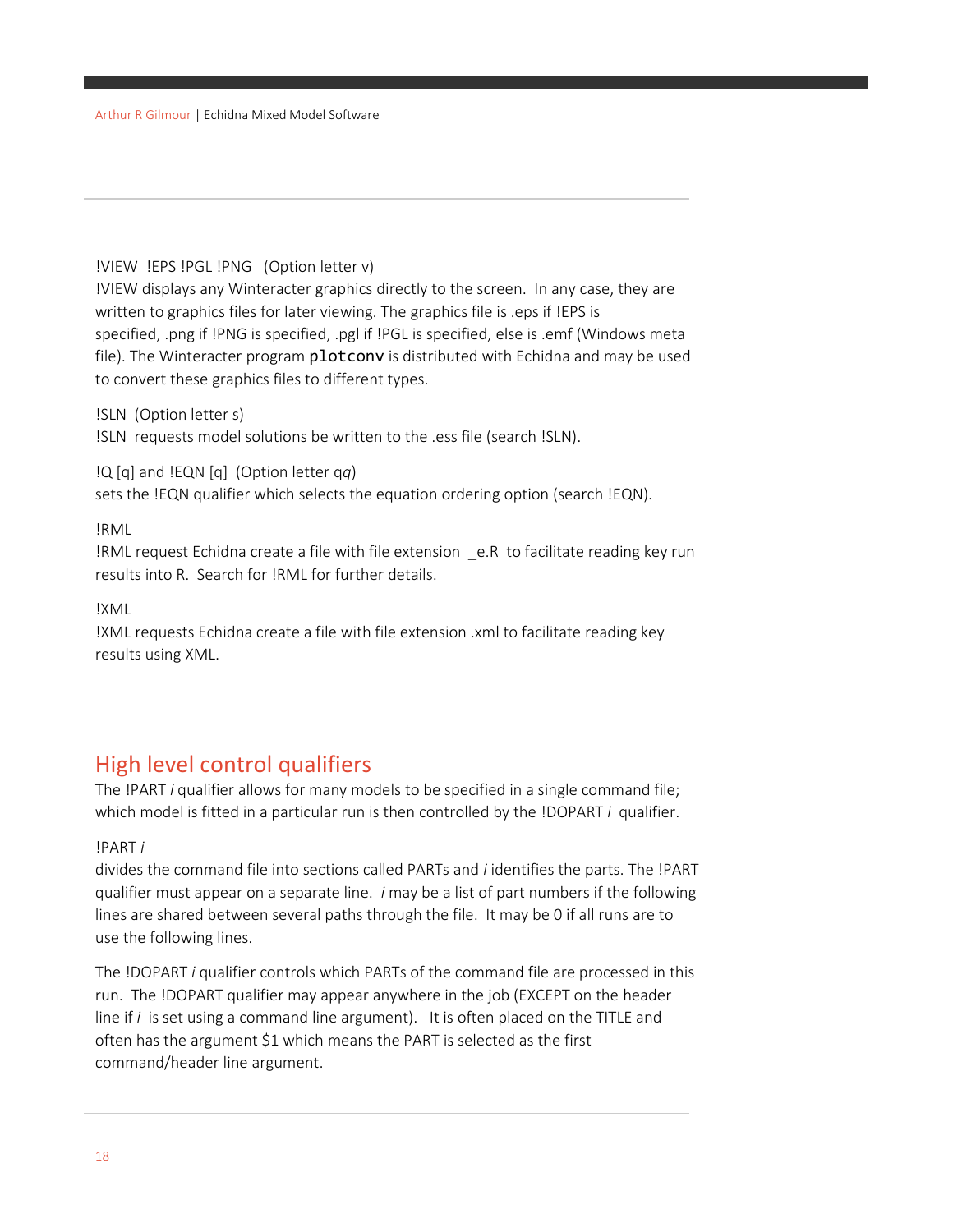!VIEW  !EPS !PGL !PNG   (Option letter v)
!VIEW displays any Winteracter graphics directly to the screen.  In any case, they are written to graphics files for later viewing. The graphics file is .eps if !EPS is specified, .png if !PNG is specified, .pgl if !PGL is specified, else is .emf (Windows meta file). The Winteracter program `plotconv` is distributed with Echidna and may be used to convert these graphics files to different types.

!SLN  (Option letter s)
!SLN  requests model solutions be written to the .ess file (search !SLN).

!Q [q] and !EQN [q]  (Option letter q*q*)
sets the !EQN qualifier which selects the equation ordering option (search !EQN).

!RML
!RML request Echidna create a file with file extension  _e.R  to facilitate reading key run results into R.  Search for !RML for further details.

!XML
!XML requests Echidna create a file with file extension .xml to facilitate reading key results using XML.

## High level control qualifiers

The !PART *i* qualifier allows for many models to be specified in a single command file; which model is fitted in a particular run is then controlled by the !DOPART *i*  qualifier.

!PART *i*
divides the command file into sections called PARTs and *i* identifies the parts. The !PART qualifier must appear on a separate line.  *i* may be a list of part numbers if the following lines are shared between several paths through the file.  It may be 0 if all runs are to use the following lines.

The !DOPART *i* qualifier controls which PARTs of the command file are processed in this run.  The !DOPART qualifier may appear anywhere in the job (EXCEPT on the header line if *i*  is set using a command line argument).   It is often placed on the TITLE and often has the argument $1 which means the PART is selected as the first command/header line argument.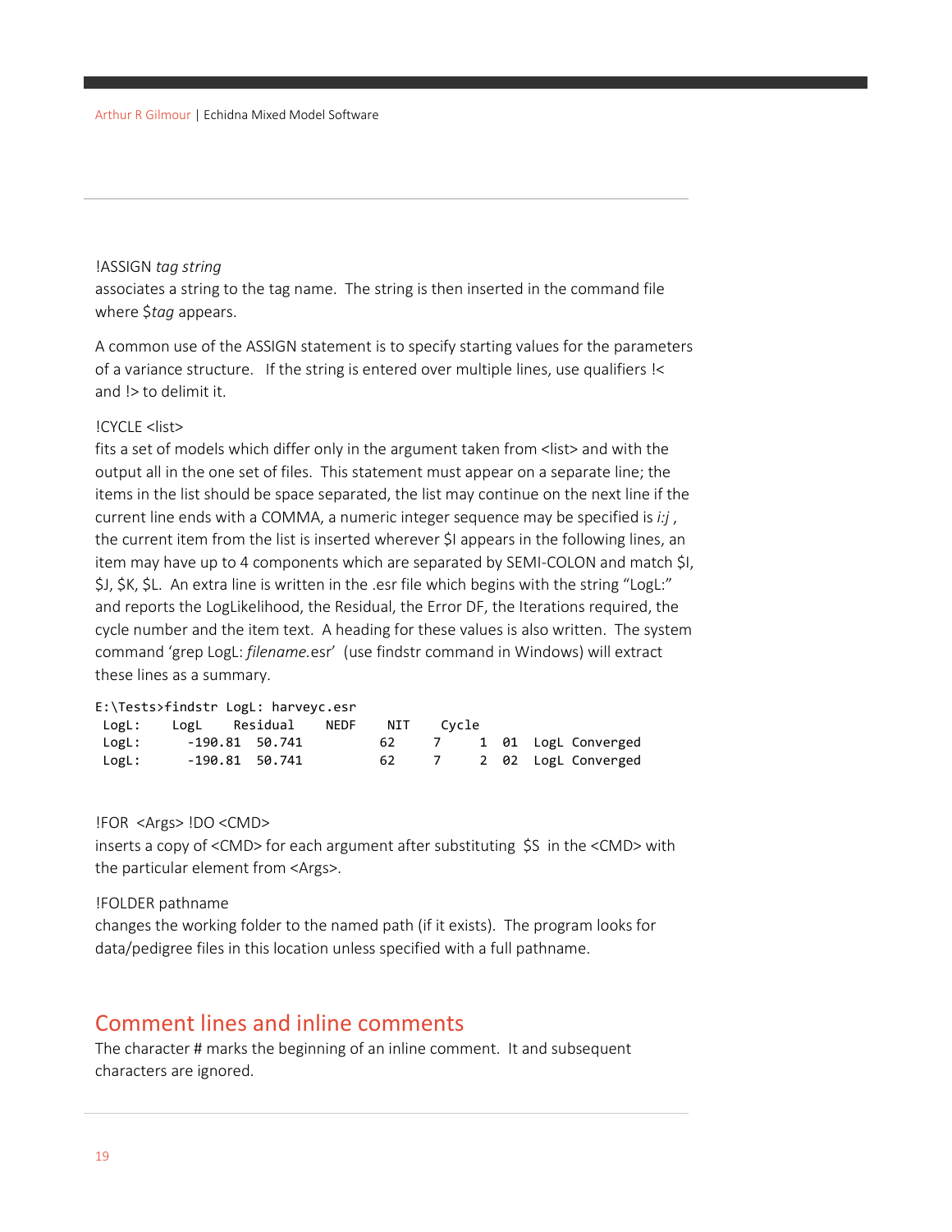!ASSIGN *tag string*
associates a string to the tag name. The string is then inserted in the command file where $*tag* appears.

A common use of the ASSIGN statement is to specify starting values for the parameters of a variance structure. If the string is entered over multiple lines, use qualifiers !< and !> to delimit it.

!CYCLE <list>
fits a set of models which differ only in the argument taken from <list> and with the output all in the one set of files. This statement must appear on a separate line; the items in the list should be space separated, the list may continue on the next line if the current line ends with a COMMA, a numeric integer sequence may be specified is *i:j* , the current item from the list is inserted wherever $I appears in the following lines, an item may have up to 4 components which are separated by SEMI-COLON and match $I, $J, $K, $L. An extra line is written in the .esr file which begins with the string "LogL:" and reports the LogLikelihood, the Residual, the Error DF, the Iterations required, the cycle number and the item text. A heading for these values is also written. The system command 'grep LogL: *filename*.esr' (use findstr command in Windows) will extract these lines as a summary.

```
E:\Tests>findstr LogL: harveyc.esr
 LogL:    LogL    Residual    NEDF    NIT    Cycle
 LogL:      -190.81  50.741         62     7      1  01  LogL Converged
 LogL:      -190.81  50.741         62     7      2  02  LogL Converged
```

!FOR <Args> !DO <CMD>
inserts a copy of <CMD> for each argument after substituting $S in the <CMD> with the particular element from <Args>.

!FOLDER pathname
changes the working folder to the named path (if it exists). The program looks for data/pedigree files in this location unless specified with a full pathname.

## Comment lines and inline comments

The character # marks the beginning of an inline comment. It and subsequent characters are ignored.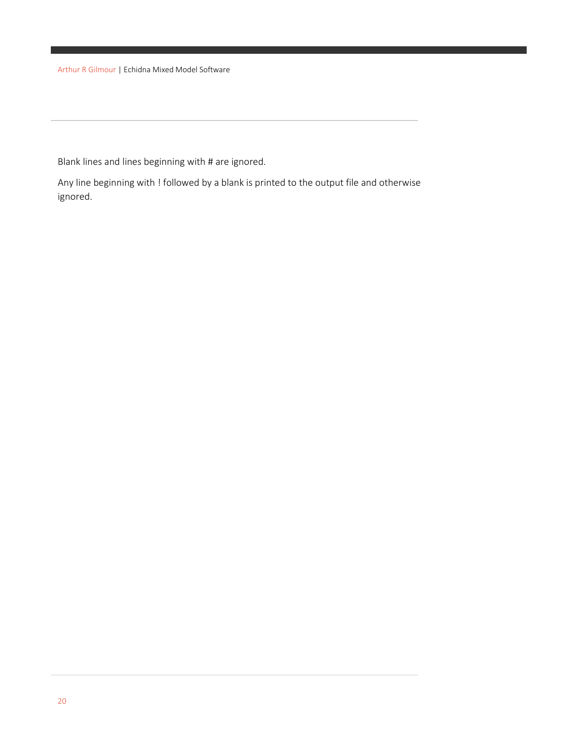Blank lines and lines beginning with # are ignored.

Any line beginning with ! followed by a blank is printed to the output file and otherwise ignored.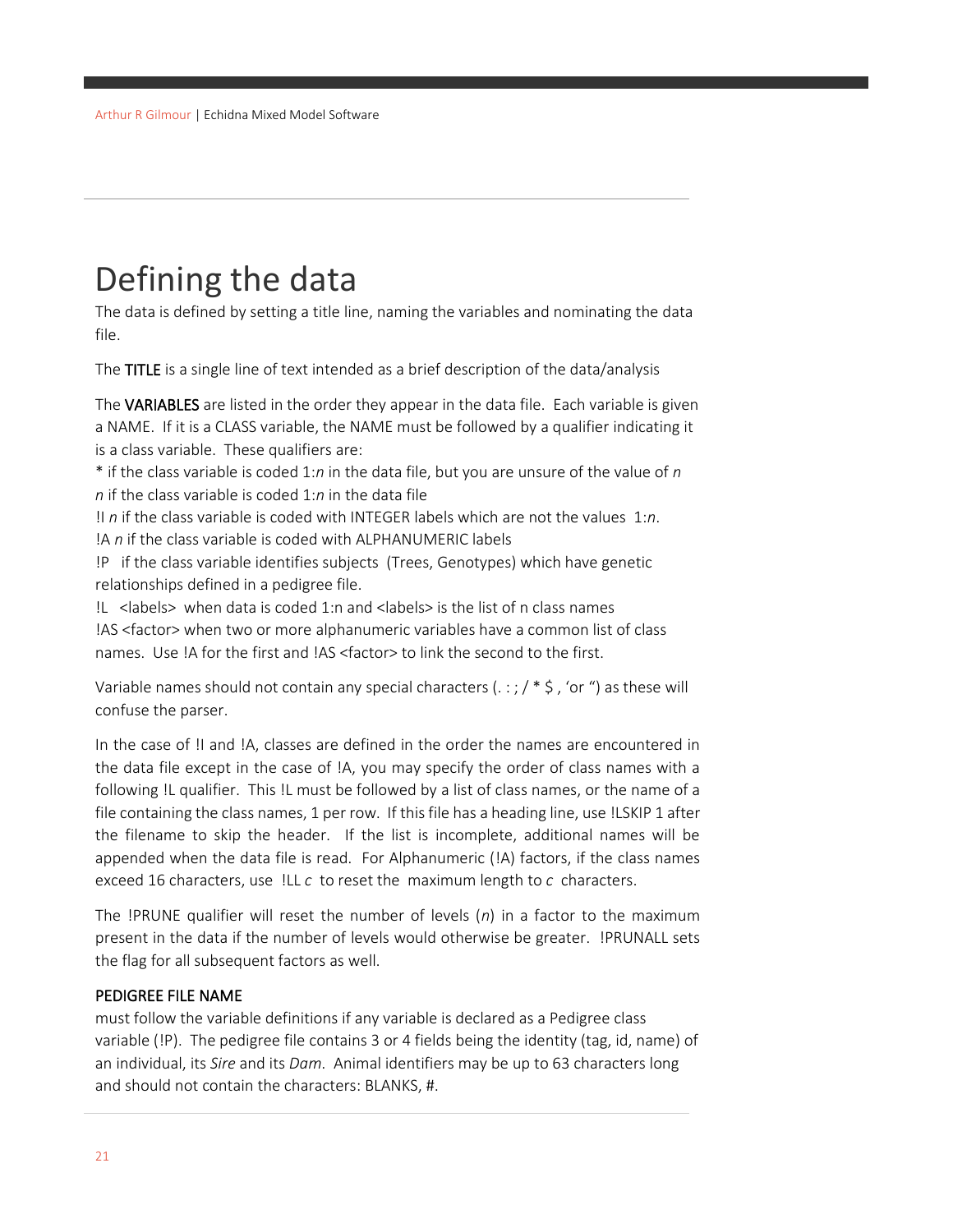# Defining the data

The data is defined by setting a title line, naming the variables and nominating the data file.

The **TITLE** is a single line of text intended as a brief description of the data/analysis

The **VARIABLES** are listed in the order they appear in the data file. Each variable is given a NAME. If it is a CLASS variable, the NAME must be followed by a qualifier indicating it is a class variable. These qualifiers are:

* if the class variable is coded 1:*n* in the data file, but you are unsure of the value of *n*
*n* if the class variable is coded 1:*n* in the data file
!I *n* if the class variable is coded with INTEGER labels which are not the values 1:*n*.
!A *n* if the class variable is coded with ALPHANUMERIC labels
!P if the class variable identifies subjects (Trees, Genotypes) which have genetic relationships defined in a pedigree file.
!L <labels> when data is coded 1:n and <labels> is the list of n class names
!AS <factor> when two or more alphanumeric variables have a common list of class names. Use !A for the first and !AS <factor> to link the second to the first.

Variable names should not contain any special characters (. : ; / * $ , ‘or “) as these will confuse the parser.

In the case of !I and !A, classes are defined in the order the names are encountered in the data file except in the case of !A, you may specify the order of class names with a following !L qualifier. This !L must be followed by a list of class names, or the name of a file containing the class names, 1 per row. If this file has a heading line, use !LSKIP 1 after the filename to skip the header. If the list is incomplete, additional names will be appended when the data file is read. For Alphanumeric (!A) factors, if the class names exceed 16 characters, use !LL *c* to reset the maximum length to *c* characters.

The !PRUNE qualifier will reset the number of levels (*n*) in a factor to the maximum present in the data if the number of levels would otherwise be greater. !PRUNALL sets the flag for all subsequent factors as well.

### PEDIGREE FILE NAME

must follow the variable definitions if any variable is declared as a Pedigree class variable (!P). The pedigree file contains 3 or 4 fields being the identity (tag, id, name) of an individual, its *Sire* and its *Dam*. Animal identifiers may be up to 63 characters long and should not contain the characters: BLANKS, #.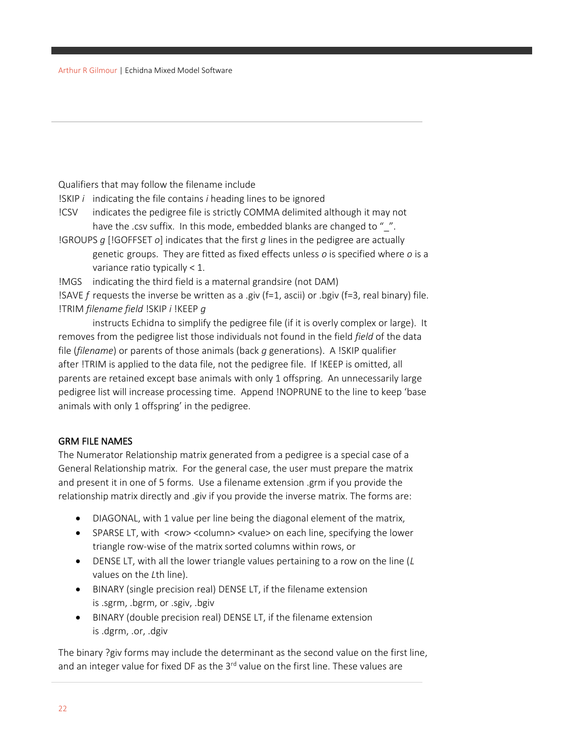Qualifiers that may follow the filename include

!SKIP *i*   indicating the file contains *i* heading lines to be ignored

!CSV   indicates the pedigree file is strictly COMMA delimited although it may not have the .csv suffix.  In this mode, embedded blanks are changed to "_".

!GROUPS *g* [!GOFFSET *o*] indicates that the first *g* lines in the pedigree are actually genetic groups.  They are fitted as fixed effects unless *o* is specified where *o* is a variance ratio typically < 1.

!MGS   indicating the third field is a maternal grandsire (not DAM)

!SAVE *f* requests the inverse be written as a .giv (f=1, ascii) or .bgiv (f=3, real binary) file.

!TRIM *filename field* !SKIP *i* !KEEP *g*

instructs Echidna to simplify the pedigree file (if it is overly complex or large).  It removes from the pedigree list those individuals not found in the field *field* of the data file (*filename*) or parents of those animals (back *g* generations).  A !SKIP qualifier after !TRIM is applied to the data file, not the pedigree file.  If !KEEP is omitted, all parents are retained except base animals with only 1 offspring.  An unnecessarily large pedigree list will increase processing time.  Append !NOPRUNE to the line to keep 'base animals with only 1 offspring' in the pedigree.

## GRM FILE NAMES

The Numerator Relationship matrix generated from a pedigree is a special case of a General Relationship matrix.  For the general case, the user must prepare the matrix and present it in one of 5 forms.  Use a filename extension .grm if you provide the relationship matrix directly and .giv if you provide the inverse matrix. The forms are:

- DIAGONAL, with 1 value per line being the diagonal element of the matrix,
- SPARSE LT, with <row> <column> <value> on each line, specifying the lower triangle row-wise of the matrix sorted columns within rows, or
- DENSE LT, with all the lower triangle values pertaining to a row on the line (*L* values on the *L*th line).
- BINARY (single precision real) DENSE LT, if the filename extension is .sgrm, .bgrm, or .sgiv, .bgiv
- BINARY (double precision real) DENSE LT, if the filename extension is .dgrm, .or, .dgiv

The binary ?giv forms may include the determinant as the second value on the first line, and an integer value for fixed DF as the 3rd value on the first line. These values are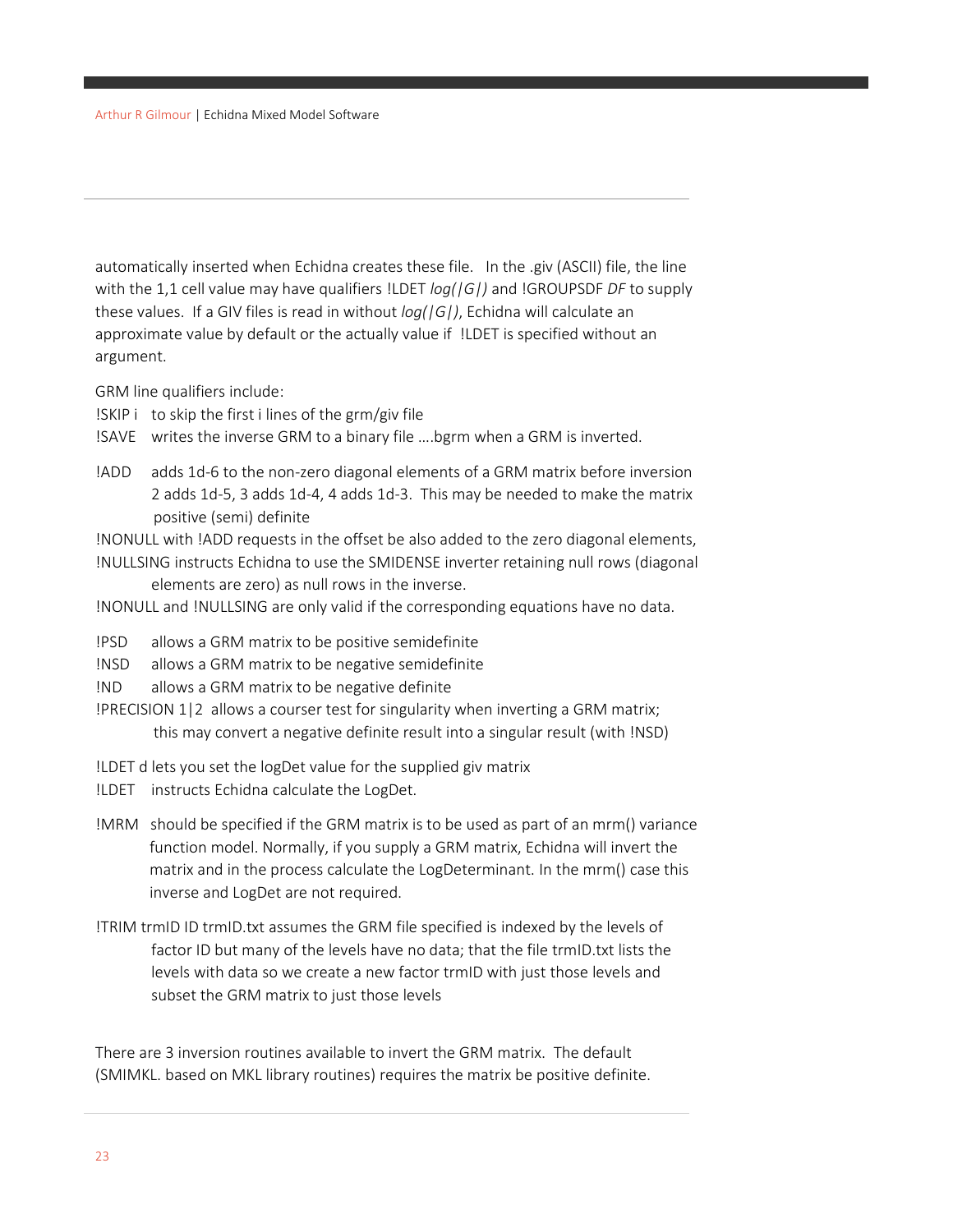automatically inserted when Echidna creates these file.   In the .giv (ASCII) file, the line with the 1,1 cell value may have qualifiers !LDET *log(|G|)* and !GROUPSDF *DF* to supply these values.  If a GIV files is read in without *log(|G|)*, Echidna will calculate an approximate value by default or the actually value if  !LDET is specified without an argument.

GRM line qualifiers include:

!SKIP i   to skip the first i lines of the grm/giv file

!SAVE   writes the inverse GRM to a binary file ….bgrm when a GRM is inverted.

!ADD   adds 1d-6 to the non-zero diagonal elements of a GRM matrix before inversion 2 adds 1d-5, 3 adds 1d-4, 4 adds 1d-3.  This may be needed to make the matrix positive (semi) definite

!NONULL with !ADD requests in the offset be also added to the zero diagonal elements,

!NULLSING instructs Echidna to use the SMIDENSE inverter retaining null rows (diagonal elements are zero) as null rows in the inverse.

!NONULL and !NULLSING are only valid if the corresponding equations have no data.

!PSD   allows a GRM matrix to be positive semidefinite

!NSD   allows a GRM matrix to be negative semidefinite

!ND   allows a GRM matrix to be negative definite

!PRECISION 1|2  allows a courser test for singularity when inverting a GRM matrix; this may convert a negative definite result into a singular result (with !NSD)

!LDET d lets you set the logDet value for the supplied giv matrix

!LDET   instructs Echidna calculate the LogDet.

!MRM   should be specified if the GRM matrix is to be used as part of an mrm() variance function model. Normally, if you supply a GRM matrix, Echidna will invert the matrix and in the process calculate the LogDeterminant. In the mrm() case this inverse and LogDet are not required.

!TRIM trmID ID trmID.txt assumes the GRM file specified is indexed by the levels of factor ID but many of the levels have no data; that the file trmID.txt lists the levels with data so we create a new factor trmID with just those levels and subset the GRM matrix to just those levels

There are 3 inversion routines available to invert the GRM matrix.  The default (SMIMKL. based on MKL library routines) requires the matrix be positive definite.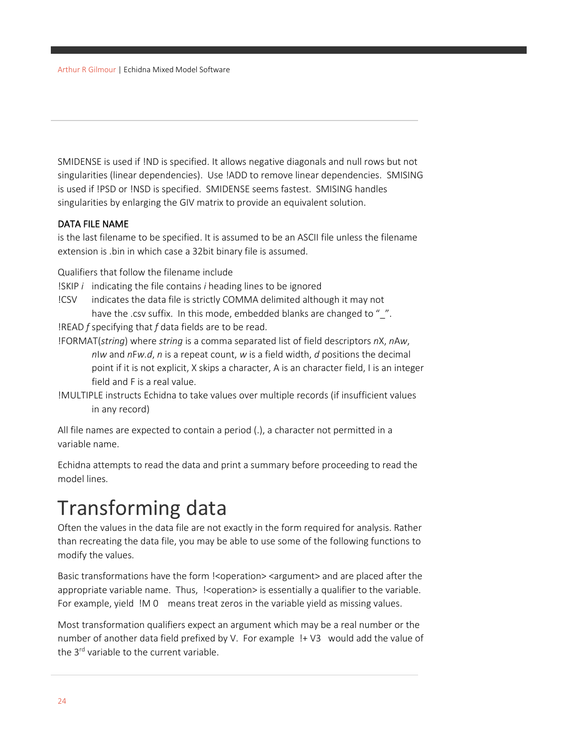SMIDENSE is used if !ND is specified. It allows negative diagonals and null rows but not singularities (linear dependencies). Use !ADD to remove linear dependencies. SMISING is used if !PSD or !NSD is specified. SMIDENSE seems fastest. SMISING handles singularities by enlarging the GIV matrix to provide an equivalent solution.

### DATA FILE NAME

is the last filename to be specified. It is assumed to be an ASCII file unless the filename extension is .bin in which case a 32bit binary file is assumed.

Qualifiers that follow the filename include

!SKIP *i* indicating the file contains *i* heading lines to be ignored

!CSV indicates the data file is strictly COMMA delimited although it may not have the .csv suffix. In this mode, embedded blanks are changed to "_".

!READ *f* specifying that *f* data fields are to be read.

!FORMAT(*string*) where *string* is a comma separated list of field descriptors *n*X, *n*A*w*, *n*I*w* and *n*F*w.d*, *n* is a repeat count, *w* is a field width, *d* positions the decimal point if it is not explicit, X skips a character, A is an character field, I is an integer field and F is a real value.

!MULTIPLE instructs Echidna to take values over multiple records (if insufficient values in any record)

All file names are expected to contain a period (.), a character not permitted in a variable name.

Echidna attempts to read the data and print a summary before proceeding to read the model lines.

# Transforming data

Often the values in the data file are not exactly in the form required for analysis. Rather than recreating the data file, you may be able to use some of the following functions to modify the values.

Basic transformations have the form !<operation> <argument> and are placed after the appropriate variable name. Thus, !<operation> is essentially a qualifier to the variable. For example, yield !M 0 means treat zeros in the variable yield as missing values.

Most transformation qualifiers expect an argument which may be a real number or the number of another data field prefixed by V. For example !+ V3 would add the value of the 3rd variable to the current variable.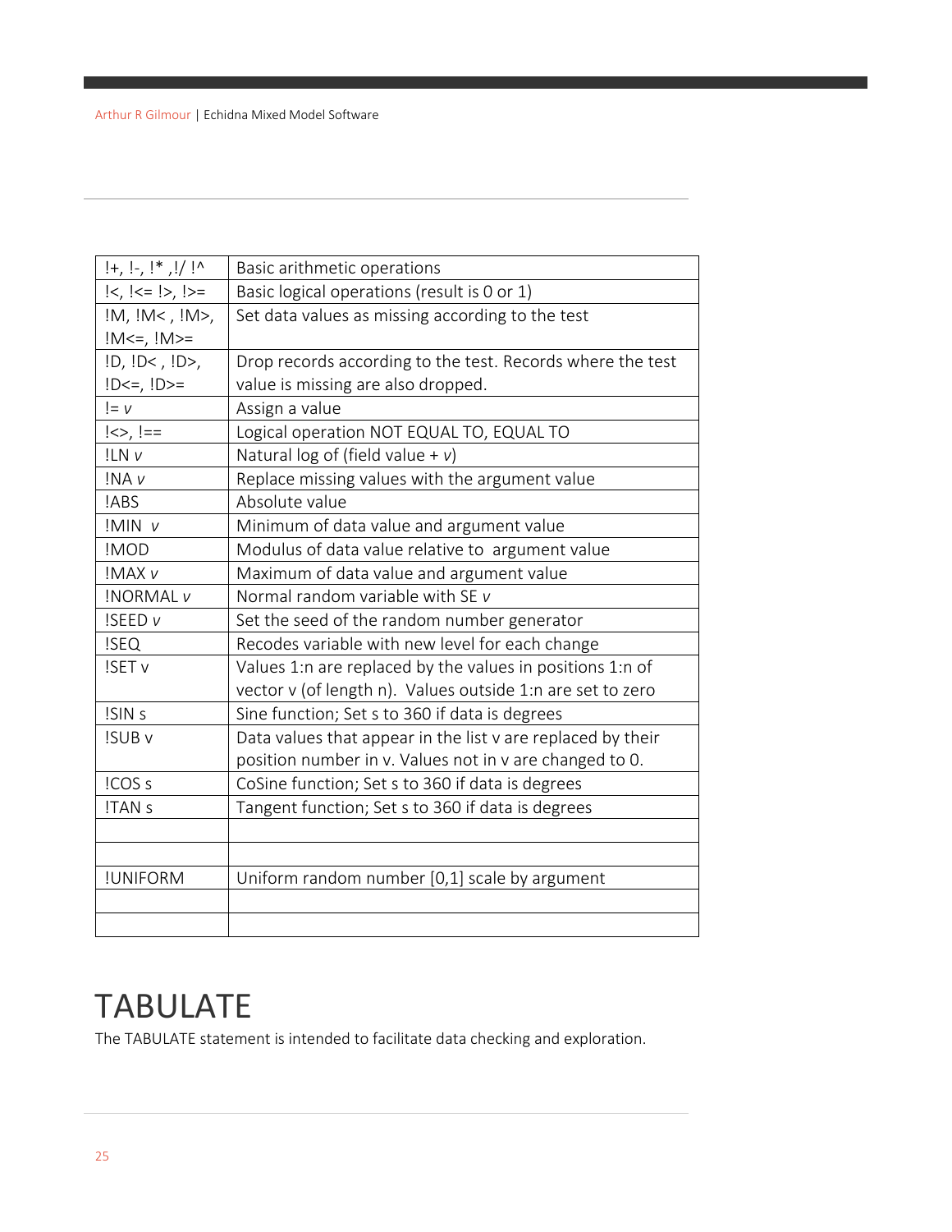| | |
|---|---|
| !+, !-, !* ,!/ !^ | Basic arithmetic operations |
| !<, !<= !>, !>= | Basic logical operations (result is 0 or 1) |
| !M, !M< , !M>, !M<=, !M>= | Set data values as missing according to the test |
| !D, !D< , !D>, !D<=, !D>= | Drop records according to the test. Records where the test value is missing are also dropped. |
| != *v* | Assign a value |
| !<>, !== | Logical operation NOT EQUAL TO, EQUAL TO |
| !LN *v* | Natural log of (field value + *v*) |
| !NA *v* | Replace missing values with the argument value |
| !ABS | Absolute value |
| !MIN *v* | Minimum of data value and argument value |
| !MOD | Modulus of data value relative to argument value |
| !MAX *v* | Maximum of data value and argument value |
| !NORMAL *v* | Normal random variable with SE *v* |
| !SEED *v* | Set the seed of the random number generator |
| !SEQ | Recodes variable with new level for each change |
| !SET v | Values 1:n are replaced by the values in positions 1:n of vector v (of length n). Values outside 1:n are set to zero |
| !SIN s | Sine function; Set s to 360 if data is degrees |
| !SUB v | Data values that appear in the list v are replaced by their position number in v. Values not in v are changed to 0. |
| !COS s | CoSine function; Set s to 360 if data is degrees |
| !TAN s | Tangent function; Set s to 360 if data is degrees |
| | |
| | |
| !UNIFORM | Uniform random number [0,1] scale by argument |
| | |
| | |

# TABULATE

The TABULATE statement is intended to facilitate data checking and exploration.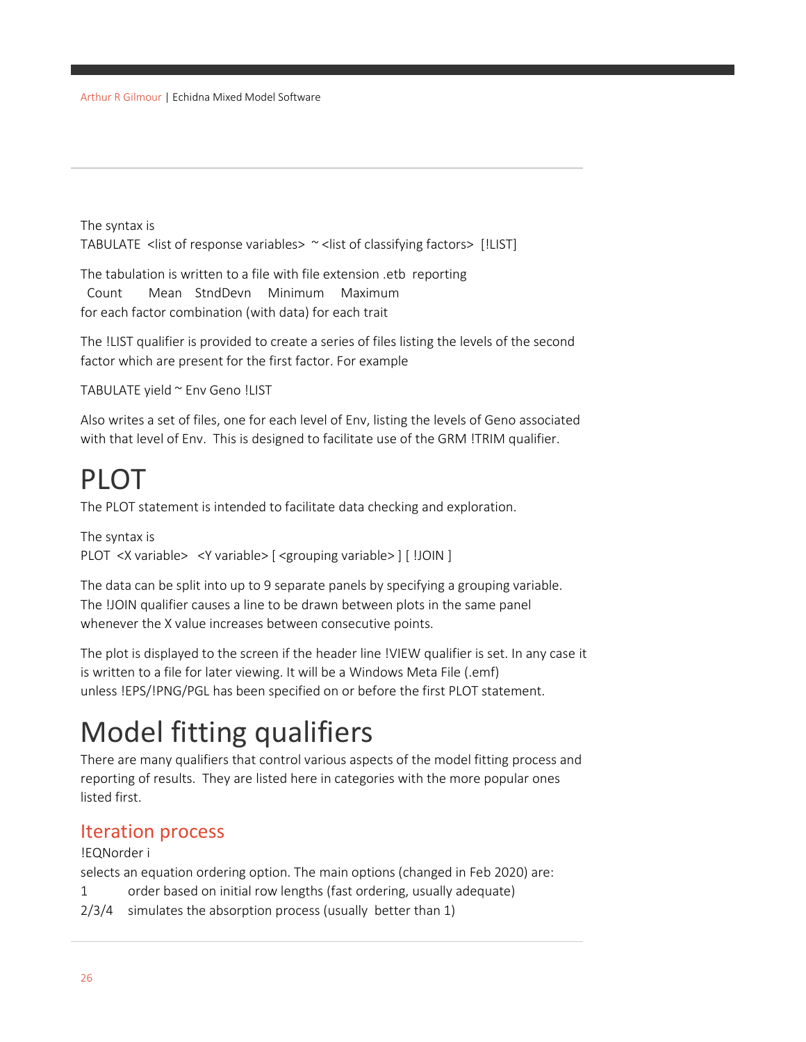The syntax is
TABULATE <list of response variables> ~ <list of classifying factors> [!LIST]

The tabulation is written to a file with file extension .etb reporting
Count Mean StndDevn Minimum Maximum
for each factor combination (with data) for each trait

The !LIST qualifier is provided to create a series of files listing the levels of the second factor which are present for the first factor. For example

TABULATE yield ~ Env Geno !LIST

Also writes a set of files, one for each level of Env, listing the levels of Geno associated with that level of Env. This is designed to facilitate use of the GRM !TRIM qualifier.

# PLOT

The PLOT statement is intended to facilitate data checking and exploration.

The syntax is
PLOT <X variable> <Y variable> [ <grouping variable> ] [ !JOIN ]

The data can be split into up to 9 separate panels by specifying a grouping variable. The !JOIN qualifier causes a line to be drawn between plots in the same panel whenever the X value increases between consecutive points.

The plot is displayed to the screen if the header line !VIEW qualifier is set. In any case it is written to a file for later viewing. It will be a Windows Meta File (.emf) unless !EPS/!PNG/PGL has been specified on or before the first PLOT statement.

# Model fitting qualifiers

There are many qualifiers that control various aspects of the model fitting process and reporting of results. They are listed here in categories with the more popular ones listed first.

## Iteration process

!EQNorder i
selects an equation ordering option. The main options (changed in Feb 2020) are:

1 order based on initial row lengths (fast ordering, usually adequate)
2/3/4 simulates the absorption process (usually better than 1)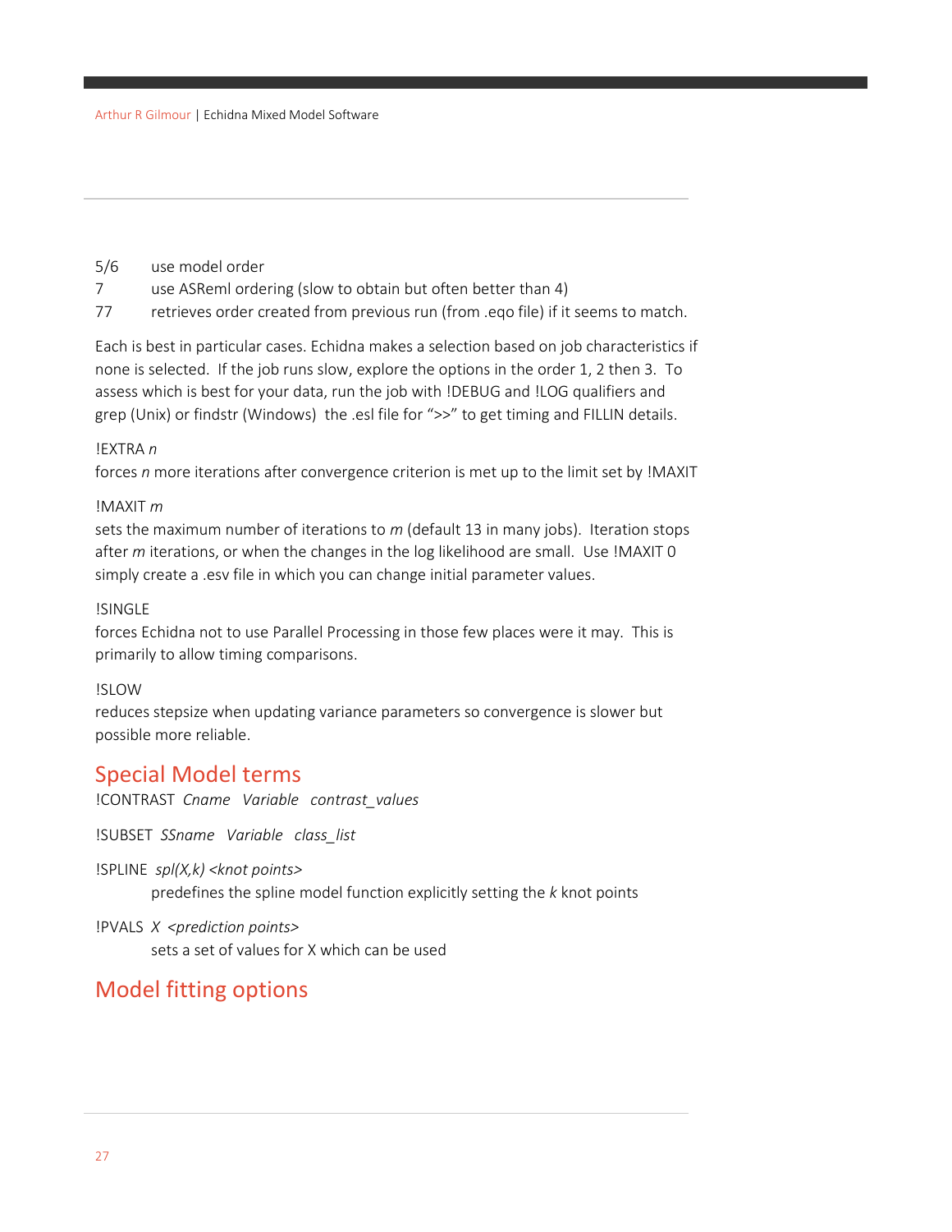5/6 use model order

7 use ASReml ordering (slow to obtain but often better than 4)

77 retrieves order created from previous run (from .eqo file) if it seems to match.

Each is best in particular cases. Echidna makes a selection based on job characteristics if none is selected. If the job runs slow, explore the options in the order 1, 2 then 3. To assess which is best for your data, run the job with !DEBUG and !LOG qualifiers and grep (Unix) or findstr (Windows) the .esl file for ">>" to get timing and FILLIN details.

!EXTRA *n*

forces *n* more iterations after convergence criterion is met up to the limit set by !MAXIT

!MAXIT *m*

sets the maximum number of iterations to *m* (default 13 in many jobs). Iteration stops after *m* iterations, or when the changes in the log likelihood are small. Use !MAXIT 0 simply create a .esv file in which you can change initial parameter values.

!SINGLE

forces Echidna not to use Parallel Processing in those few places were it may. This is primarily to allow timing comparisons.

!SLOW

reduces stepsize when updating variance parameters so convergence is slower but possible more reliable.

## Special Model terms

!CONTRAST *Cname Variable contrast_values*

!SUBSET *SSname Variable class_list*

!SPLINE *spl(X,k) <knot points>*

predefines the spline model function explicitly setting the *k* knot points

!PVALS *X <prediction points>*

sets a set of values for X which can be used

## Model fitting options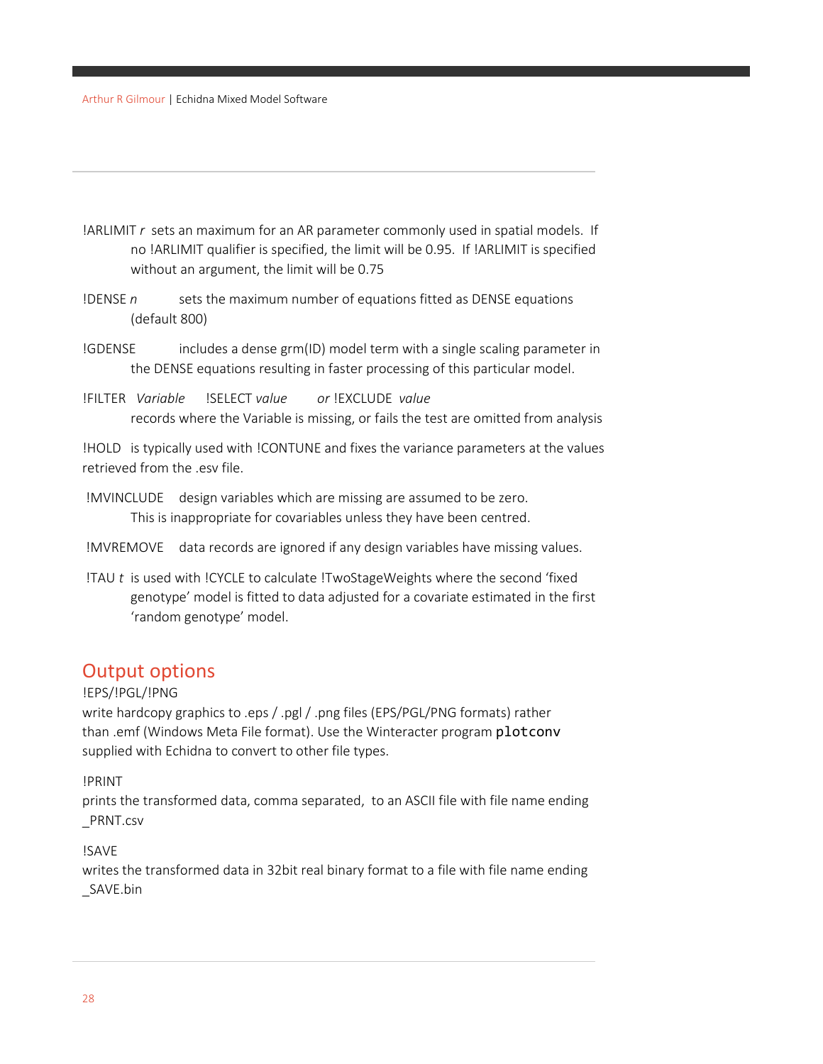!ARLIMIT *r* sets an maximum for an AR parameter commonly used in spatial models. If no !ARLIMIT qualifier is specified, the limit will be 0.95. If !ARLIMIT is specified without an argument, the limit will be 0.75

!DENSE *n* sets the maximum number of equations fitted as DENSE equations (default 800)

!GDENSE includes a dense grm(ID) model term with a single scaling parameter in the DENSE equations resulting in faster processing of this particular model.

!FILTER *Variable* !SELECT *value* *or* !EXCLUDE *value*
records where the Variable is missing, or fails the test are omitted from analysis

!HOLD is typically used with !CONTUNE and fixes the variance parameters at the values retrieved from the .esv file.

!MVINCLUDE design variables which are missing are assumed to be zero. This is inappropriate for covariables unless they have been centred.

!MVREMOVE data records are ignored if any design variables have missing values.

!TAU *t* is used with !CYCLE to calculate !TwoStageWeights where the second 'fixed genotype' model is fitted to data adjusted for a covariate estimated in the first 'random genotype' model.

## Output options

!EPS/!PGL/!PNG
write hardcopy graphics to .eps / .pgl / .png files (EPS/PGL/PNG formats) rather than .emf (Windows Meta File format). Use the Winteracter program `plotconv` supplied with Echidna to convert to other file types.

!PRINT
prints the transformed data, comma separated, to an ASCII file with file name ending _PRNT.csv

!SAVE
writes the transformed data in 32bit real binary format to a file with file name ending _SAVE.bin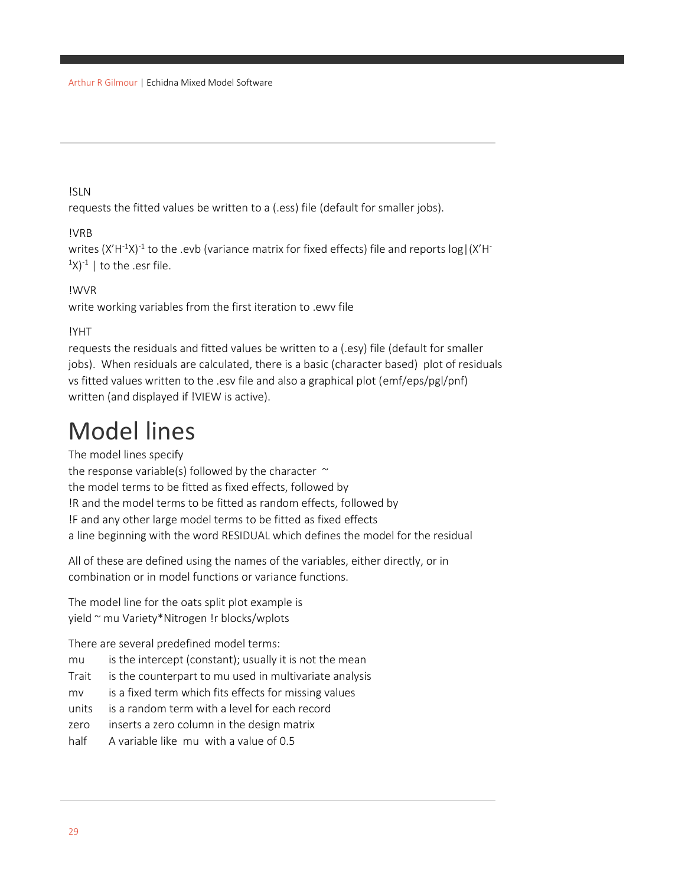!SLN
requests the fitted values be written to a (.ess) file (default for smaller jobs).

!VRB
writes $(X'H^{-1}X)^{-1}$ to the .evb (variance matrix for fixed effects) file and reports $\log|(X'H^{-1}X)^{-1}|$ to the .esr file.

!WVR
write working variables from the first iteration to .ewv file

!YHT
requests the residuals and fitted values be written to a (.esy) file (default for smaller jobs). When residuals are calculated, there is a basic (character based) plot of residuals vs fitted values written to the .esv file and also a graphical plot (emf/eps/pgl/pnf) written (and displayed if !VIEW is active).

# Model lines

The model lines specify
the response variable(s) followed by the character ~
the model terms to be fitted as fixed effects, followed by
!R and the model terms to be fitted as random effects, followed by
!F and any other large model terms to be fitted as fixed effects
a line beginning with the word RESIDUAL which defines the model for the residual

All of these are defined using the names of the variables, either directly, or in combination or in model functions or variance functions.

The model line for the oats split plot example is
yield ~ mu Variety*Nitrogen !r blocks/wplots

There are several predefined model terms:

| | |
|---|---|
| mu | is the intercept (constant); usually it is not the mean |
| Trait | is the counterpart to mu used in multivariate analysis |
| mv | is a fixed term which fits effects for missing values |
| units | is a random term with a level for each record |
| zero | inserts a zero column in the design matrix |
| half | A variable like mu with a value of 0.5 |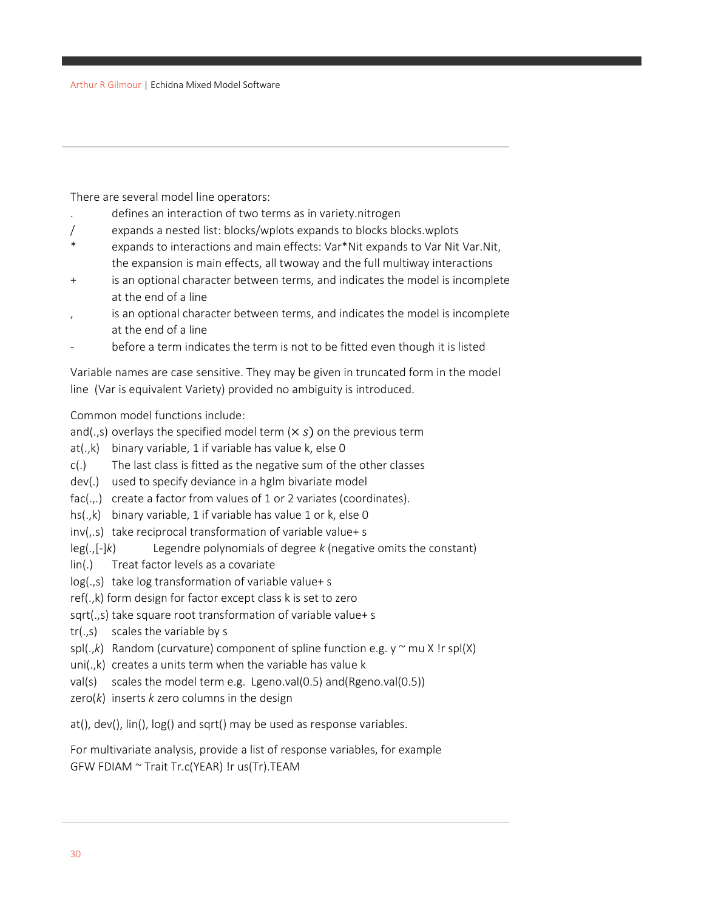There are several model line operators:

| | |
|---|---|
| . | defines an interaction of two terms as in variety.nitrogen |
| / | expands a nested list: blocks/wplots expands to blocks blocks.wplots |
| * | expands to interactions and main effects: Var*Nit expands to Var Nit Var.Nit, the expansion is main effects, all twoway and the full multiway interactions |
| + | is an optional character between terms, and indicates the model is incomplete at the end of a line |
| , | is an optional character between terms, and indicates the model is incomplete at the end of a line |
| - | before a term indicates the term is not to be fitted even though it is listed |

Variable names are case sensitive. They may be given in truncated form in the model line (Var is equivalent Variety) provided no ambiguity is introduced.

Common model functions include:

| | |
|---|---|
| and(.,s) | overlays the specified model term ($\times s$) on the previous term |
| at(.,k) | binary variable, 1 if variable has value k, else 0 |
| c(.) | The last class is fitted as the negative sum of the other classes |
| dev(.) | used to specify deviance in a hglm bivariate model |
| fac(.,.) | create a factor from values of 1 or 2 variates (coordinates). |
| hs(.,k) | binary variable, 1 if variable has value 1 or k, else 0 |
| inv(,.s) | take reciprocal transformation of variable value+ s |
| leg(.,[-]*k*) | Legendre polynomials of degree *k* (negative omits the constant) |
| lin(.) | Treat factor levels as a covariate |
| log(.,s) | take log transformation of variable value+ s |
| ref(.,k) | form design for factor except class k is set to zero |
| sqrt(.,s) | take square root transformation of variable value+ s |
| tr(.,s) | scales the variable by s |
| spl(.,*k*) | Random (curvature) component of spline function e.g. y ~ mu X !r spl(X) |
| uni(.,k) | creates a units term when the variable has value k |
| val(s) | scales the model term e.g. Lgeno.val(0.5) and(Rgeno.val(0.5)) |
| zero(*k*) | inserts *k* zero columns in the design |

at(), dev(), lin(), log() and sqrt() may be used as response variables.

For multivariate analysis, provide a list of response variables, for example
GFW FDIAM ~ Trait Tr.c(YEAR) !r us(Tr).TEAM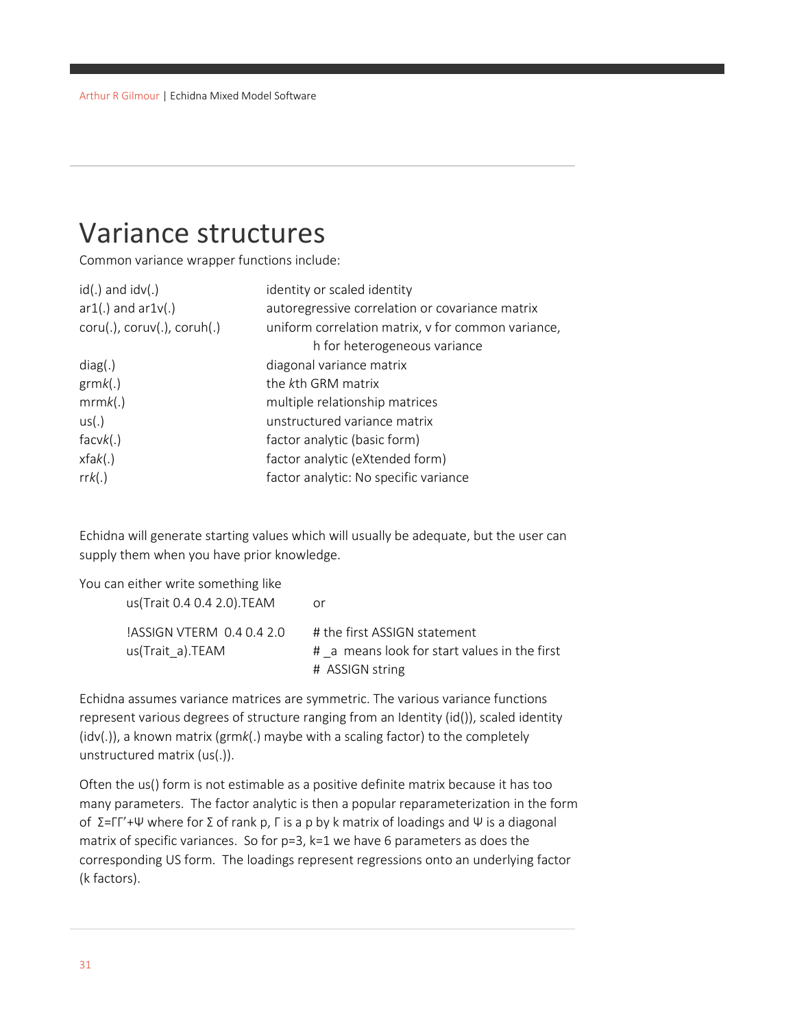# Variance structures

Common variance wrapper functions include:

| | |
|---|---|
| id(.) and idv(.) | identity or scaled identity |
| ar1(.) and ar1v(.) | autoregressive correlation or covariance matrix |
| coru(.), coruv(.), coruh(.) | uniform correlation matrix, v for common variance, h for heterogeneous variance |
| diag(.) | diagonal variance matrix |
| grm*k*(.) | the *k*th GRM matrix |
| mrm*k*(.) | multiple relationship matrices |
| us(.) | unstructured variance matrix |
| facv*k*(.) | factor analytic (basic form) |
| xfa*k*(.) | factor analytic (eXtended form) |
| rr*k*(.) | factor analytic: No specific variance |

Echidna will generate starting values which will usually be adequate, but the user can supply them when you have prior knowledge.

You can either write something like

```
us(Trait 0.4 0.4 2.0).TEAM        or

!ASSIGN VTERM  0.4 0.4 2.0        # the first ASSIGN statement
us(Trait_a).TEAM                  # _a  means look for start values in the first
                                  # ASSIGN string
```

Echidna assumes variance matrices are symmetric. The various variance functions represent various degrees of structure ranging from an Identity (id()), scaled identity (idv(.)), a known matrix (grm*k*(.) maybe with a scaling factor) to the completely unstructured matrix (us(.)).

Often the us() form is not estimable as a positive definite matrix because it has too many parameters. The factor analytic is then a popular reparameterization in the form of $\Sigma = \Gamma\Gamma' + \Psi$ where for $\Sigma$ of rank p, $\Gamma$ is a p by k matrix of loadings and $\Psi$ is a diagonal matrix of specific variances. So for p=3, k=1 we have 6 parameters as does the corresponding US form. The loadings represent regressions onto an underlying factor (k factors).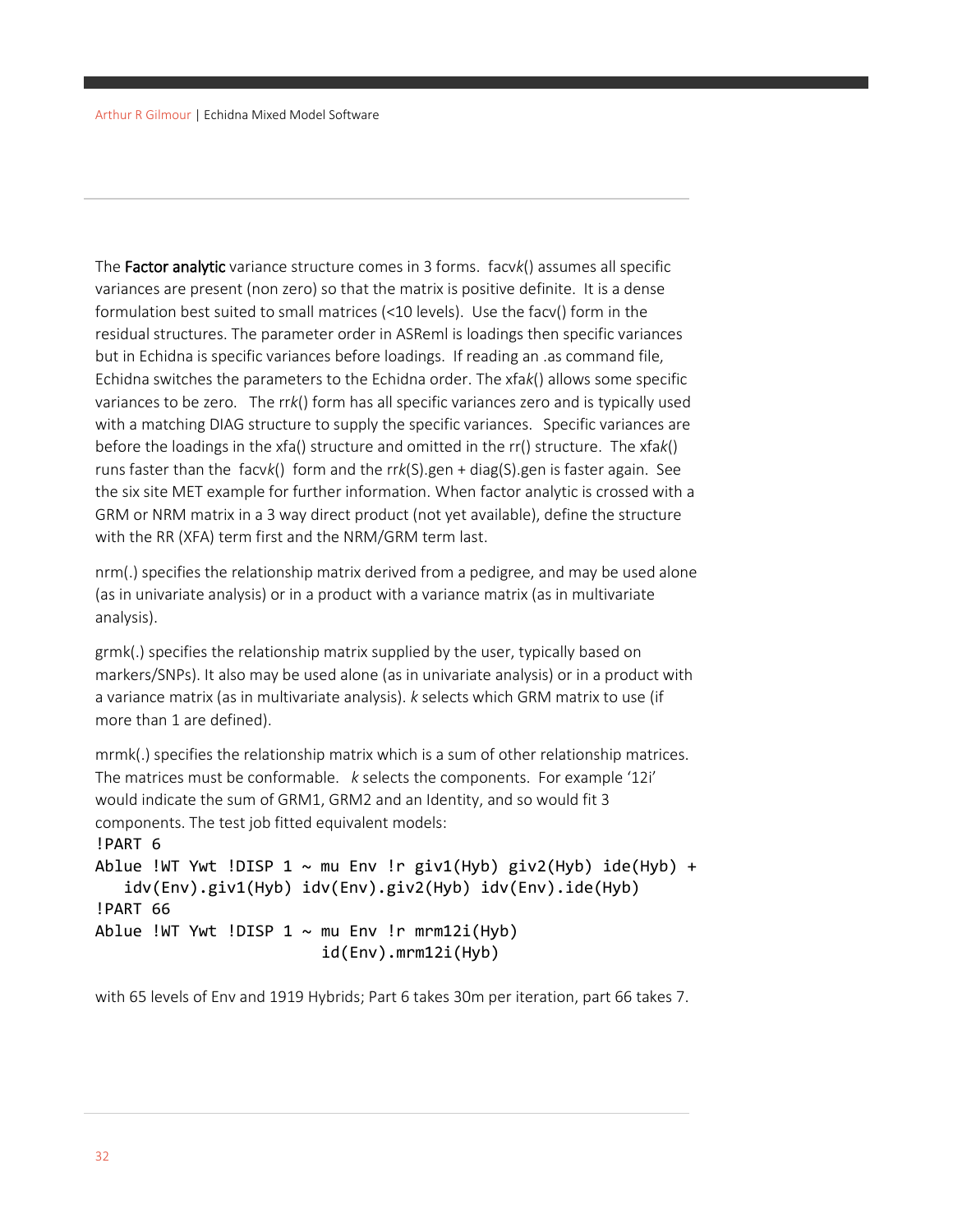The **Factor analytic** variance structure comes in 3 forms. facv*k*() assumes all specific variances are present (non zero) so that the matrix is positive definite. It is a dense formulation best suited to small matrices (<10 levels). Use the facv() form in the residual structures. The parameter order in ASReml is loadings then specific variances but in Echidna is specific variances before loadings. If reading an .as command file, Echidna switches the parameters to the Echidna order. The xfa*k*() allows some specific variances to be zero. The rr*k*() form has all specific variances zero and is typically used with a matching DIAG structure to supply the specific variances. Specific variances are before the loadings in the xfa() structure and omitted in the rr() structure. The xfa*k*() runs faster than the facv*k*() form and the rr*k*(S).gen + diag(S).gen is faster again. See the six site MET example for further information. When factor analytic is crossed with a GRM or NRM matrix in a 3 way direct product (not yet available), define the structure with the RR (XFA) term first and the NRM/GRM term last.

nrm(.) specifies the relationship matrix derived from a pedigree, and may be used alone (as in univariate analysis) or in a product with a variance matrix (as in multivariate analysis).

grm*k*(.) specifies the relationship matrix supplied by the user, typically based on markers/SNPs). It also may be used alone (as in univariate analysis) or in a product with a variance matrix (as in multivariate analysis). *k* selects which GRM matrix to use (if more than 1 are defined).

mrm*k*(.) specifies the relationship matrix which is a sum of other relationship matrices. The matrices must be conformable. *k* selects the components. For example '12i' would indicate the sum of GRM1, GRM2 and an Identity, and so would fit 3 components. The test job fitted equivalent models:

```
!PART 6
Ablue !WT Ywt !DISP 1 ~ mu Env !r giv1(Hyb) giv2(Hyb) ide(Hyb) +
   idv(Env).giv1(Hyb) idv(Env).giv2(Hyb) idv(Env).ide(Hyb)
!PART 66
Ablue !WT Ywt !DISP 1 ~ mu Env !r mrm12i(Hyb)
                        id(Env).mrm12i(Hyb)
```

with 65 levels of Env and 1919 Hybrids; Part 6 takes 30m per iteration, part 66 takes 7.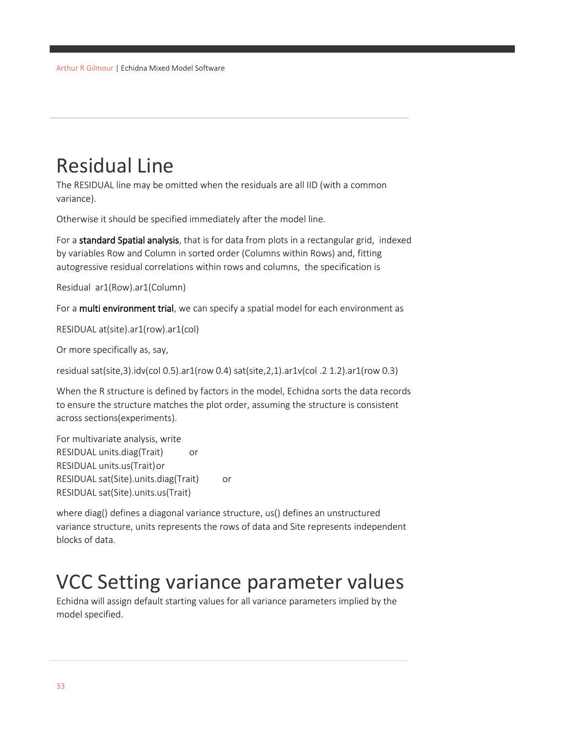# Residual Line

The RESIDUAL line may be omitted when the residuals are all IID (with a common variance).

Otherwise it should be specified immediately after the model line.

For a **standard Spatial analysis**, that is for data from plots in a rectangular grid, indexed by variables Row and Column in sorted order (Columns within Rows) and, fitting autogressive residual correlations within rows and columns, the specification is

```
Residual  ar1(Row).ar1(Column)
```

For a **multi environment trial**, we can specify a spatial model for each environment as

```
RESIDUAL at(site).ar1(row).ar1(col)
```

Or more specifically as, say,

```
residual sat(site,3).idv(col 0.5).ar1(row 0.4) sat(site,2,1).ar1v(col .2 1.2).ar1(row 0.3)
```

When the R structure is defined by factors in the model, Echidna sorts the data records to ensure the structure matches the plot order, assuming the structure is consistent across sections(experiments).

For multivariate analysis, write

```
RESIDUAL units.diag(Trait)          or
RESIDUAL units.us(Trait)or
RESIDUAL sat(Site).units.diag(Trait)          or
RESIDUAL sat(Site).units.us(Trait)
```

where diag() defines a diagonal variance structure, us() defines an unstructured variance structure, units represents the rows of data and Site represents independent blocks of data.

# VCC Setting variance parameter values

Echidna will assign default starting values for all variance parameters implied by the model specified.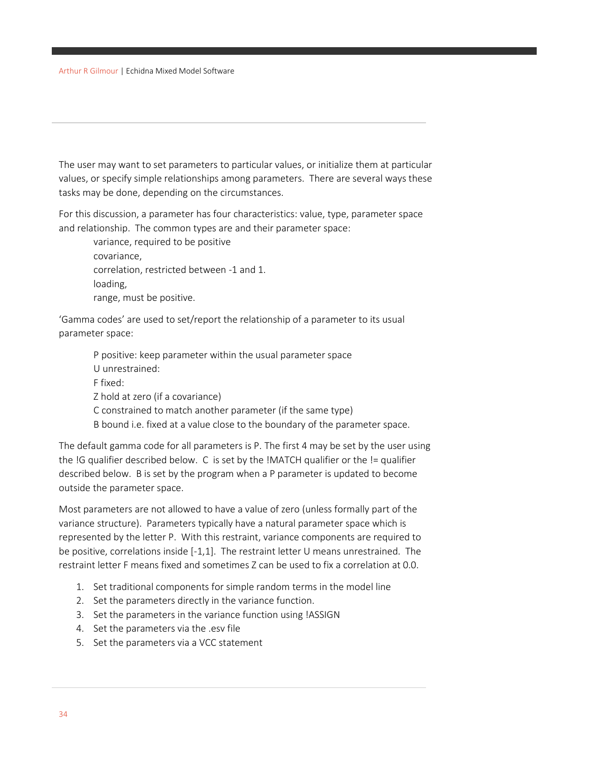The user may want to set parameters to particular values, or initialize them at particular values, or specify simple relationships among parameters. There are several ways these tasks may be done, depending on the circumstances.

For this discussion, a parameter has four characteristics: value, type, parameter space and relationship. The common types are and their parameter space:

variance, required to be positive
covariance,
correlation, restricted between -1 and 1.
loading,
range, must be positive.

'Gamma codes' are used to set/report the relationship of a parameter to its usual parameter space:

P positive: keep parameter within the usual parameter space
U unrestrained:
F fixed:
Z hold at zero (if a covariance)
C constrained to match another parameter (if the same type)
B bound i.e. fixed at a value close to the boundary of the parameter space.

The default gamma code for all parameters is P. The first 4 may be set by the user using the !G qualifier described below. C is set by the !MATCH qualifier or the != qualifier described below. B is set by the program when a P parameter is updated to become outside the parameter space.

Most parameters are not allowed to have a value of zero (unless formally part of the variance structure). Parameters typically have a natural parameter space which is represented by the letter P. With this restraint, variance components are required to be positive, correlations inside [-1,1]. The restraint letter U means unrestrained. The restraint letter F means fixed and sometimes Z can be used to fix a correlation at 0.0.

1. Set traditional components for simple random terms in the model line
2. Set the parameters directly in the variance function.
3. Set the parameters in the variance function using !ASSIGN
4. Set the parameters via the .esv file
5. Set the parameters via a VCC statement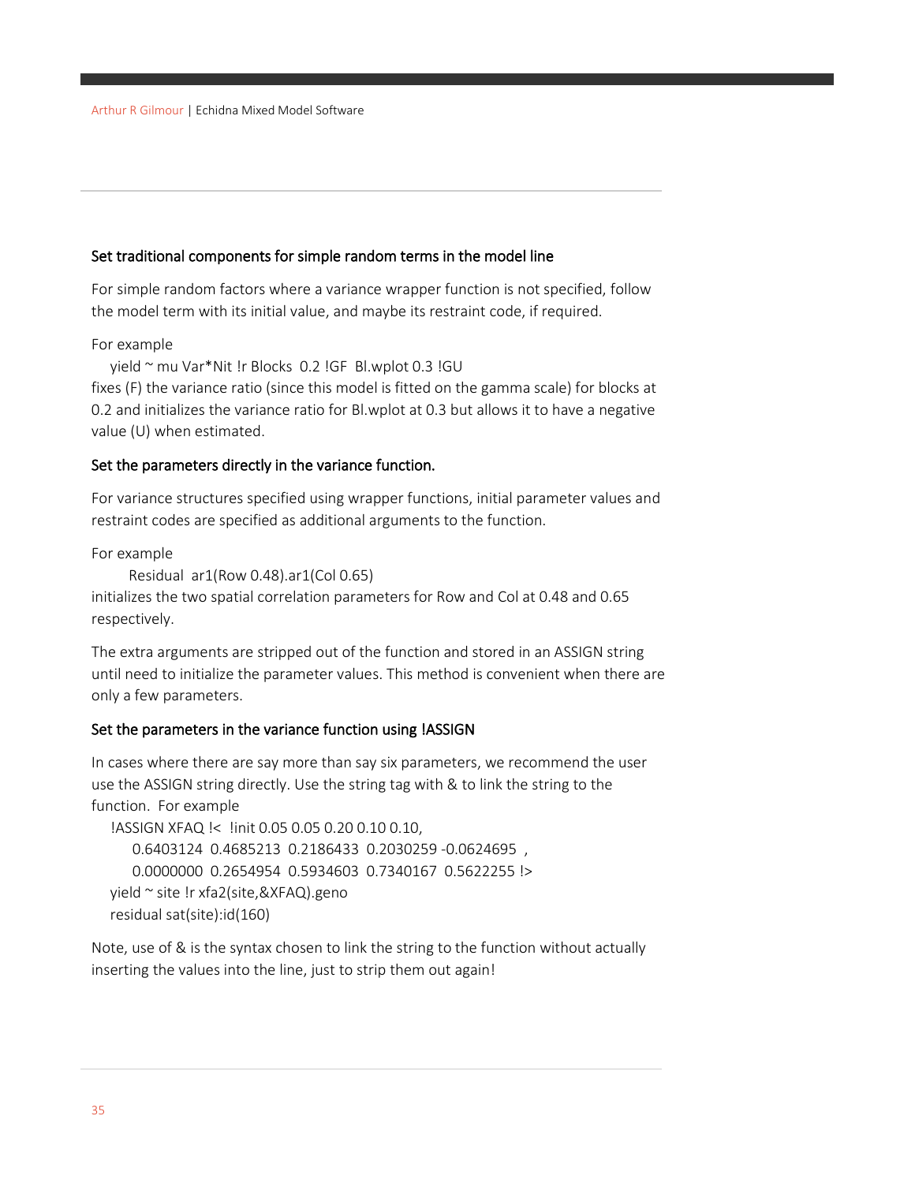### Set traditional components for simple random terms in the model line

For simple random factors where a variance wrapper function is not specified, follow the model term with its initial value, and maybe its restraint code, if required.

For example

```
yield ~ mu Var*Nit !r Blocks  0.2 !GF  Bl.wplot 0.3 !GU
```

fixes (F) the variance ratio (since this model is fitted on the gamma scale) for blocks at 0.2 and initializes the variance ratio for Bl.wplot at 0.3 but allows it to have a negative value (U) when estimated.

### Set the parameters directly in the variance function.

For variance structures specified using wrapper functions, initial parameter values and restraint codes are specified as additional arguments to the function.

For example

```
Residual  ar1(Row 0.48).ar1(Col 0.65)
```

initializes the two spatial correlation parameters for Row and Col at 0.48 and 0.65 respectively.

The extra arguments are stripped out of the function and stored in an ASSIGN string until need to initialize the parameter values. This method is convenient when there are only a few parameters.

### Set the parameters in the variance function using !ASSIGN

In cases where there are say more than say six parameters, we recommend the user use the ASSIGN string directly. Use the string tag with & to link the string to the function. For example

```
!ASSIGN XFAQ !<  !init 0.05 0.05 0.20 0.10 0.10,
    0.6403124  0.4685213  0.2186433  0.2030259 -0.0624695  ,
    0.0000000  0.2654954  0.5934603  0.7340167  0.5622255 !>
yield ~ site !r xfa2(site,&XFAQ).geno
residual sat(site):id(160)
```

Note, use of & is the syntax chosen to link the string to the function without actually inserting the values into the line, just to strip them out again!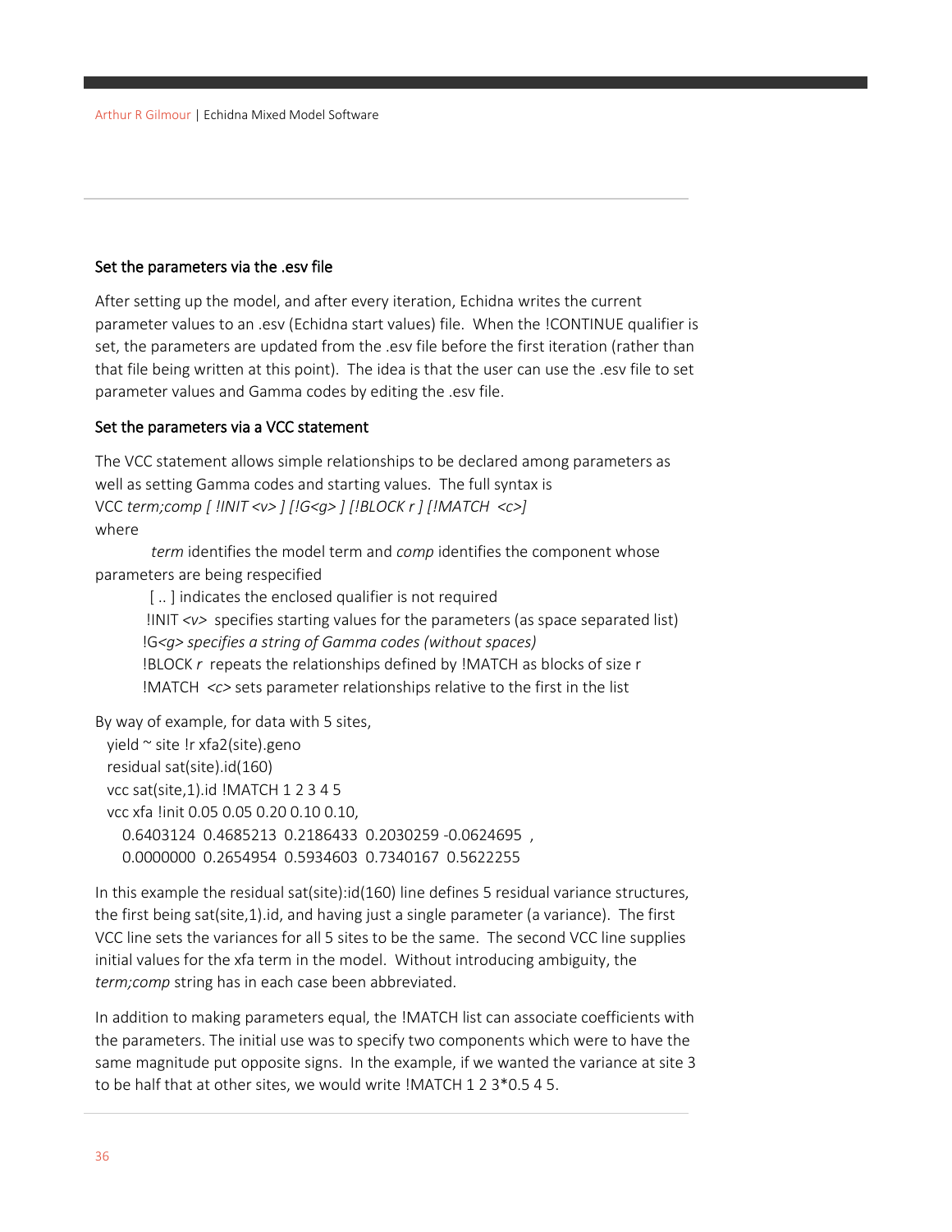### Set the parameters via the .esv file

After setting up the model, and after every iteration, Echidna writes the current parameter values to an .esv (Echidna start values) file. When the !CONTINUE qualifier is set, the parameters are updated from the .esv file before the first iteration (rather than that file being written at this point). The idea is that the user can use the .esv file to set parameter values and Gamma codes by editing the .esv file.

### Set the parameters via a VCC statement

The VCC statement allows simple relationships to be declared among parameters as well as setting Gamma codes and starting values. The full syntax is
VCC *term;comp [ !INIT <v> ] [!G<g> ] [!BLOCK r ] [!MATCH <c>]*
where

*term* identifies the model term and *comp* identifies the component whose parameters are being respecified

[ .. ] indicates the enclosed qualifier is not required

!INIT *<v>* specifies starting values for the parameters (as space separated list)

!G*<g> specifies a string of Gamma codes (without spaces)*

!BLOCK *r* repeats the relationships defined by !MATCH as blocks of size r

!MATCH *<c>* sets parameter relationships relative to the first in the list

By way of example, for data with 5 sites,

```
yield ~ site !r xfa2(site).geno
residual sat(site).id(160)
vcc sat(site,1).id !MATCH 1 2 3 4 5
vcc xfa !init 0.05 0.05 0.20 0.10 0.10,
   0.6403124  0.4685213  0.2186433  0.2030259 -0.0624695  ,
   0.0000000  0.2654954  0.5934603  0.7340167  0.5622255
```

In this example the residual sat(site):id(160) line defines 5 residual variance structures, the first being sat(site,1).id, and having just a single parameter (a variance). The first VCC line sets the variances for all 5 sites to be the same. The second VCC line supplies initial values for the xfa term in the model. Without introducing ambiguity, the *term;comp* string has in each case been abbreviated.

In addition to making parameters equal, the !MATCH list can associate coefficients with the parameters. The initial use was to specify two components which were to have the same magnitude put opposite signs. In the example, if we wanted the variance at site 3 to be half that at other sites, we would write !MATCH 1 2 3*0.5 4 5.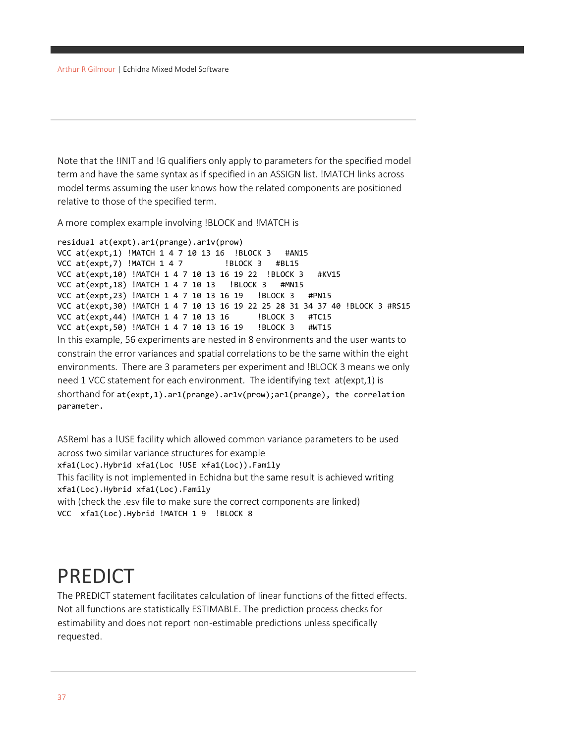Note that the !INIT and !G qualifiers only apply to parameters for the specified model term and have the same syntax as if specified in an ASSIGN list. !MATCH links across model terms assuming the user knows how the related components are positioned relative to those of the specified term.

A more complex example involving !BLOCK and !MATCH is

```
residual at(expt).ar1(prange).ar1v(prow)
VCC at(expt,1) !MATCH 1 4 7 10 13 16  !BLOCK 3   #AN15
VCC at(expt,7) !MATCH 1 4 7         !BLOCK 3   #BL15
VCC at(expt,10) !MATCH 1 4 7 10 13 16 19 22  !BLOCK 3   #KV15
VCC at(expt,18) !MATCH 1 4 7 10 13   !BLOCK 3   #MN15
VCC at(expt,23) !MATCH 1 4 7 10 13 16 19   !BLOCK 3   #PN15
VCC at(expt,30) !MATCH 1 4 7 10 13 16 19 22 25 28 31 34 37 40 !BLOCK 3 #RS15
VCC at(expt,44) !MATCH 1 4 7 10 13 16      !BLOCK 3   #TC15
VCC at(expt,50) !MATCH 1 4 7 10 13 16 19   !BLOCK 3   #WT15
```

In this example, 56 experiments are nested in 8 environments and the user wants to constrain the error variances and spatial correlations to be the same within the eight environments. There are 3 parameters per experiment and !BLOCK 3 means we only need 1 VCC statement for each environment. The identifying text at(expt,1) is shorthand for `at(expt,1).ar1(prange).ar1v(prow);ar1(prange), the correlation parameter.`

ASReml has a !USE facility which allowed common variance parameters to be used across two similar variance structures for example
`xfa1(Loc).Hybrid xfa1(Loc !USE xfa1(Loc)).Family`
This facility is not implemented in Echidna but the same result is achieved writing
`xfa1(Loc).Hybrid xfa1(Loc).Family`
with (check the .esv file to make sure the correct components are linked)
`VCC  xfa1(Loc).Hybrid !MATCH 1 9  !BLOCK 8`

# PREDICT

The PREDICT statement facilitates calculation of linear functions of the fitted effects. Not all functions are statistically ESTIMABLE. The prediction process checks for estimability and does not report non-estimable predictions unless specifically requested.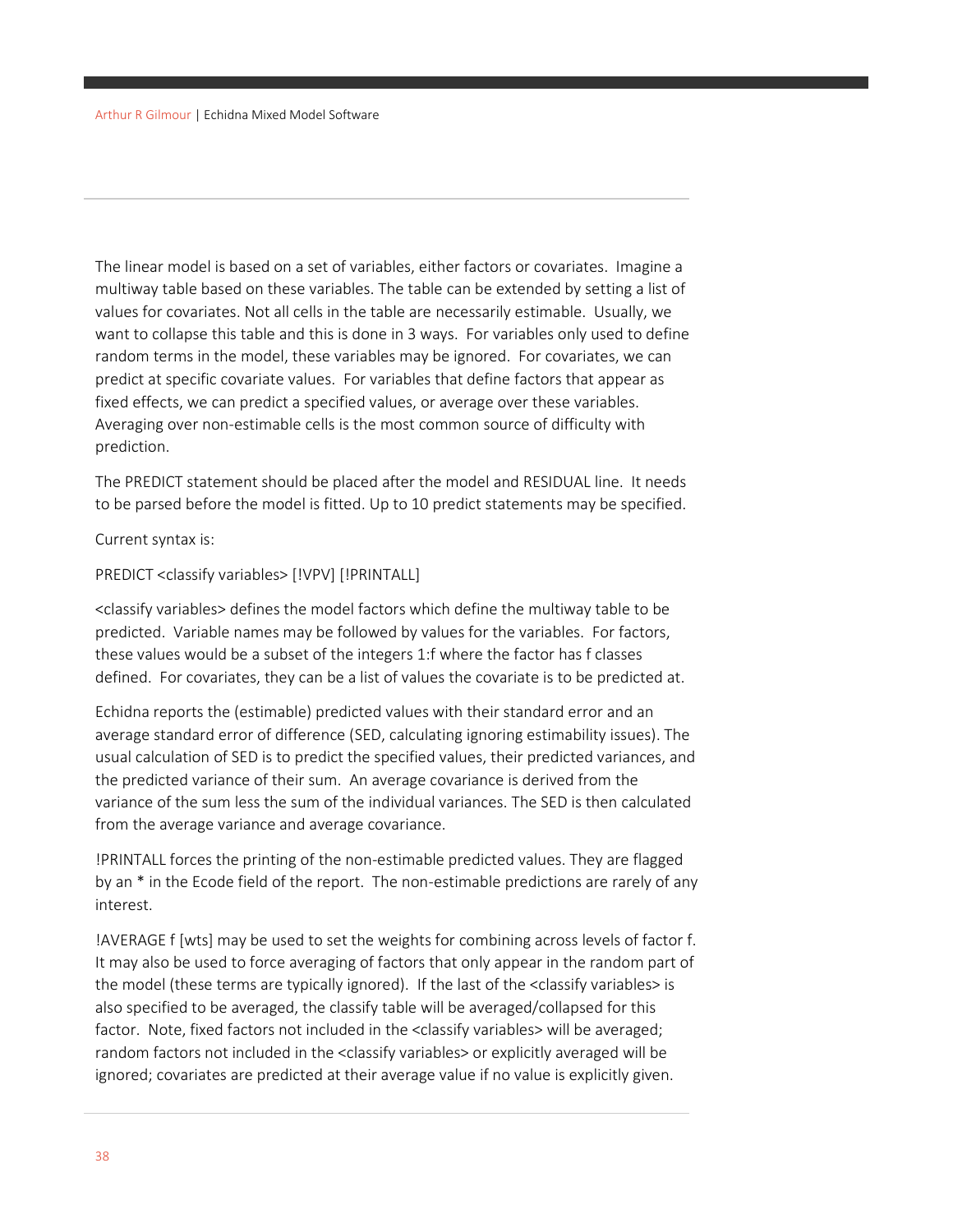The linear model is based on a set of variables, either factors or covariates. Imagine a multiway table based on these variables. The table can be extended by setting a list of values for covariates. Not all cells in the table are necessarily estimable. Usually, we want to collapse this table and this is done in 3 ways. For variables only used to define random terms in the model, these variables may be ignored. For covariates, we can predict at specific covariate values. For variables that define factors that appear as fixed effects, we can predict a specified values, or average over these variables. Averaging over non-estimable cells is the most common source of difficulty with prediction.

The PREDICT statement should be placed after the model and RESIDUAL line. It needs to be parsed before the model is fitted. Up to 10 predict statements may be specified.

Current syntax is:

PREDICT <classify variables> [!VPV] [!PRINTALL]

<classify variables> defines the model factors which define the multiway table to be predicted. Variable names may be followed by values for the variables. For factors, these values would be a subset of the integers 1:f where the factor has f classes defined. For covariates, they can be a list of values the covariate is to be predicted at.

Echidna reports the (estimable) predicted values with their standard error and an average standard error of difference (SED, calculating ignoring estimability issues). The usual calculation of SED is to predict the specified values, their predicted variances, and the predicted variance of their sum. An average covariance is derived from the variance of the sum less the sum of the individual variances. The SED is then calculated from the average variance and average covariance.

!PRINTALL forces the printing of the non-estimable predicted values. They are flagged by an * in the Ecode field of the report. The non-estimable predictions are rarely of any interest.

!AVERAGE f [wts] may be used to set the weights for combining across levels of factor f. It may also be used to force averaging of factors that only appear in the random part of the model (these terms are typically ignored). If the last of the <classify variables> is also specified to be averaged, the classify table will be averaged/collapsed for this factor. Note, fixed factors not included in the <classify variables> will be averaged; random factors not included in the <classify variables> or explicitly averaged will be ignored; covariates are predicted at their average value if no value is explicitly given.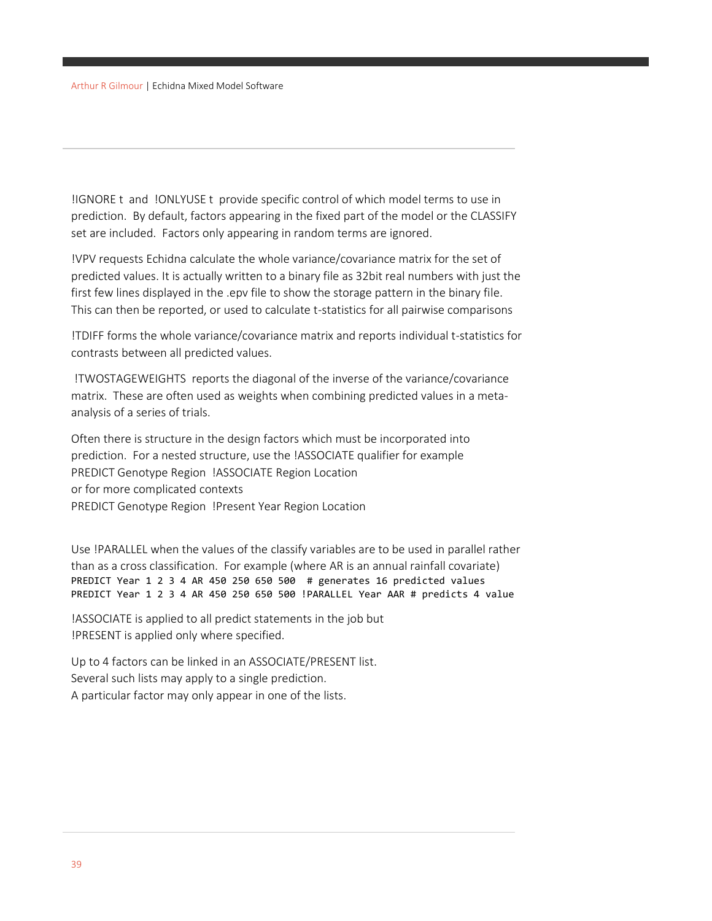!IGNORE t and !ONLYUSE t provide specific control of which model terms to use in prediction. By default, factors appearing in the fixed part of the model or the CLASSIFY set are included. Factors only appearing in random terms are ignored.

!VPV requests Echidna calculate the whole variance/covariance matrix for the set of predicted values. It is actually written to a binary file as 32bit real numbers with just the first few lines displayed in the .epv file to show the storage pattern in the binary file. This can then be reported, or used to calculate t-statistics for all pairwise comparisons

!TDIFF forms the whole variance/covariance matrix and reports individual t-statistics for contrasts between all predicted values.

!TWOSTAGEWEIGHTS reports the diagonal of the inverse of the variance/covariance matrix. These are often used as weights when combining predicted values in a meta-analysis of a series of trials.

Often there is structure in the design factors which must be incorporated into prediction. For a nested structure, use the !ASSOCIATE qualifier for example
PREDICT Genotype Region !ASSOCIATE Region Location
or for more complicated contexts
PREDICT Genotype Region !Present Year Region Location

Use !PARALLEL when the values of the classify variables are to be used in parallel rather than as a cross classification. For example (where AR is an annual rainfall covariate)

```
PREDICT Year 1 2 3 4 AR 450 250 650 500  # generates 16 predicted values
PREDICT Year 1 2 3 4 AR 450 250 650 500 !PARALLEL Year AAR # predicts 4 value
```

!ASSOCIATE is applied to all predict statements in the job but
!PRESENT is applied only where specified.

Up to 4 factors can be linked in an ASSOCIATE/PRESENT list.
Several such lists may apply to a single prediction.
A particular factor may only appear in one of the lists.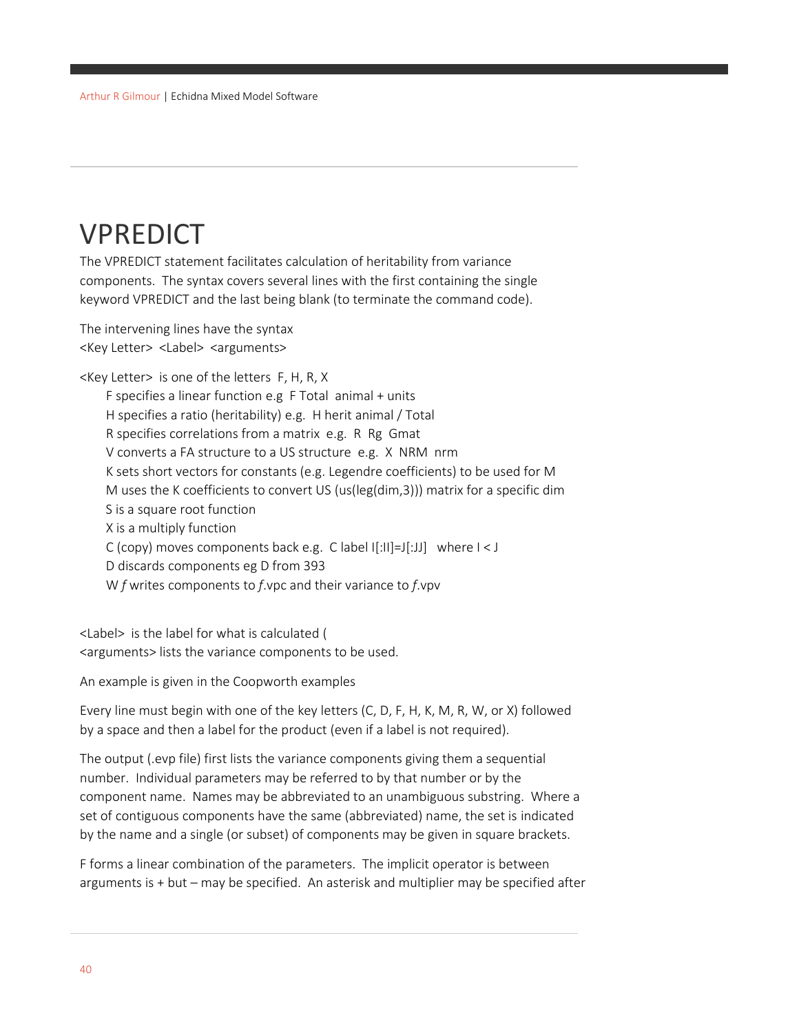# VPREDICT

The VPREDICT statement facilitates calculation of heritability from variance components. The syntax covers several lines with the first containing the single keyword VPREDICT and the last being blank (to terminate the command code).

The intervening lines have the syntax
<Key Letter> <Label> <arguments>

<Key Letter> is one of the letters F, H, R, X

- F specifies a linear function e.g F Total animal + units
- H specifies a ratio (heritability) e.g. H herit animal / Total
- R specifies correlations from a matrix e.g. R Rg Gmat
- V converts a FA structure to a US structure e.g. X NRM nrm
- K sets short vectors for constants (e.g. Legendre coefficients) to be used for M
- M uses the K coefficients to convert US (us(leg(dim,3))) matrix for a specific dim
- S is a square root function
- X is a multiply function
- C (copy) moves components back e.g. C label I[:II]=J[:JJ] where I < J
- D discards components eg D from 393
- W *f* writes components to *f*.vpc and their variance to *f*.vpv

<Label> is the label for what is calculated (
<arguments> lists the variance components to be used.

An example is given in the Coopworth examples

Every line must begin with one of the key letters (C, D, F, H, K, M, R, W, or X) followed by a space and then a label for the product (even if a label is not required).

The output (.evp file) first lists the variance components giving them a sequential number. Individual parameters may be referred to by that number or by the component name. Names may be abbreviated to an unambiguous substring. Where a set of contiguous components have the same (abbreviated) name, the set is indicated by the name and a single (or subset) of components may be given in square brackets.

F forms a linear combination of the parameters. The implicit operator is between arguments is + but – may be specified. An asterisk and multiplier may be specified after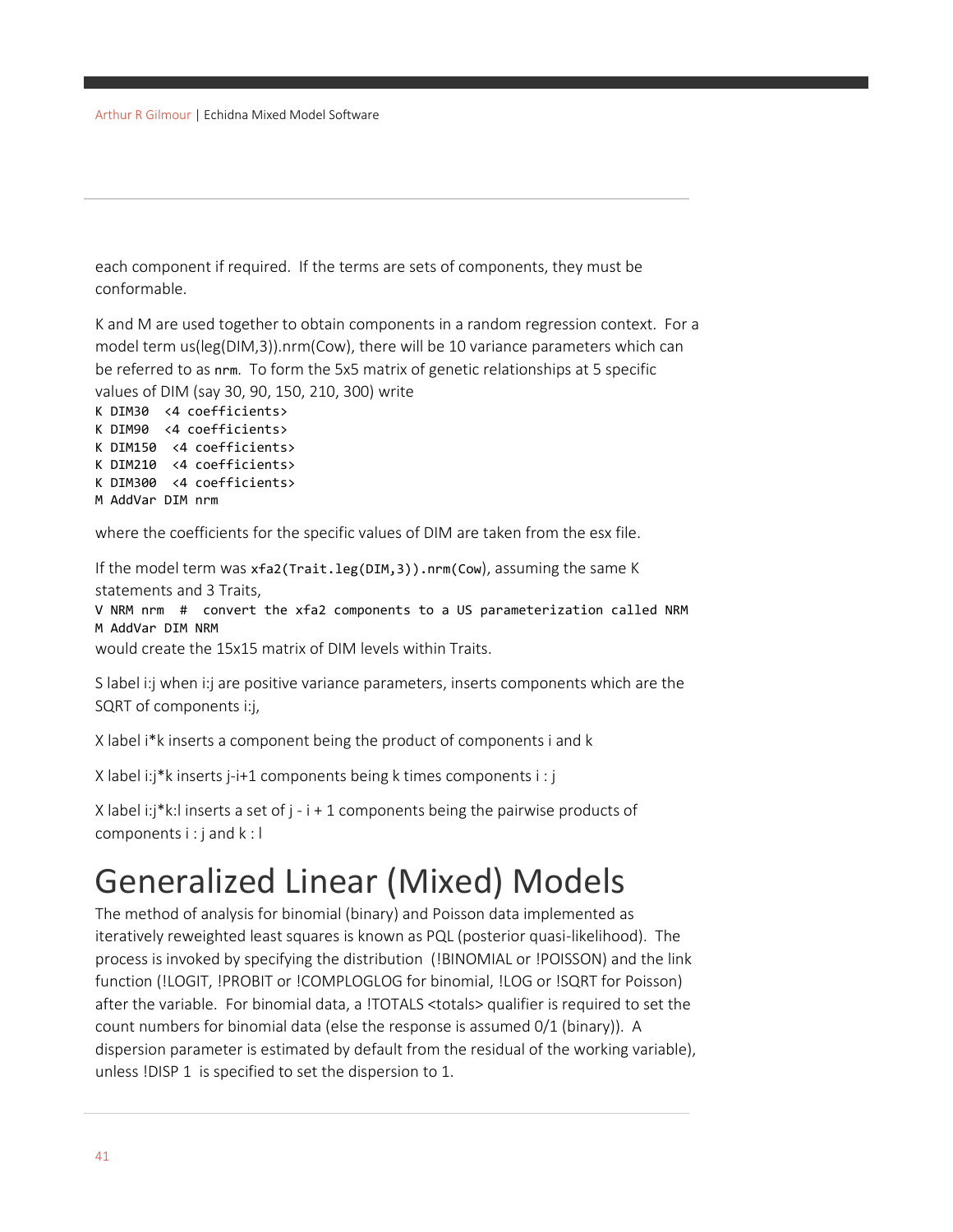each component if required. If the terms are sets of components, they must be conformable.

K and M are used together to obtain components in a random regression context. For a model term us(leg(DIM,3)).nrm(Cow), there will be 10 variance parameters which can be referred to as `nrm`. To form the 5x5 matrix of genetic relationships at 5 specific values of DIM (say 30, 90, 150, 210, 300) write

```
K DIM30  <4 coefficients>
K DIM90  <4 coefficients>
K DIM150  <4 coefficients>
K DIM210  <4 coefficients>
K DIM300  <4 coefficients>
M AddVar DIM nrm
```

where the coefficients for the specific values of DIM are taken from the esx file.

If the model term was `xfa2(Trait.leg(DIM,3)).nrm(Cow)`, assuming the same K statements and 3 Traits,

```
V NRM nrm  #  convert the xfa2 components to a US parameterization called NRM
M AddVar DIM NRM
```

would create the 15x15 matrix of DIM levels within Traits.

S label i:j when i:j are positive variance parameters, inserts components which are the SQRT of components i:j,

X label i*k inserts a component being the product of components i and k

X label i:j*k inserts j-i+1 components being k times components i : j

X label i:j*k:l inserts a set of j - i + 1 components being the pairwise products of components i : j and k : l

# Generalized Linear (Mixed) Models

The method of analysis for binomial (binary) and Poisson data implemented as iteratively reweighted least squares is known as PQL (posterior quasi-likelihood). The process is invoked by specifying the distribution (!BINOMIAL or !POISSON) and the link function (!LOGIT, !PROBIT or !COMPLOGLOG for binomial, !LOG or !SQRT for Poisson) after the variable. For binomial data, a !TOTALS <totals> qualifier is required to set the count numbers for binomial data (else the response is assumed 0/1 (binary)). A dispersion parameter is estimated by default from the residual of the working variable), unless !DISP 1 is specified to set the dispersion to 1.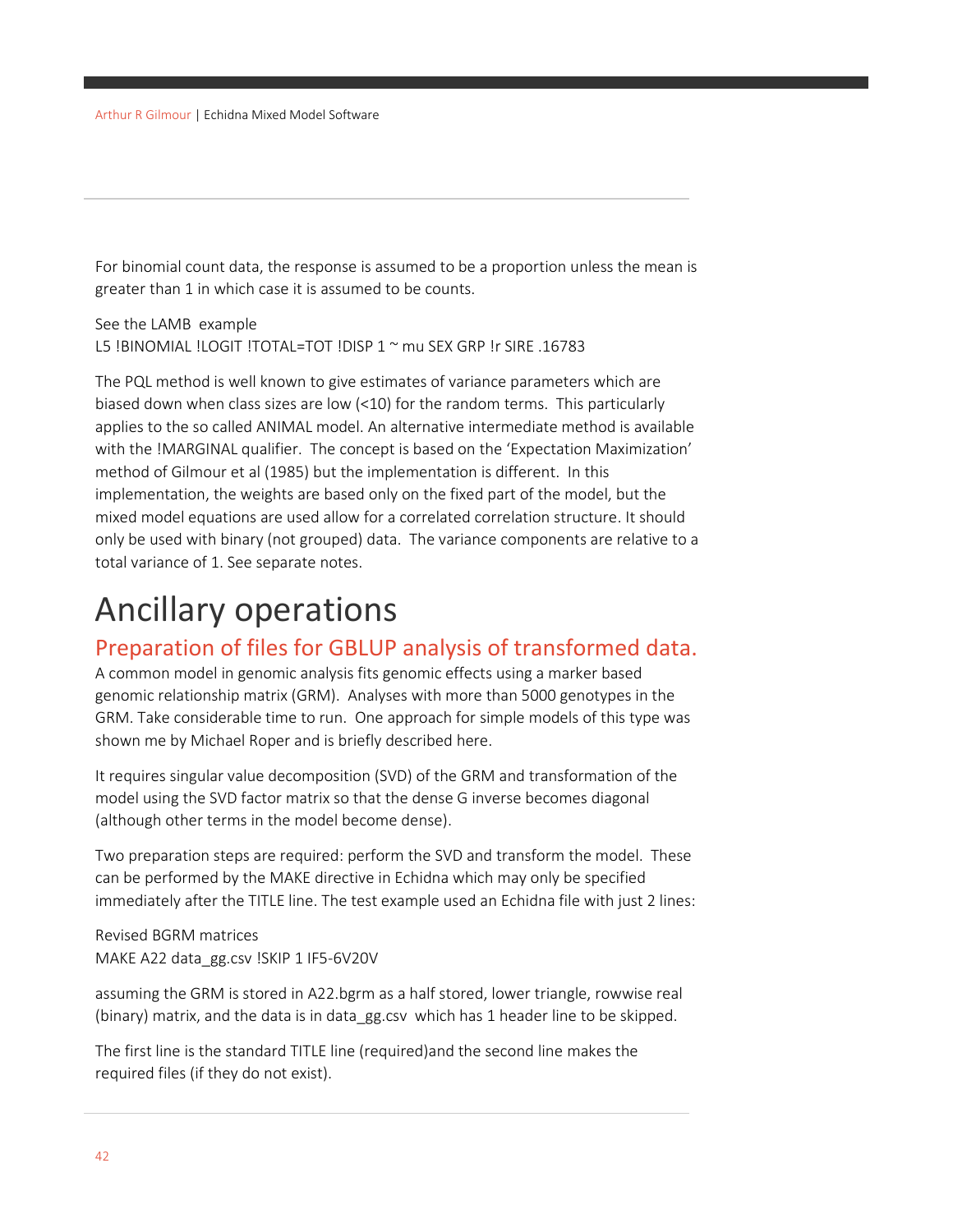For binomial count data, the response is assumed to be a proportion unless the mean is greater than 1 in which case it is assumed to be counts.

See the LAMB example
L5 !BINOMIAL !LOGIT !TOTAL=TOT !DISP 1 ~ mu SEX GRP !r SIRE .16783

The PQL method is well known to give estimates of variance parameters which are biased down when class sizes are low (<10) for the random terms. This particularly applies to the so called ANIMAL model. An alternative intermediate method is available with the !MARGINAL qualifier. The concept is based on the 'Expectation Maximization' method of Gilmour et al (1985) but the implementation is different. In this implementation, the weights are based only on the fixed part of the model, but the mixed model equations are used allow for a correlated correlation structure. It should only be used with binary (not grouped) data. The variance components are relative to a total variance of 1. See separate notes.

# Ancillary operations

## Preparation of files for GBLUP analysis of transformed data.

A common model in genomic analysis fits genomic effects using a marker based genomic relationship matrix (GRM). Analyses with more than 5000 genotypes in the GRM. Take considerable time to run. One approach for simple models of this type was shown me by Michael Roper and is briefly described here.

It requires singular value decomposition (SVD) of the GRM and transformation of the model using the SVD factor matrix so that the dense G inverse becomes diagonal (although other terms in the model become dense).

Two preparation steps are required: perform the SVD and transform the model. These can be performed by the MAKE directive in Echidna which may only be specified immediately after the TITLE line. The test example used an Echidna file with just 2 lines:

```
Revised BGRM matrices
MAKE A22 data_gg.csv !SKIP 1 IF5-6V20V
```

assuming the GRM is stored in A22.bgrm as a half stored, lower triangle, rowwise real (binary) matrix, and the data is in data_gg.csv which has 1 header line to be skipped.

The first line is the standard TITLE line (required)and the second line makes the required files (if they do not exist).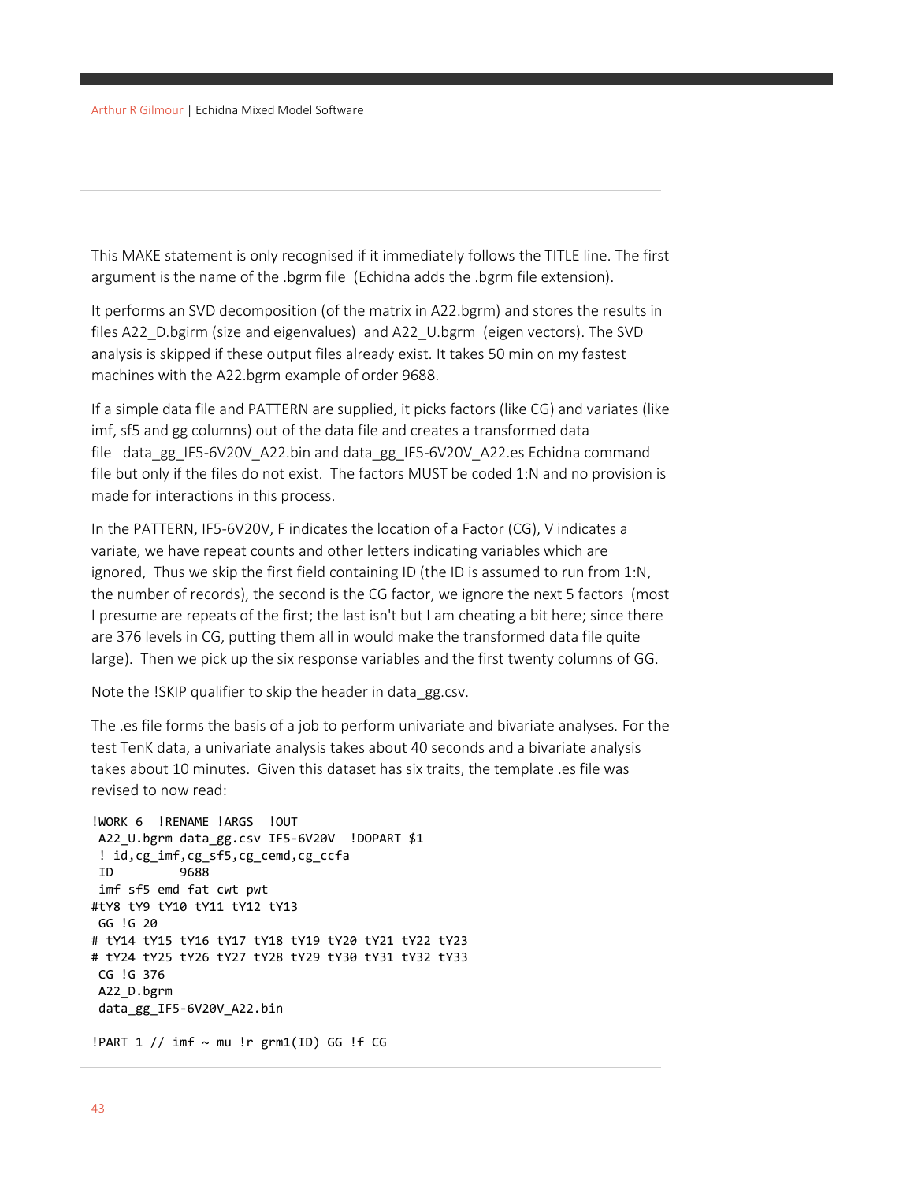This MAKE statement is only recognised if it immediately follows the TITLE line. The first argument is the name of the .bgrm file (Echidna adds the .bgrm file extension).

It performs an SVD decomposition (of the matrix in A22.bgrm) and stores the results in files A22_D.bgirm (size and eigenvalues) and A22_U.bgrm (eigen vectors). The SVD analysis is skipped if these output files already exist. It takes 50 min on my fastest machines with the A22.bgrm example of order 9688.

If a simple data file and PATTERN are supplied, it picks factors (like CG) and variates (like imf, sf5 and gg columns) out of the data file and creates a transformed data file data_gg_IF5-6V20V_A22.bin and data_gg_IF5-6V20V_A22.es Echidna command file but only if the files do not exist. The factors MUST be coded 1:N and no provision is made for interactions in this process.

In the PATTERN, IF5-6V20V, F indicates the location of a Factor (CG), V indicates a variate, we have repeat counts and other letters indicating variables which are ignored, Thus we skip the first field containing ID (the ID is assumed to run from 1:N, the number of records), the second is the CG factor, we ignore the next 5 factors (most I presume are repeats of the first; the last isn't but I am cheating a bit here; since there are 376 levels in CG, putting them all in would make the transformed data file quite large). Then we pick up the six response variables and the first twenty columns of GG.

Note the !SKIP qualifier to skip the header in data_gg.csv.

The .es file forms the basis of a job to perform univariate and bivariate analyses. For the test TenK data, a univariate analysis takes about 40 seconds and a bivariate analysis takes about 10 minutes. Given this dataset has six traits, the template .es file was revised to now read:

```
!WORK 6  !RENAME !ARGS  !OUT
 A22_U.bgrm data_gg.csv IF5-6V20V  !DOPART $1
 ! id,cg_imf,cg_sf5,cg_cemd,cg_ccfa
 ID         9688
 imf sf5 emd fat cwt pwt
#tY8 tY9 tY10 tY11 tY12 tY13
 GG !G 20
# tY14 tY15 tY16 tY17 tY18 tY19 tY20 tY21 tY22 tY23
# tY24 tY25 tY26 tY27 tY28 tY29 tY30 tY31 tY32 tY33
 CG !G 376
 A22_D.bgrm
 data_gg_IF5-6V20V_A22.bin

!PART 1 // imf ~ mu !r grm1(ID) GG !f CG
```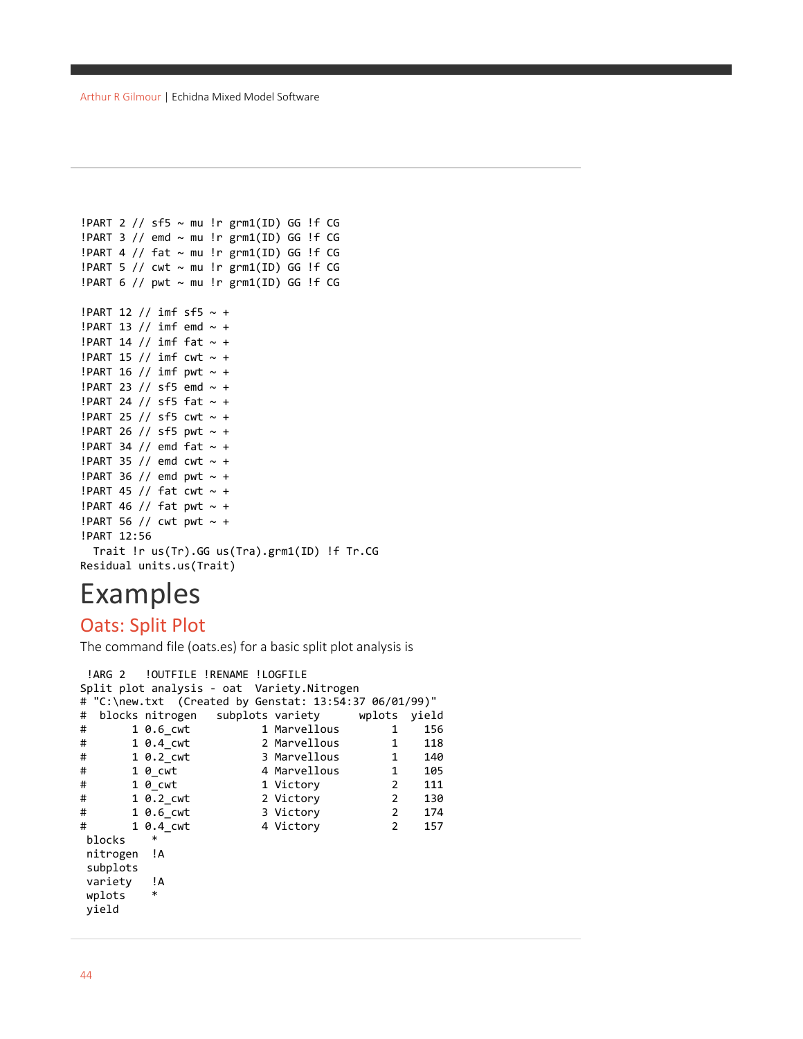```
!PART 2 // sf5 ~ mu !r grm1(ID) GG !f CG
!PART 3 // emd ~ mu !r grm1(ID) GG !f CG
!PART 4 // fat ~ mu !r grm1(ID) GG !f CG
!PART 5 // cwt ~ mu !r grm1(ID) GG !f CG
!PART 6 // pwt ~ mu !r grm1(ID) GG !f CG

!PART 12 // imf sf5 ~ +
!PART 13 // imf emd ~ +
!PART 14 // imf fat ~ +
!PART 15 // imf cwt ~ +
!PART 16 // imf pwt ~ +
!PART 23 // sf5 emd ~ +
!PART 24 // sf5 fat ~ +
!PART 25 // sf5 cwt ~ +
!PART 26 // sf5 pwt ~ +
!PART 34 // emd fat ~ +
!PART 35 // emd cwt ~ +
!PART 36 // emd pwt ~ +
!PART 45 // fat cwt ~ +
!PART 46 // fat pwt ~ +
!PART 56 // cwt pwt ~ +
!PART 12:56
  Trait !r us(Tr).GG us(Tra).grm1(ID) !f Tr.CG
Residual units.us(Trait)
```

# Examples

## Oats: Split Plot

The command file (oats.es) for a basic split plot analysis is

```
 !ARG 2   !OUTFILE !RENAME !LOGFILE
Split plot analysis - oat  Variety.Nitrogen
# "C:\new.txt  (Created by Genstat: 13:54:37 06/01/99)"
#  blocks nitrogen   subplots variety      wplots  yield
#       1 0.6_cwt           1 Marvellous        1    156
#       1 0.4_cwt           2 Marvellous        1    118
#       1 0.2_cwt           3 Marvellous        1    140
#       1 0_cwt             4 Marvellous        1    105
#       1 0_cwt             1 Victory           2    111
#       1 0.2_cwt           2 Victory           2    130
#       1 0.6_cwt           3 Victory           2    174
#       1 0.4_cwt           4 Victory           2    157
 blocks    *
 nitrogen  !A
 subplots
 variety   !A
 wplots    *
 yield
```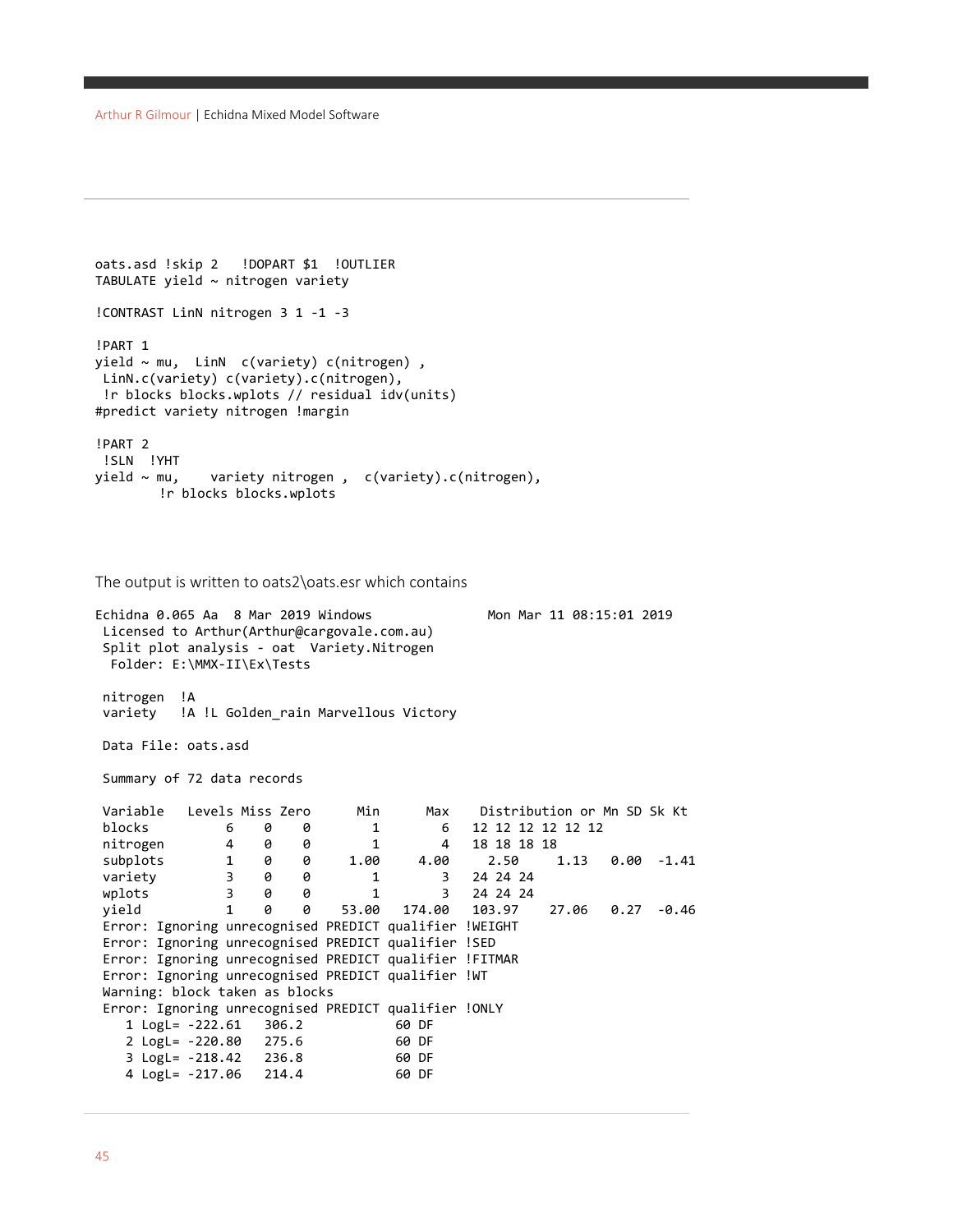```
oats.asd !skip 2   !DOPART $1  !OUTLIER
TABULATE yield ~ nitrogen variety

!CONTRAST LinN nitrogen 3 1 -1 -3

!PART 1
yield ~ mu,  LinN  c(variety) c(nitrogen) ,
 LinN.c(variety) c(variety).c(nitrogen),
 !r blocks blocks.wplots // residual idv(units)
#predict variety nitrogen !margin

!PART 2
 !SLN  !YHT
yield ~ mu,    variety nitrogen ,  c(variety).c(nitrogen),
        !r blocks blocks.wplots
```

The output is written to oats2\oats.esr which contains

```
Echidna 0.065 Aa  8 Mar 2019 Windows              Mon Mar 11 08:15:01 2019
 Licensed to Arthur(Arthur@cargovale.com.au)
 Split plot analysis - oat  Variety.Nitrogen
  Folder: E:\MMX-II\Ex\Tests

 nitrogen  !A
 variety   !A !L Golden_rain Marvellous Victory

 Data File: oats.asd

 Summary of 72 data records

 Variable   Levels Miss Zero      Min      Max    Distribution or Mn SD Sk Kt
 blocks          6    0    0        1        6   12 12 12 12 12 12
 nitrogen        4    0    0        1        4   18 18 18 18
 subplots        1    0    0     1.00     4.00     2.50     1.13    0.00  -1.41
 variety         3    0    0        1        3   24 24 24
 wplots          3    0    0        1        3   24 24 24
 yield           1    0    0    53.00   174.00   103.97    27.06    0.27  -0.46
 Error: Ignoring unrecognised PREDICT qualifier !WEIGHT
 Error: Ignoring unrecognised PREDICT qualifier !SED
 Error: Ignoring unrecognised PREDICT qualifier !FITMAR
 Error: Ignoring unrecognised PREDICT qualifier !WT
 Warning: block taken as blocks
 Error: Ignoring unrecognised PREDICT qualifier !ONLY
    1 LogL= -222.61    306.2            60 DF
    2 LogL= -220.80    275.6            60 DF
    3 LogL= -218.42    236.8            60 DF
    4 LogL= -217.06    214.4            60 DF
```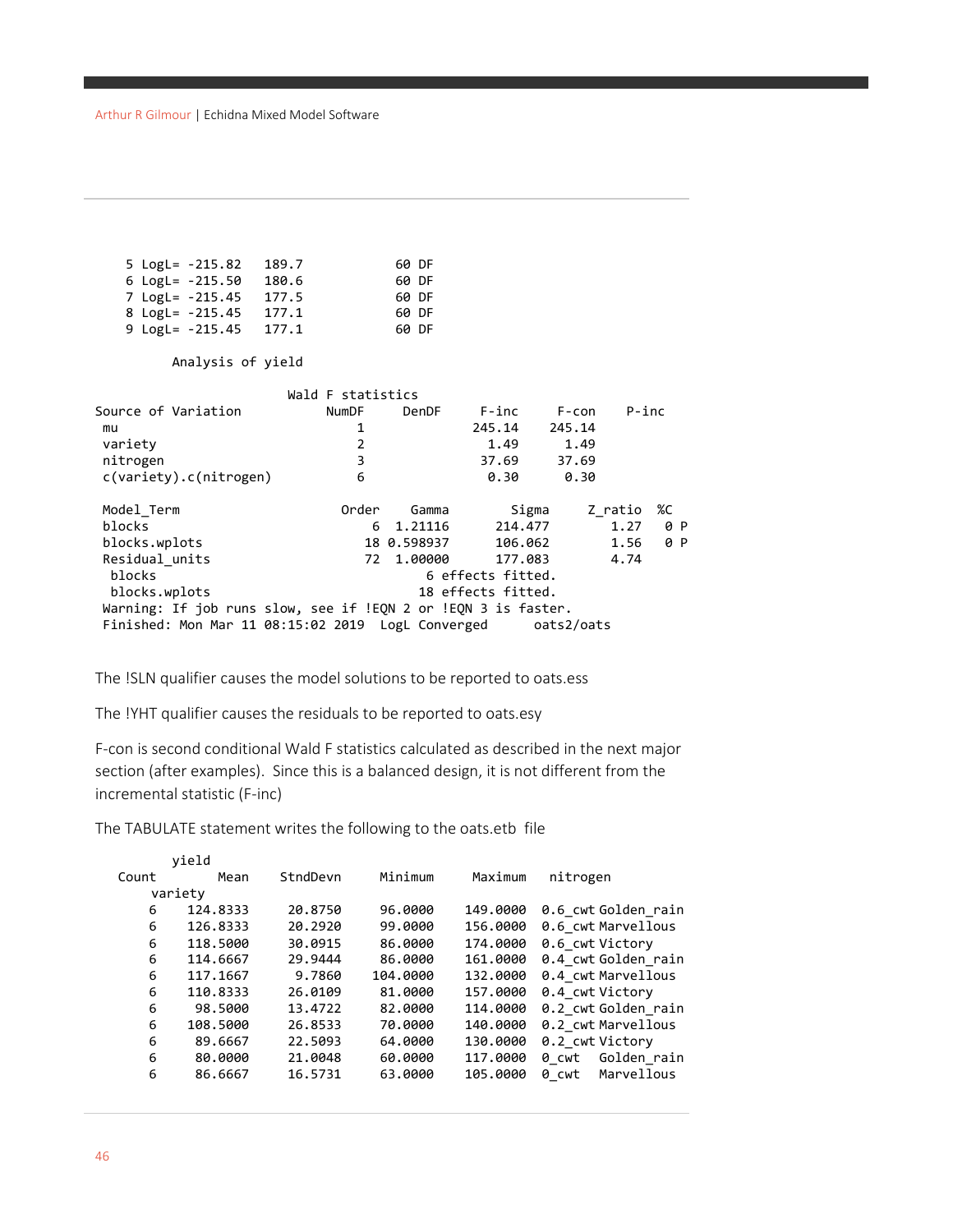```
    5 LogL= -215.82   189.7           60 DF
    6 LogL= -215.50   180.6           60 DF
    7 LogL= -215.45   177.5           60 DF
    8 LogL= -215.45   177.1           60 DF
    9 LogL= -215.45   177.1           60 DF

          Analysis of yield

                          Wald F statistics
Source of Variation           NumDF     DenDF     F-inc     F-con    P-inc
 mu                              1               245.14    245.14
 variety                         2                 1.49      1.49
 nitrogen                        3                37.69     37.69
 c(variety).c(nitrogen)          6                 0.30      0.30

 Model_Term                    Order    Gamma        Sigma     Z_ratio  %C
 blocks                            6  1.21116      214.477        1.27   0 P
 blocks.wplots                    18 0.598937      106.062        1.56   0 P
 Residual_units                   72  1.00000      177.083        4.74
  blocks                              6 effects fitted.
  blocks.wplots                      18 effects fitted.
 Warning: If job runs slow, see if !EQN 2 or !EQN 3 is faster.
 Finished: Mon Mar 11 08:15:02 2019  LogL Converged      oats2/oats
```

The !SLN qualifier causes the model solutions to be reported to oats.ess

The !YHT qualifier causes the residuals to be reported to oats.esy

F-con is second conditional Wald F statistics calculated as described in the next major section (after examples). Since this is a balanced design, it is not different from the incremental statistic (F-inc)

The TABULATE statement writes the following to the oats.etb file

```
          yield
   Count        Mean     StndDevn     Minimum     Maximum    nitrogen
        variety
       6    124.8333     20.8750     96.0000    149.0000   0.6_cwt Golden_rain
       6    126.8333     20.2920     99.0000    156.0000   0.6_cwt Marvellous
       6    118.5000     30.0915     86.0000    174.0000   0.6_cwt Victory
       6    114.6667     29.9444     86.0000    161.0000   0.4_cwt Golden_rain
       6    117.1667      9.7860    104.0000    132.0000   0.4_cwt Marvellous
       6    110.8333     26.0109     81.0000    157.0000   0.4_cwt Victory
       6     98.5000     13.4722     82.0000    114.0000   0.2_cwt Golden_rain
       6    108.5000     26.8533     70.0000    140.0000   0.2_cwt Marvellous
       6     89.6667     22.5093     64.0000    130.0000   0.2_cwt Victory
       6     80.0000     21.0048     60.0000    117.0000   0_cwt   Golden_rain
       6     86.6667     16.5731     63.0000    105.0000   0_cwt   Marvellous
```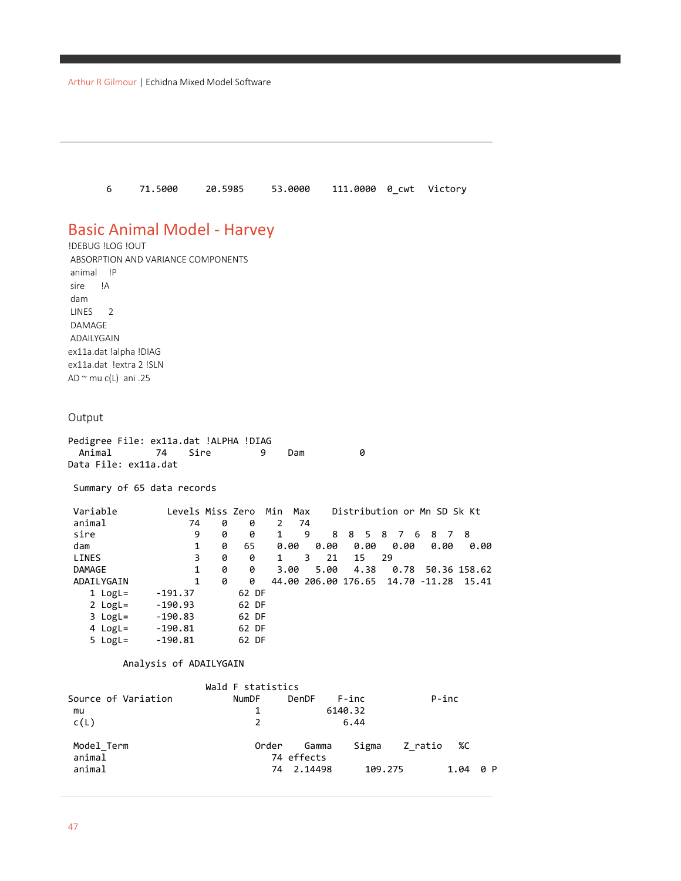```
      6     71.5000     20.5985     53.0000     111.0000  0_cwt   Victory
```

## Basic Animal Model - Harvey

```
!DEBUG !LOG !OUT
 ABSORPTION AND VARIANCE COMPONENTS
 animal    !P
 sire      !A
 dam
 LINES     2
 DAMAGE
 ADAILYGAIN
ex11a.dat !alpha !DIAG
ex11a.dat  !extra 2 !SLN
AD ~ mu c(L)  ani .25
```

### Output

```
Pedigree File: ex11a.dat !ALPHA !DIAG
  Animal        74    Sire         9    Dam          0
Data File: ex11a.dat

 Summary of 65 data records

 Variable         Levels Miss Zero  Min  Max    Distribution or Mn SD Sk Kt
 animal              74    0    0    2   74
 sire                 9    0    0    1    9    8  8  5  8  7  6  8  7  8
 dam                  1    0   65    0.00   0.00   0.00   0.00   0.00   0.00
 LINES                3    0    0    1    3   21   15   29
 DAMAGE               1    0    0    3.00   5.00   4.38   0.78  50.36 158.62
 ADAILYGAIN           1    0    0   44.00 206.00 176.65  14.70 -11.28  15.41
    1 LogL=     -191.37        62 DF
    2 LogL=     -190.93        62 DF
    3 LogL=     -190.83        62 DF
    4 LogL=     -190.81        62 DF
    5 LogL=     -190.81        62 DF

          Analysis of ADAILYGAIN

                          Wald F statistics
Source of Variation           NumDF     DenDF    F-inc            P-inc
 mu                              1           6140.32
 c(L)                            2              6.44

 Model_Term                     Order    Gamma     Sigma    Z_ratio   %C
 animal                            74 effects
 animal                            74  2.14498      109.275        1.04  0 P
```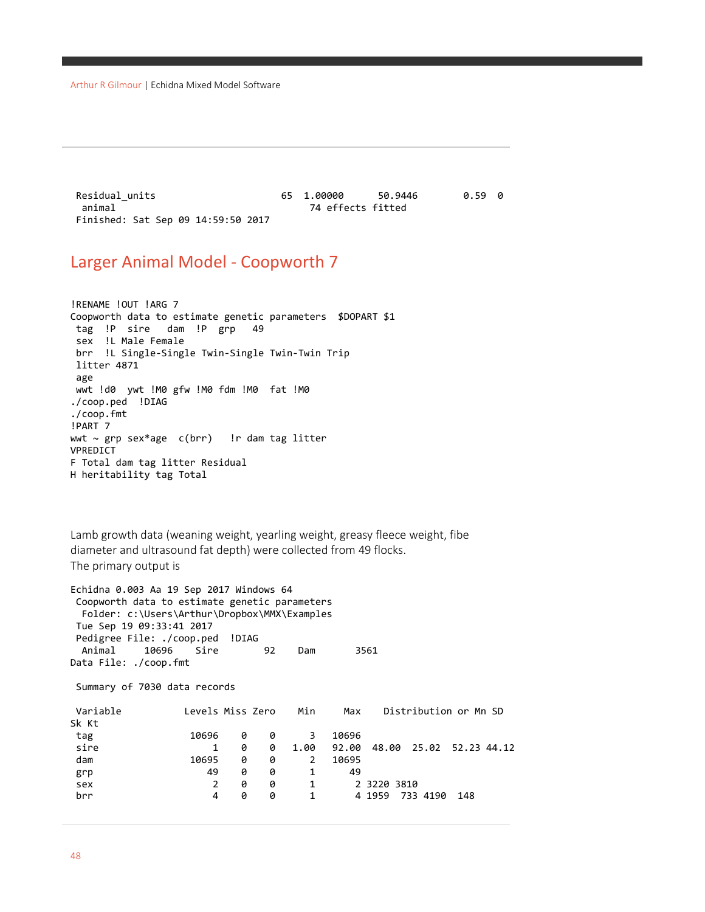```
 Residual_units                     65  1.00000      50.9446        0.59  0
  animal                                 74 effects fitted
 Finished: Sat Sep 09 14:59:50 2017
```

## Larger Animal Model - Coopworth 7

```
!RENAME !OUT !ARG 7
Coopworth data to estimate genetic parameters  $DOPART $1
 tag  !P  sire   dam  !P  grp   49
 sex  !L Male Female
 brr  !L Single-Single Twin-Single Twin-Twin Trip
 litter 4871
 age
 wwt !d0  ywt !M0 gfw !M0 fdm !M0  fat !M0
./coop.ped  !DIAG
./coop.fmt
!PART 7
wwt ~ grp sex*age  c(brr)   !r dam tag litter
VPREDICT
F Total dam tag litter Residual
H heritability tag Total
```

Lamb growth data (weaning weight, yearling weight, greasy fleece weight, fibe diameter and ultrasound fat depth) were collected from 49 flocks.
The primary output is

```
Echidna 0.003 Aa 19 Sep 2017 Windows 64
 Coopworth data to estimate genetic parameters
  Folder: c:\Users\Arthur\Dropbox\MMX\Examples
 Tue Sep 19 09:33:41 2017
 Pedigree File: ./coop.ped  !DIAG
  Animal     10696    Sire        92    Dam       3561
Data File: ./coop.fmt

 Summary of 7030 data records

 Variable           Levels Miss Zero    Min     Max    Distribution or Mn SD
Sk Kt
 tag                 10696    0    0      3   10696
 sire                    1    0    0   1.00   92.00  48.00  25.02  52.23 44.12
 dam                 10695    0    0      2   10695
 grp                    49    0    0      1      49
 sex                     2    0    0      1       2 3220 3810
 brr                     4    0    0      1       4 1959  733 4190  148
```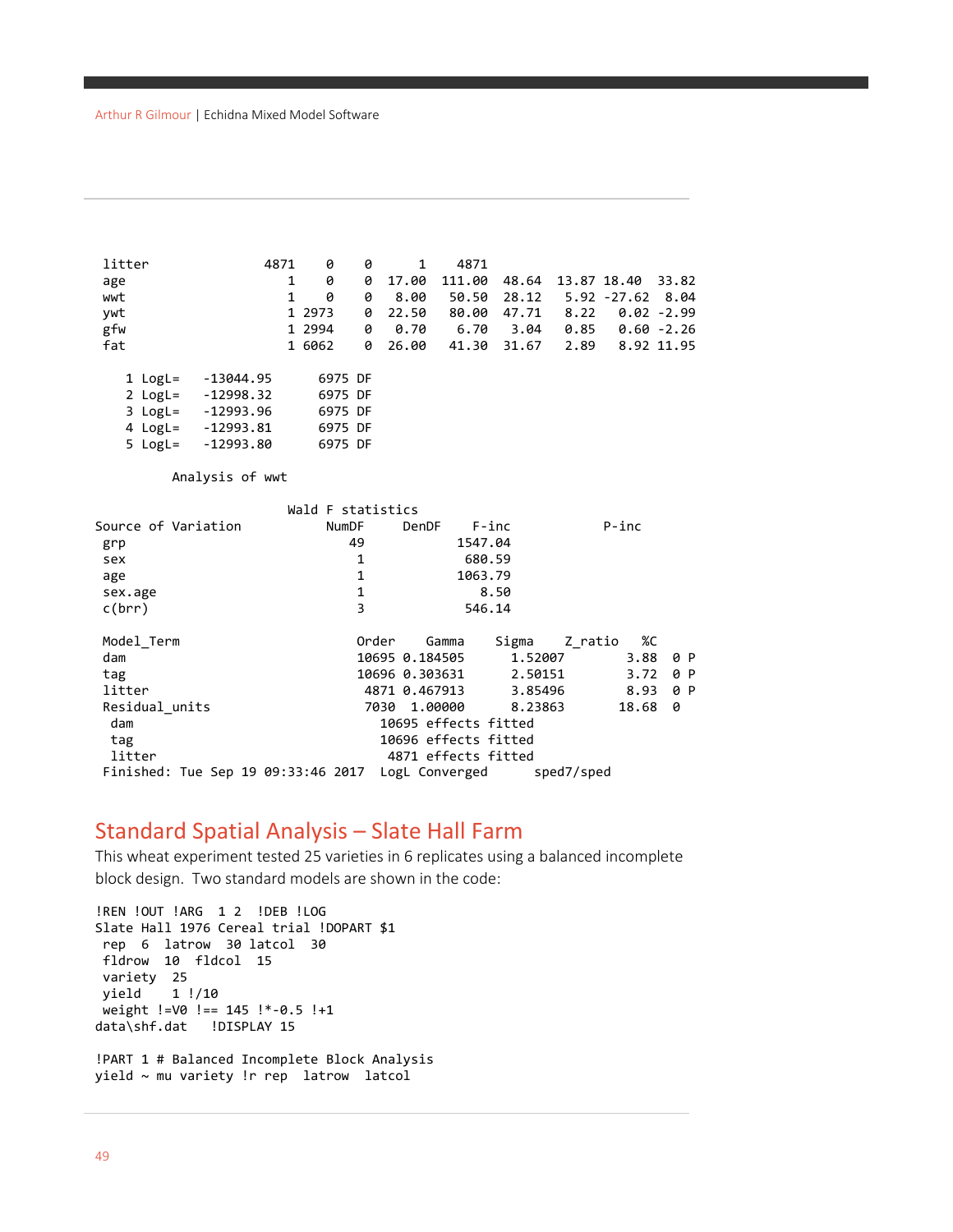```
 litter              4871    0    0      1    4871
 age                    1    0    0  17.00  111.00  48.64  13.87 18.40  33.82
 wwt                    1    0    0   8.00   50.50  28.12   5.92 -27.62  8.04
 ywt                    1 2973    0  22.50   80.00  47.71   8.22   0.02 -2.99
 gfw                    1 2994    0   0.70    6.70   3.04   0.85   0.60 -2.26
 fat                    1 6062    0  26.00   41.30  31.67   2.89   8.92 11.95

    1 LogL=   -13044.95      6975 DF
    2 LogL=   -12998.32      6975 DF
    3 LogL=   -12993.96      6975 DF
    4 LogL=   -12993.81      6975 DF
    5 LogL=   -12993.80      6975 DF

          Analysis of wwt

                         Wald F statistics
Source of Variation           NumDF     DenDF     F-inc            P-inc
 grp                             49             1547.04
 sex                              1              680.59
 age                              1             1063.79
 sex.age                          1                8.50
 c(brr)                           3              546.14

 Model_Term                      Order    Gamma    Sigma    Z_ratio   %C
 dam                             10695 0.184505      1.52007        3.88  0 P
 tag                             10696 0.303631      2.50151        3.72  0 P
 litter                           4871 0.467913      3.85496        8.93  0 P
 Residual_units                    7030  1.00000      8.23863       18.68  0
  dam                               10695 effects fitted
  tag                               10696 effects fitted
  litter                             4871 effects fitted
 Finished: Tue Sep 19 09:33:46 2017  LogL Converged      sped7/sped
```

## Standard Spatial Analysis – Slate Hall Farm

This wheat experiment tested 25 varieties in 6 replicates using a balanced incomplete block design. Two standard models are shown in the code:

```
!REN !OUT !ARG  1 2  !DEB !LOG
Slate Hall 1976 Cereal trial !DOPART $1
 rep  6  latrow  30 latcol  30
 fldrow  10  fldcol  15
 variety  25
 yield    1 !/10
 weight !=V0 !== 145 !*-0.5 !+1
data\shf.dat   !DISPLAY 15

!PART 1 # Balanced Incomplete Block Analysis
yield ~ mu variety !r rep  latrow  latcol
```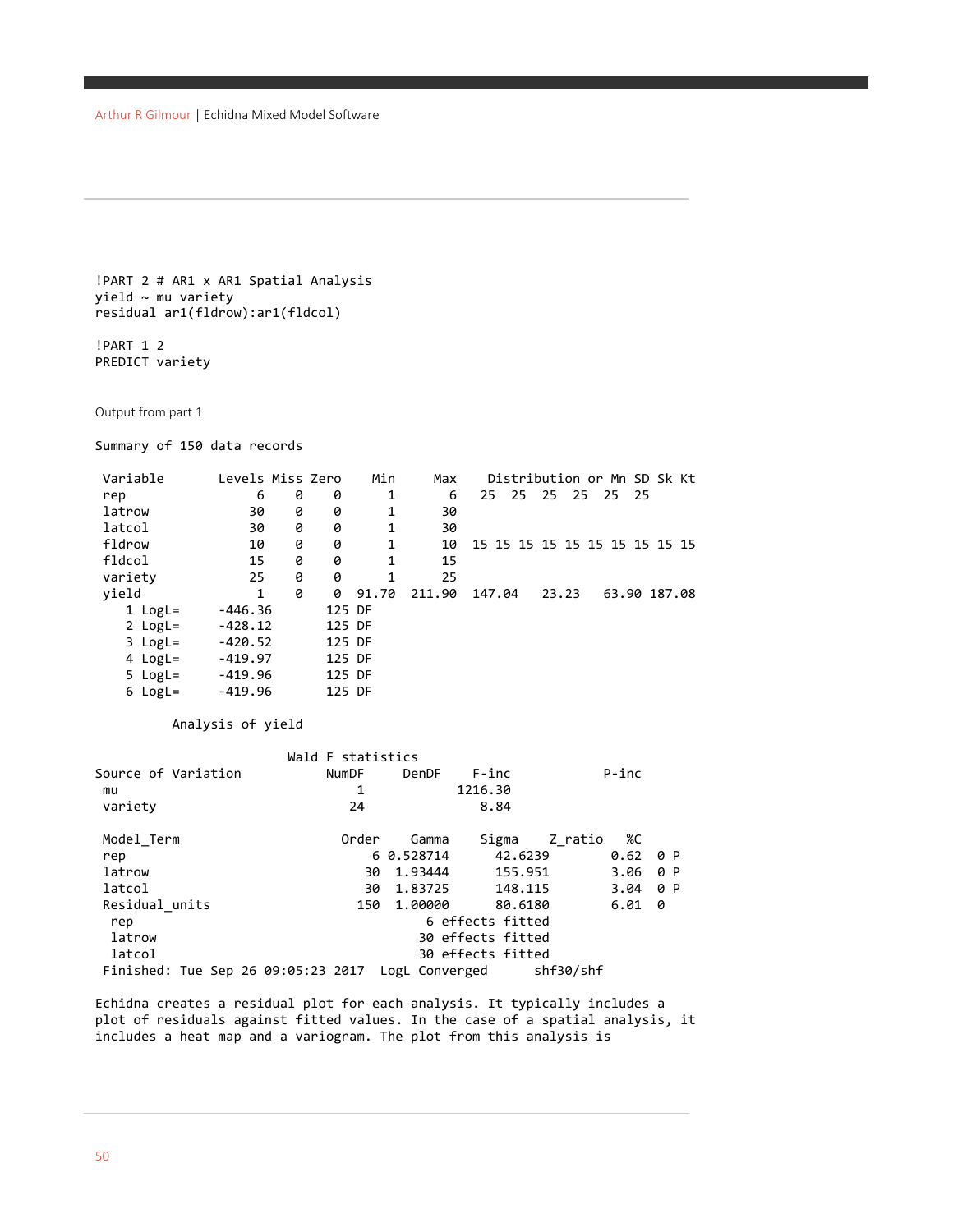```
!PART 2 # AR1 x AR1 Spatial Analysis
yield ~ mu variety
residual ar1(fldrow):ar1(fldcol)

!PART 1 2
PREDICT variety
```

Output from part 1

```
Summary of 150 data records

 Variable       Levels Miss Zero    Min     Max    Distribution or Mn SD Sk Kt
 rep                 6    0    0      1       6   25   25   25   25   25   25
 latrow             30    0    0      1      30
 latcol             30    0    0      1      30
 fldrow             10    0    0      1      10  15 15 15 15 15 15 15 15 15 15
 fldcol             15    0    0      1      15
 variety            25    0    0      1      25
 yield               1    0    0  91.70  211.90  147.04    23.23   63.90 187.08
    1 LogL=      -446.36       125 DF
    2 LogL=      -428.12       125 DF
    3 LogL=      -420.52       125 DF
    4 LogL=      -419.97       125 DF
    5 LogL=      -419.96       125 DF
    6 LogL=      -419.96       125 DF

          Analysis of yield

                          Wald F statistics
Source of Variation           NumDF      DenDF     F-inc             P-inc
 mu                              1           1216.30
 variety                        24              8.84

 Model_Term                    Order    Gamma     Sigma    Z_ratio   %C
 rep                               6 0.528714      42.6239       0.62  0 P
 latrow                           30  1.93444      155.951       3.06  0 P
 latcol                           30  1.83725      148.115       3.04  0 P
 Residual_units                  150  1.00000      80.6180       6.01  0
  rep                                     6 effects fitted
  latrow                                 30 effects fitted
  latcol                                 30 effects fitted
 Finished: Tue Sep 26 09:05:23 2017  LogL Converged      shf30/shf
```

```
Echidna creates a residual plot for each analysis. It typically includes a
plot of residuals against fitted values. In the case of a spatial analysis, it
includes a heat map and a variogram. The plot from this analysis is
```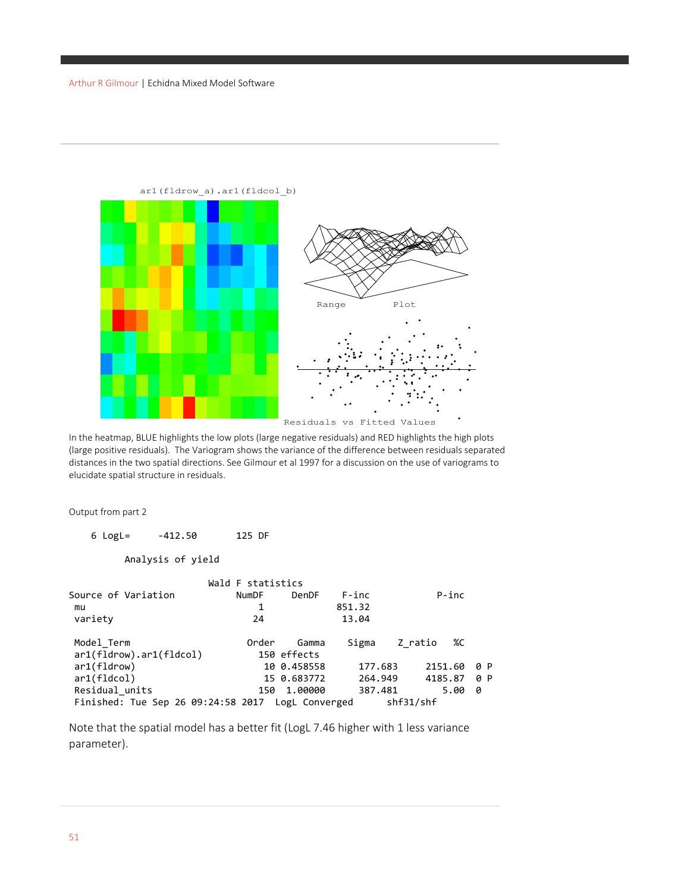In the heatmap, BLUE highlights the low plots (large negative residuals) and RED highlights the high plots (large positive residuals). The Variogram shows the variance of the difference between residuals separated distances in the two spatial directions. See Gilmour et al 1997 for a discussion on the use of variograms to elucidate spatial structure in residuals.

Output from part 2

```
    6 LogL=      -412.50       125 DF

          Analysis of yield

                         Wald F statistics
Source of Variation           NumDF      DenDF     F-inc              P-inc
 mu                              1               851.32
 variety                        24                13.04

 Model_Term                    Order    Gamma     Sigma     Z_ratio   %C
 ar1(fldrow).ar1(fldcol)         150 effects
 ar1(fldrow)                      10 0.458558     177.683     2151.60   0 P
 ar1(fldcol)                      15 0.683772     264.949     4185.87   0 P
 Residual_units                  150  1.00000     387.481        5.00   0
 Finished: Tue Sep 26 09:24:58 2017  LogL Converged       shf31/shf
```

Note that the spatial model has a better fit (LogL 7.46 higher with 1 less variance parameter).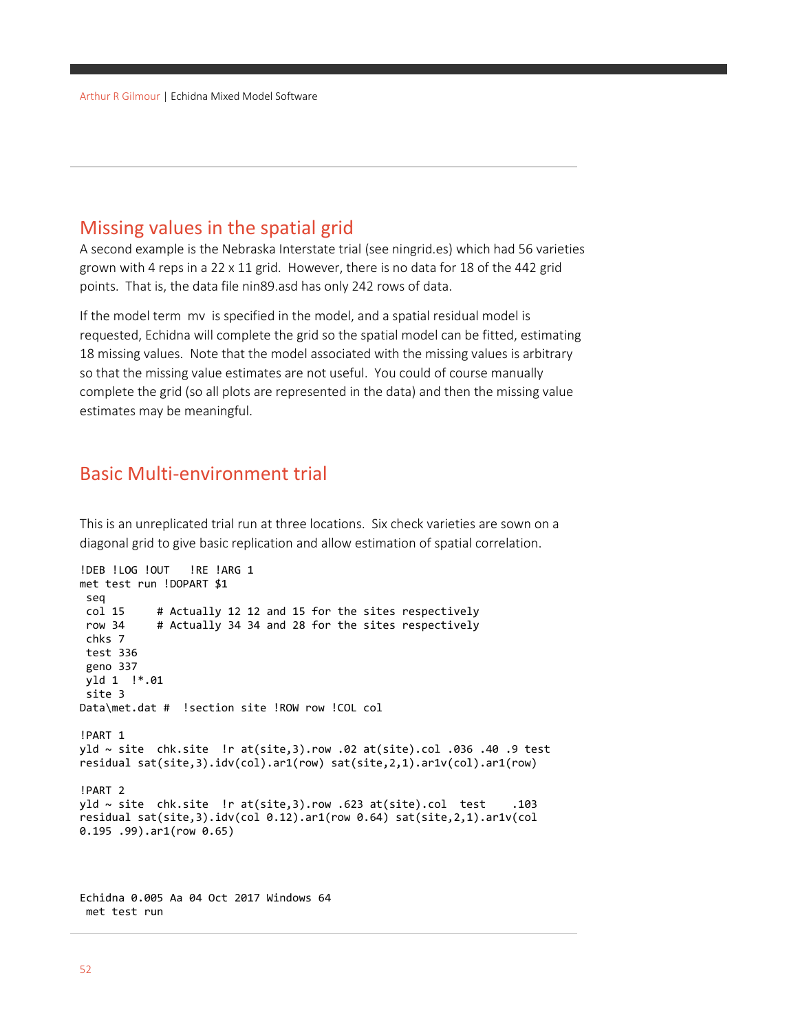## Missing values in the spatial grid

A second example is the Nebraska Interstate trial (see ningrid.es) which had 56 varieties grown with 4 reps in a 22 x 11 grid. However, there is no data for 18 of the 442 grid points. That is, the data file nin89.asd has only 242 rows of data.

If the model term mv is specified in the model, and a spatial residual model is requested, Echidna will complete the grid so the spatial model can be fitted, estimating 18 missing values. Note that the model associated with the missing values is arbitrary so that the missing value estimates are not useful. You could of course manually complete the grid (so all plots are represented in the data) and then the missing value estimates may be meaningful.

## Basic Multi-environment trial

This is an unreplicated trial run at three locations. Six check varieties are sown on a diagonal grid to give basic replication and allow estimation of spatial correlation.

```
!DEB !LOG !OUT   !RE !ARG 1
met test run !DOPART $1
 seq
 col 15     # Actually 12 12 and 15 for the sites respectively
 row 34     # Actually 34 34 and 28 for the sites respectively
 chks 7
 test 336
 geno 337
 yld 1  !*.01
 site 3
Data\met.dat #  !section site !ROW row !COL col

!PART 1
yld ~ site  chk.site  !r at(site,3).row .02 at(site).col .036 .40 .9 test
residual sat(site,3).idv(col).ar1(row) sat(site,2,1).ar1v(col).ar1(row)

!PART 2
yld ~ site  chk.site  !r at(site,3).row .623 at(site).col  test    .103
residual sat(site,3).idv(col 0.12).ar1(row 0.64) sat(site,2,1).ar1v(col
0.195 .99).ar1(row 0.65)



Echidna 0.005 Aa 04 Oct 2017 Windows 64
 met test run
```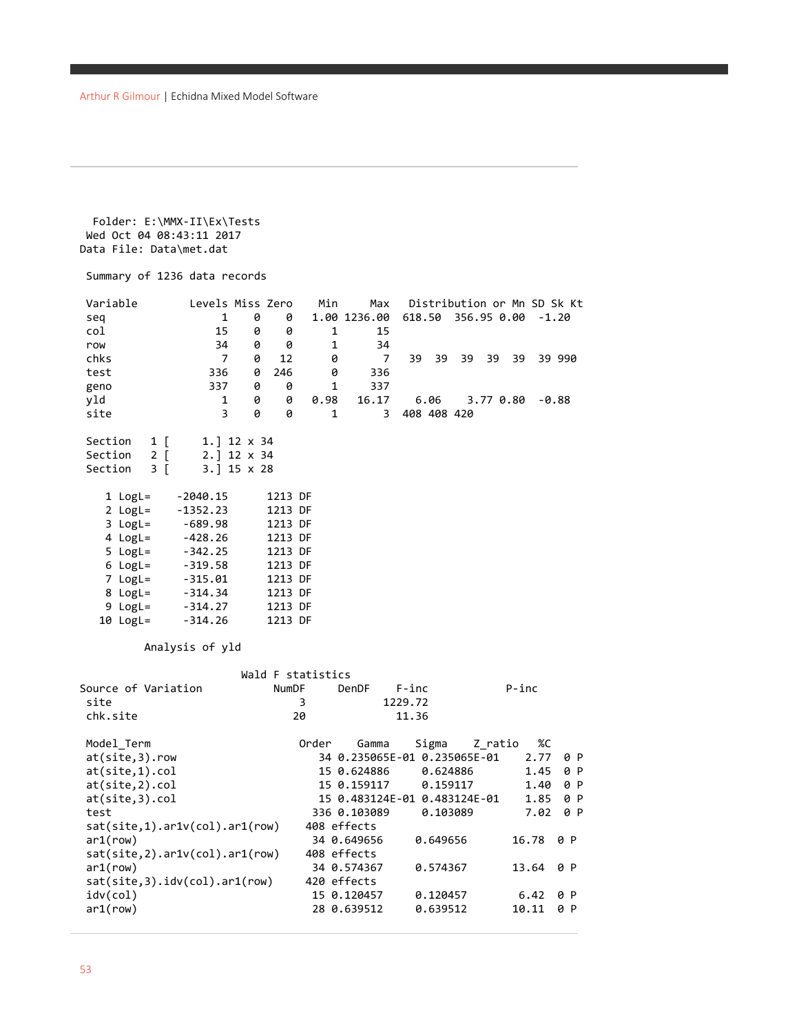```
  Folder: E:\MMX-II\Ex\Tests
 Wed Oct 04 08:43:11 2017
Data File: Data\met.dat

 Summary of 1236 data records

 Variable        Levels Miss Zero    Min     Max   Distribution or Mn SD Sk Kt
 seq                  1    0    0   1.00 1236.00  618.50   356.95 0.00  -1.20
 col                 15    0    0      1      15
 row                 34    0    0      1      34
 chks                 7    0   12      0       7   39  39  39  39  39  39 990
 test               336    0  246      0     336
 geno               337    0    0      1     337
 yld                  1    0    0   0.98   16.17    6.06    3.77 0.80  -0.88
 site                 3    0    0      1       3  408 408 420

 Section   1 [     1.] 12 x 34
 Section   2 [     2.] 12 x 34
 Section   3 [     3.] 15 x 28

    1 LogL=    -2040.15      1213 DF
    2 LogL=    -1352.23      1213 DF
    3 LogL=     -689.98      1213 DF
    4 LogL=     -428.26      1213 DF
    5 LogL=     -342.25      1213 DF
    6 LogL=     -319.58      1213 DF
    7 LogL=     -315.01      1213 DF
    8 LogL=     -314.34      1213 DF
    9 LogL=     -314.27      1213 DF
   10 LogL=     -314.26      1213 DF

         Analysis of yld

                       Wald F statistics
Source of Variation           NumDF     DenDF    F-inc            P-inc
 site                             3          1229.72
 chk.site                        20            11.36

 Model_Term                      Order    Gamma    Sigma    Z_ratio   %C
 at(site,3).row                    34 0.235065E-01 0.235065E-01    2.77  0 P
 at(site,1).col                    15 0.624886     0.624886        1.45  0 P
 at(site,2).col                    15 0.159117     0.159117        1.40  0 P
 at(site,3).col                    15 0.483124E-01 0.483124E-01    1.85  0 P
 test                             336 0.103089     0.103089        7.02  0 P
 sat(site,1).ar1v(col).ar1(row)   408 effects
 ar1(row)                          34 0.649656     0.649656       16.78  0 P
 sat(site,2).ar1v(col).ar1(row)   408 effects
 ar1(row)                          34 0.574367     0.574367       13.64  0 P
 sat(site,3).idv(col).ar1(row)    420 effects
 idv(col)                          15 0.120457     0.120457        6.42  0 P
 ar1(row)                          28 0.639512     0.639512       10.11  0 P
```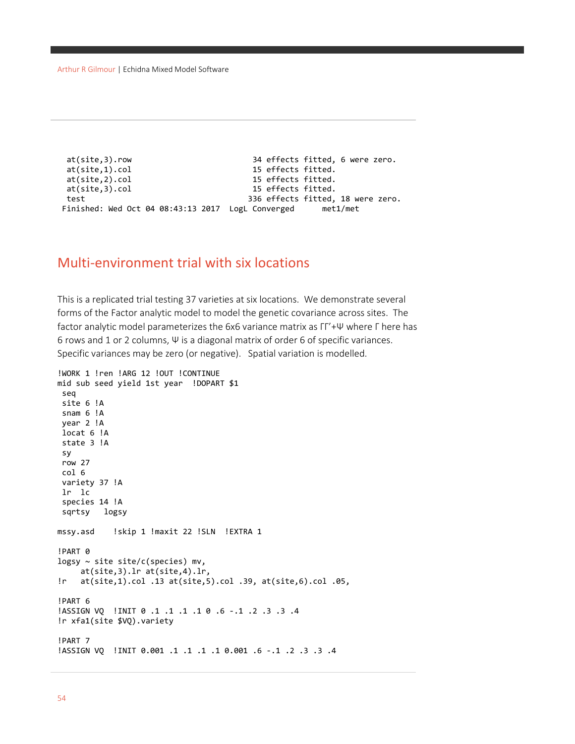```
  at(site,3).row                         34 effects fitted, 6 were zero.
  at(site,1).col                         15 effects fitted.
  at(site,2).col                         15 effects fitted.
  at(site,3).col                         15 effects fitted.
  test                                  336 effects fitted, 18 were zero.
 Finished: Wed Oct 04 08:43:13 2017  LogL Converged      met1/met
```

## Multi-environment trial with six locations

This is a replicated trial testing 37 varieties at six locations. We demonstrate several forms of the Factor analytic model to model the genetic covariance across sites. The factor analytic model parameterizes the 6x6 variance matrix as $\Gamma\Gamma'+\Psi$ where $\Gamma$ here has 6 rows and 1 or 2 columns, $\Psi$ is a diagonal matrix of order 6 of specific variances. Specific variances may be zero (or negative). Spatial variation is modelled.

```
!WORK 1 !ren !ARG 12 !OUT !CONTINUE
mid sub seed yield 1st year  !DOPART $1
 seq
 site 6 !A
 snam 6 !A
 year 2 !A
 locat 6 !A
 state 3 !A
 sy
 row 27
 col 6
 variety 37 !A
 lr  lc
 species 14 !A
 sqrtsy   logsy

mssy.asd    !skip 1 !maxit 22 !SLN  !EXTRA 1

!PART 0
logsy ~ site site/c(species) mv,
     at(site,3).lr at(site,4).lr,
!r   at(site,1).col .13 at(site,5).col .39, at(site,6).col .05,

!PART 6
!ASSIGN VQ  !INIT 0 .1 .1 .1 .1 0 .6 -.1 .2 .3 .3 .4
!r xfa1(site $VQ).variety

!PART 7
!ASSIGN VQ  !INIT 0.001 .1 .1 .1 .1 0.001 .6 -.1 .2 .3 .3 .4
```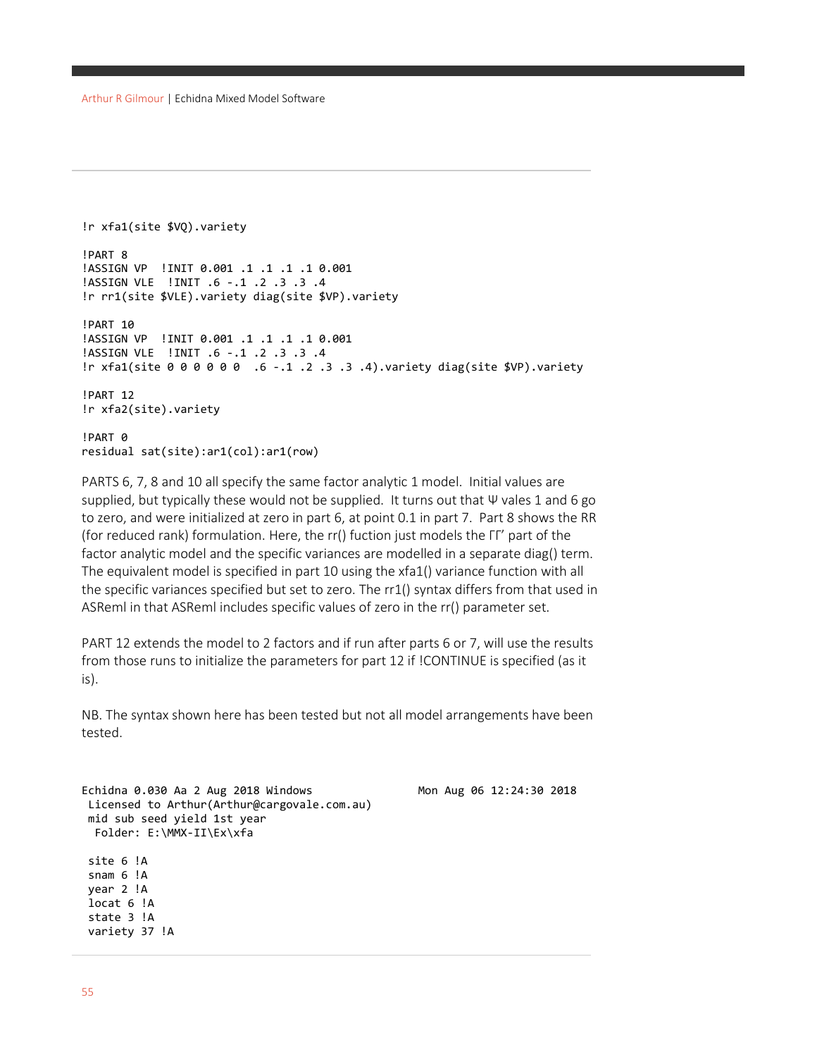```
!r xfa1(site $VQ).variety

!PART 8
!ASSIGN VP  !INIT 0.001 .1 .1 .1 .1 0.001
!ASSIGN VLE  !INIT .6 -.1 .2 .3 .3 .4
!r rr1(site $VLE).variety diag(site $VP).variety

!PART 10
!ASSIGN VP  !INIT 0.001 .1 .1 .1 .1 0.001
!ASSIGN VLE  !INIT .6 -.1 .2 .3 .3 .4
!r xfa1(site 0 0 0 0 0 0  .6 -.1 .2 .3 .3 .4).variety diag(site $VP).variety

!PART 12
!r xfa2(site).variety

!PART 0
residual sat(site):ar1(col):ar1(row)
```

PARTS 6, 7, 8 and 10 all specify the same factor analytic 1 model. Initial values are supplied, but typically these would not be supplied. It turns out that Ψ vales 1 and 6 go to zero, and were initialized at zero in part 6, at point 0.1 in part 7. Part 8 shows the RR (for reduced rank) formulation. Here, the rr() fuction just models the ΓΓ' part of the factor analytic model and the specific variances are modelled in a separate diag() term. The equivalent model is specified in part 10 using the xfa1() variance function with all the specific variances specified but set to zero. The rr1() syntax differs from that used in ASReml in that ASReml includes specific values of zero in the rr() parameter set.

PART 12 extends the model to 2 factors and if run after parts 6 or 7, will use the results from those runs to initialize the parameters for part 12 if !CONTINUE is specified (as it is).

NB. The syntax shown here has been tested but not all model arrangements have been tested.

```
Echidna 0.030 Aa 2 Aug 2018 Windows              Mon Aug 06 12:24:30 2018
 Licensed to Arthur(Arthur@cargovale.com.au)
 mid sub seed yield 1st year
  Folder: E:\MMX-II\Ex\xfa

 site 6 !A
 snam 6 !A
 year 2 !A
 locat 6 !A
 state 3 !A
 variety 37 !A
```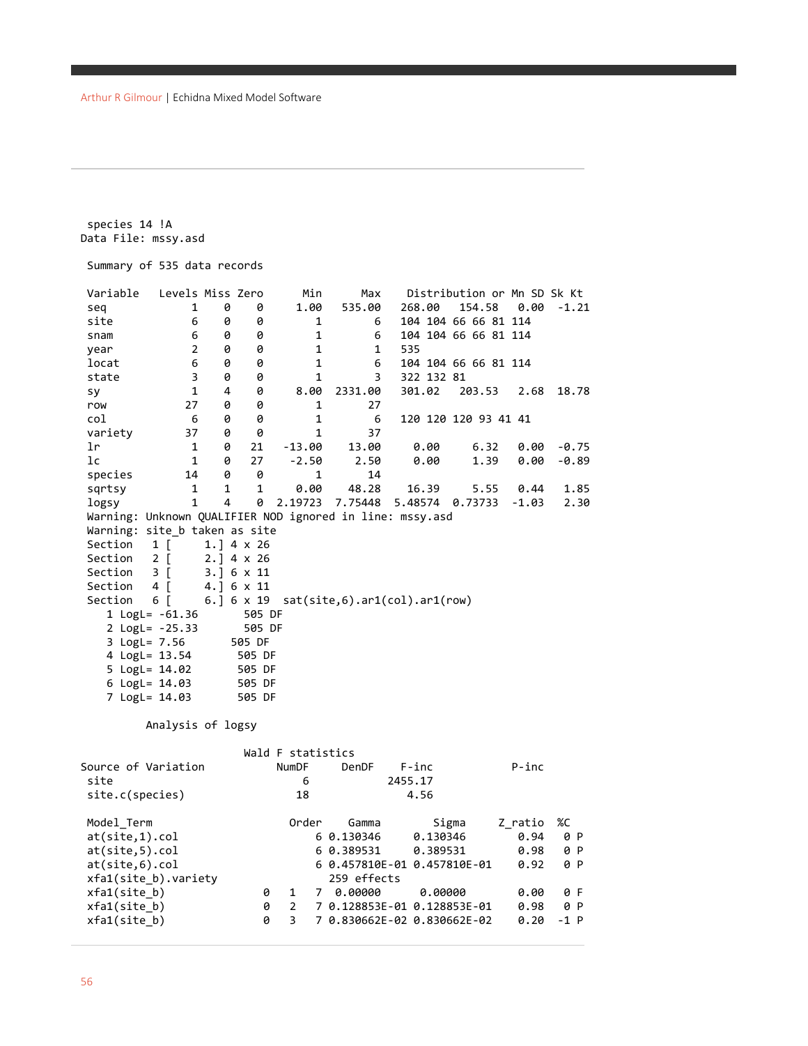```
 species 14 !A
Data File: mssy.asd

 Summary of 535 data records

 Variable   Levels Miss Zero      Min      Max    Distribution or Mn SD Sk Kt
 seq            1    0    0     1.00   535.00   268.00   154.58   0.00  -1.21
 site           6    0    0        1        6   104 104 66 66 81 114
 snam           6    0    0        1        6   104 104 66 66 81 114
 year           2    0    0        1        1   535
 locat          6    0    0        1        6   104 104 66 66 81 114
 state          3    0    0        1        3   322 132 81
 sy             1    4    0     8.00  2331.00   301.02   203.53   2.68  18.78
 row           27    0    0        1       27
 col            6    0    0        1        6   120 120 120 93 41 41
 variety       37    0    0        1       37
 lr             1    0   21   -13.00    13.00     0.00     6.32   0.00  -0.75
 lc             1    0   27    -2.50     2.50     0.00     1.39   0.00  -0.89
 species       14    0    0        1       14
 sqrtsy         1    1    1     0.00    48.28    16.39     5.55   0.44   1.85
 logsy          1    4    0  2.19723  7.75448  5.48574  0.73733  -1.03   2.30
 Warning: Unknown QUALIFIER NOD ignored in line: mssy.asd
 Warning: site_b taken as site
 Section   1 [     1.] 4 x 26
 Section   2 [     2.] 4 x 26
 Section   3 [     3.] 6 x 11
 Section   4 [     4.] 6 x 11
 Section   6 [     6.] 6 x 19  sat(site,6).ar1(col).ar1(row)
    1 LogL= -61.36       505 DF
    2 LogL= -25.33       505 DF
    3 LogL= 7.56       505 DF
    4 LogL= 13.54       505 DF
    5 LogL= 14.02       505 DF
    6 LogL= 14.03       505 DF
    7 LogL= 14.03       505 DF

         Analysis of logsy

                              Wald F statistics
Source of Variation           NumDF     DenDF    F-inc            P-inc
 site                            6           2455.17
 site.c(species)                18              4.56

 Model_Term                    Order    Gamma        Sigma     Z_ratio  %C
 at(site,1).col                    6 0.130346     0.130346       0.94   0 P
 at(site,5).col                    6 0.389531     0.389531       0.98   0 P
 at(site,6).col                    6 0.457810E-01 0.457810E-01   0.92   0 P
 xfa1(site_b).variety               259 effects
 xfa1(site_b)              0   1   7  0.00000      0.00000       0.00   0 F
 xfa1(site_b)              0   2   7 0.128853E-01 0.128853E-01   0.98   0 P
 xfa1(site_b)              0   3   7 0.830662E-02 0.830662E-02   0.20  -1 P
```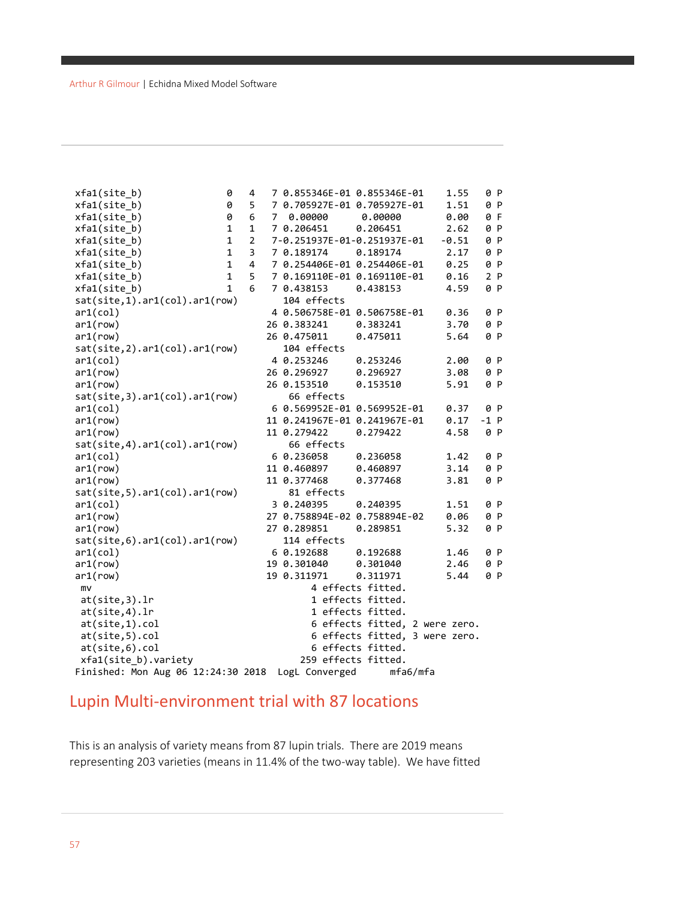```
 xfa1(site_b)              0   4   7 0.855346E-01 0.855346E-01    1.55   0 P
 xfa1(site_b)              0   5   7 0.705927E-01 0.705927E-01    1.51   0 P
 xfa1(site_b)              0   6   7  0.00000      0.00000        0.00   0 F
 xfa1(site_b)              1   1   7 0.206451     0.206451        2.62   0 P
 xfa1(site_b)              1   2   7-0.251937E-01-0.251937E-01   -0.51   0 P
 xfa1(site_b)              1   3   7 0.189174     0.189174        2.17   0 P
 xfa1(site_b)              1   4   7 0.254406E-01 0.254406E-01    0.25   0 P
 xfa1(site_b)              1   5   7 0.169110E-01 0.169110E-01    0.16   2 P
 xfa1(site_b)              1   6   7 0.438153     0.438153        4.59   0 P
 sat(site,1).ar1(col).ar1(row)       104 effects
 ar1(col)                          4 0.506758E-01 0.506758E-01    0.36   0 P
 ar1(row)                         26 0.383241     0.383241        3.70   0 P
 ar1(row)                         26 0.475011     0.475011        5.64   0 P
 sat(site,2).ar1(col).ar1(row)       104 effects
 ar1(col)                          4 0.253246     0.253246        2.00   0 P
 ar1(row)                         26 0.296927     0.296927        3.08   0 P
 ar1(row)                         26 0.153510     0.153510        5.91   0 P
 sat(site,3).ar1(col).ar1(row)        66 effects
 ar1(col)                          6 0.569952E-01 0.569952E-01    0.37   0 P
 ar1(row)                         11 0.241967E-01 0.241967E-01    0.17  -1 P
 ar1(row)                         11 0.279422     0.279422        4.58   0 P
 sat(site,4).ar1(col).ar1(row)        66 effects
 ar1(col)                          6 0.236058     0.236058        1.42   0 P
 ar1(row)                         11 0.460897     0.460897        3.14   0 P
 ar1(row)                         11 0.377468     0.377468        3.81   0 P
 sat(site,5).ar1(col).ar1(row)        81 effects
 ar1(col)                          3 0.240395     0.240395        1.51   0 P
 ar1(row)                         27 0.758894E-02 0.758894E-02    0.06   0 P
 ar1(row)                         27 0.289851     0.289851        5.32   0 P
 sat(site,6).ar1(col).ar1(row)       114 effects
 ar1(col)                          6 0.192688     0.192688        1.46   0 P
 ar1(row)                         19 0.301040     0.301040        2.46   0 P
 ar1(row)                         19 0.311971     0.311971        5.44   0 P
  mv                                    4 effects fitted.
  at(site,3).lr                         1 effects fitted.
  at(site,4).lr                         1 effects fitted.
  at(site,1).col                        6 effects fitted, 2 were zero.
  at(site,5).col                        6 effects fitted, 3 were zero.
  at(site,6).col                        6 effects fitted.
  xfa1(site_b).variety                259 effects fitted.
 Finished: Mon Aug 06 12:24:30 2018  LogL Converged      mfa6/mfa
```

## Lupin Multi-environment trial with 87 locations

This is an analysis of variety means from 87 lupin trials. There are 2019 means representing 203 varieties (means in 11.4% of the two-way table). We have fitted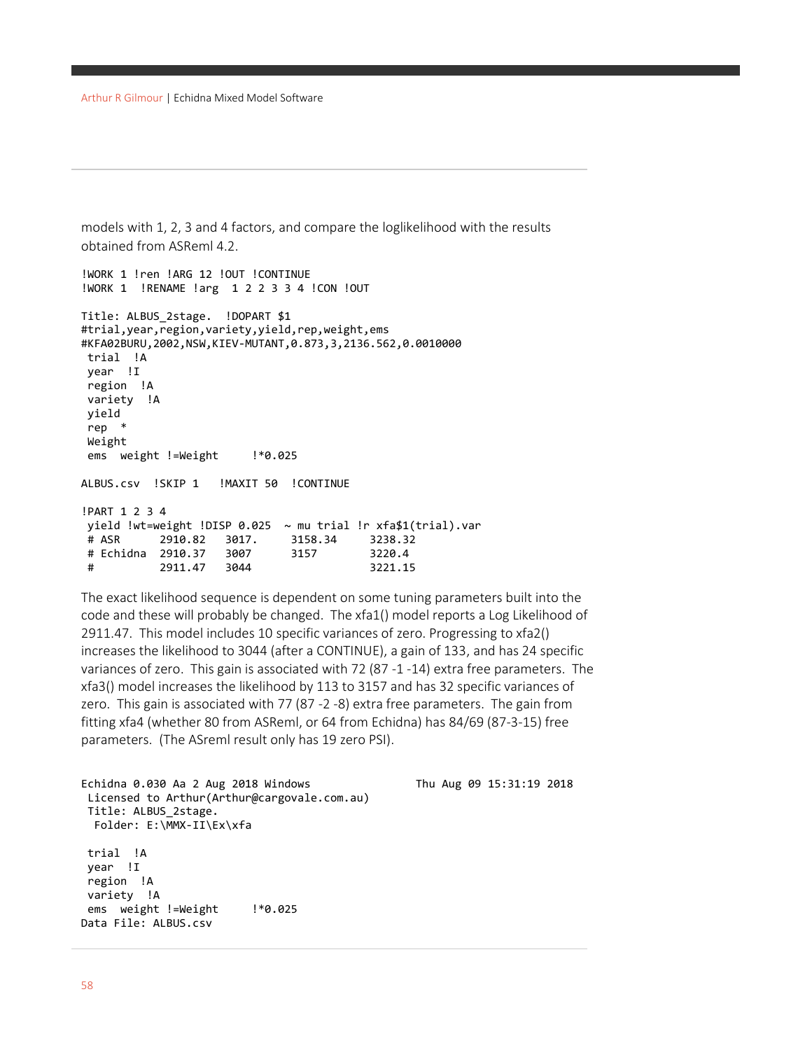models with 1, 2, 3 and 4 factors, and compare the loglikelihood with the results obtained from ASReml 4.2.

```
!WORK 1 !ren !ARG 12 !OUT !CONTINUE
!WORK 1  !RENAME !arg  1 2 2 3 3 4 !CON !OUT

Title: ALBUS_2stage.  !DOPART $1
#trial,year,region,variety,yield,rep,weight,ems
#KFA02BURU,2002,NSW,KIEV-MUTANT,0.873,3,2136.562,0.0010000
 trial  !A
 year  !I
 region  !A
 variety  !A
 yield
 rep  *
 Weight
 ems  weight !=Weight     !*0.025

ALBUS.csv  !SKIP 1   !MAXIT 50  !CONTINUE

!PART 1 2 3 4
 yield !wt=weight !DISP 0.025  ~ mu trial !r xfa$1(trial).var
 # ASR      2910.82   3017.     3158.34     3238.32
 # Echidna  2910.37   3007      3157        3220.4
 #          2911.47   3044                  3221.15
```

The exact likelihood sequence is dependent on some tuning parameters built into the code and these will probably be changed. The xfa1() model reports a Log Likelihood of 2911.47. This model includes 10 specific variances of zero. Progressing to xfa2() increases the likelihood to 3044 (after a CONTINUE), a gain of 133, and has 24 specific variances of zero. This gain is associated with 72 (87 -1 -14) extra free parameters. The xfa3() model increases the likelihood by 113 to 3157 and has 32 specific variances of zero. This gain is associated with 77 (87 -2 -8) extra free parameters. The gain from fitting xfa4 (whether 80 from ASReml, or 64 from Echidna) has 84/69 (87-3-15) free parameters. (The ASreml result only has 19 zero PSI).

```
Echidna 0.030 Aa 2 Aug 2018 Windows               Thu Aug 09 15:31:19 2018
 Licensed to Arthur(Arthur@cargovale.com.au)
 Title: ALBUS_2stage.
  Folder: E:\MMX-II\Ex\xfa

 trial  !A
 year  !I
 region  !A
 variety  !A
 ems  weight !=Weight     !*0.025
Data File: ALBUS.csv
```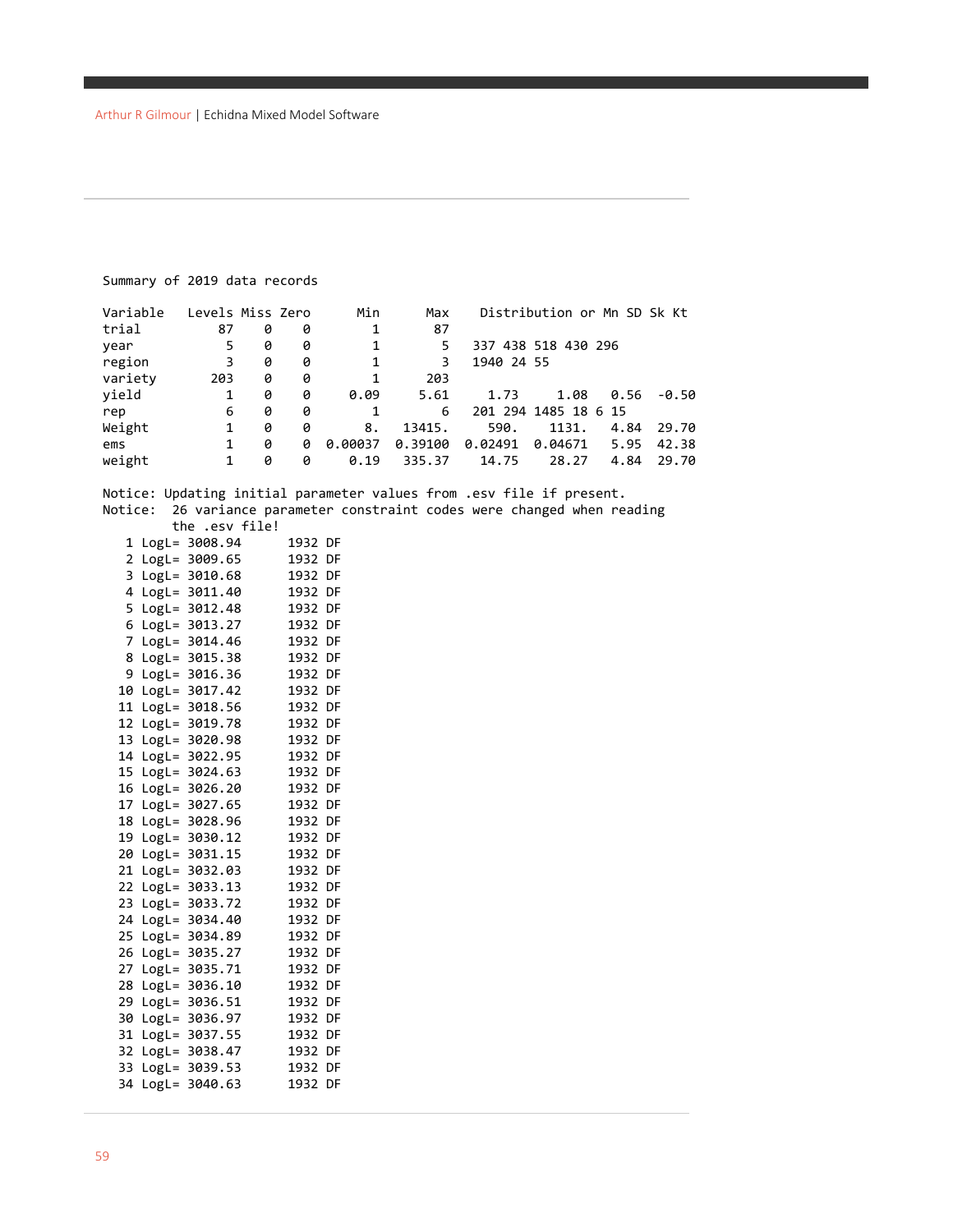```
Summary of 2019 data records

Variable    Levels Miss Zero       Min       Max    Distribution or Mn SD Sk Kt
trial          87    0    0         1        87
year            5    0    0         1         5   337 438 518 430 296
region          3    0    0         1         3   1940 24 55
variety       203    0    0         1       203
yield           1    0    0      0.09      5.61      1.73      1.08    0.56   -0.50
rep             6    0    0         1         6   201 294 1485 18 6 15
Weight          1    0    0        8.    13415.      590.     1131.    4.84   29.70
ems             1    0    0   0.00037   0.39100   0.02491   0.04671    5.95   42.38
weight          1    0    0      0.19    335.37     14.75     28.27    4.84   29.70

Notice: Updating initial parameter values from .esv file if present.
Notice:  26 variance parameter constraint codes were changed when reading
         the .esv file!
    1 LogL= 3008.94      1932 DF
    2 LogL= 3009.65      1932 DF
    3 LogL= 3010.68      1932 DF
    4 LogL= 3011.40      1932 DF
    5 LogL= 3012.48      1932 DF
    6 LogL= 3013.27      1932 DF
    7 LogL= 3014.46      1932 DF
    8 LogL= 3015.38      1932 DF
    9 LogL= 3016.36      1932 DF
   10 LogL= 3017.42      1932 DF
   11 LogL= 3018.56      1932 DF
   12 LogL= 3019.78      1932 DF
   13 LogL= 3020.98      1932 DF
   14 LogL= 3022.95      1932 DF
   15 LogL= 3024.63      1932 DF
   16 LogL= 3026.20      1932 DF
   17 LogL= 3027.65      1932 DF
   18 LogL= 3028.96      1932 DF
   19 LogL= 3030.12      1932 DF
   20 LogL= 3031.15      1932 DF
   21 LogL= 3032.03      1932 DF
   22 LogL= 3033.13      1932 DF
   23 LogL= 3033.72      1932 DF
   24 LogL= 3034.40      1932 DF
   25 LogL= 3034.89      1932 DF
   26 LogL= 3035.27      1932 DF
   27 LogL= 3035.71      1932 DF
   28 LogL= 3036.10      1932 DF
   29 LogL= 3036.51      1932 DF
   30 LogL= 3036.97      1932 DF
   31 LogL= 3037.55      1932 DF
   32 LogL= 3038.47      1932 DF
   33 LogL= 3039.53      1932 DF
   34 LogL= 3040.63      1932 DF
```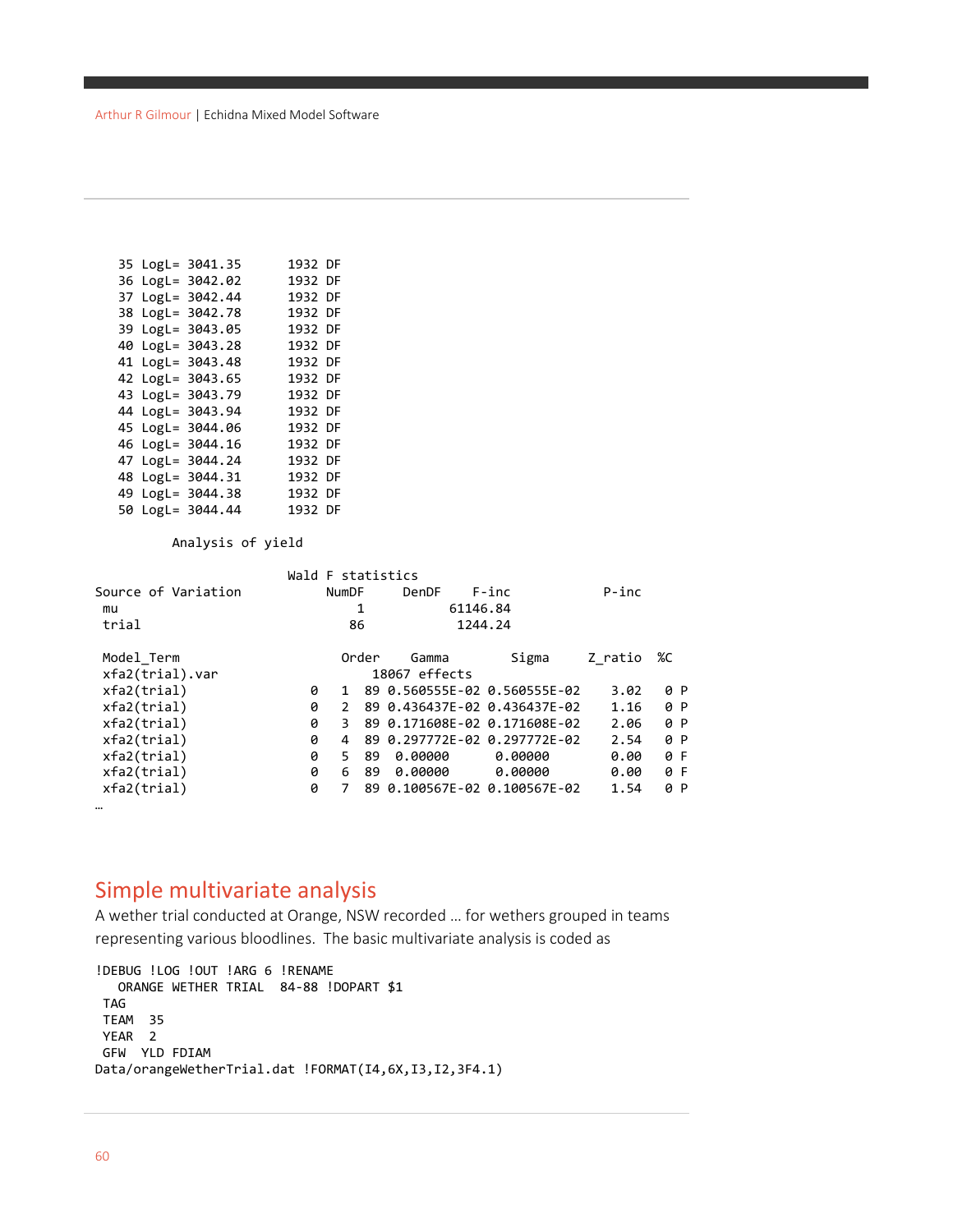```
   35 LogL= 3041.35      1932 DF
   36 LogL= 3042.02      1932 DF
   37 LogL= 3042.44      1932 DF
   38 LogL= 3042.78      1932 DF
   39 LogL= 3043.05      1932 DF
   40 LogL= 3043.28      1932 DF
   41 LogL= 3043.48      1932 DF
   42 LogL= 3043.65      1932 DF
   43 LogL= 3043.79      1932 DF
   44 LogL= 3043.94      1932 DF
   45 LogL= 3044.06      1932 DF
   46 LogL= 3044.16      1932 DF
   47 LogL= 3044.24      1932 DF
   48 LogL= 3044.31      1932 DF
   49 LogL= 3044.38      1932 DF
   50 LogL= 3044.44      1932 DF

        Analysis of yield

                       Wald F statistics
Source of Variation        NumDF     DenDF    F-inc            P-inc
 mu                          1           61146.84
 trial                      86            1244.24

 Model_Term                    Order    Gamma        Sigma     Z_ratio  %C
 xfa2(trial).var                   18067 effects
 xfa2(trial)              0   1  89 0.560555E-02 0.560555E-02    3.02    0 P
 xfa2(trial)              0   2  89 0.436437E-02 0.436437E-02    1.16    0 P
 xfa2(trial)              0   3  89 0.171608E-02 0.171608E-02    2.06    0 P
 xfa2(trial)              0   4  89 0.297772E-02 0.297772E-02    2.54    0 P
 xfa2(trial)              0   5  89  0.00000      0.00000        0.00    0 F
 xfa2(trial)              0   6  89  0.00000      0.00000        0.00    0 F
 xfa2(trial)              0   7  89 0.100567E-02 0.100567E-02    1.54    0 P
…
```

## Simple multivariate analysis

A wether trial conducted at Orange, NSW recorded … for wethers grouped in teams representing various bloodlines. The basic multivariate analysis is coded as

```
!DEBUG !LOG !OUT !ARG 6 !RENAME
   ORANGE WETHER TRIAL  84-88 !DOPART $1
 TAG
 TEAM  35
 YEAR  2
 GFW  YLD FDIAM
Data/orangeWetherTrial.dat !FORMAT(I4,6X,I3,I2,3F4.1)
```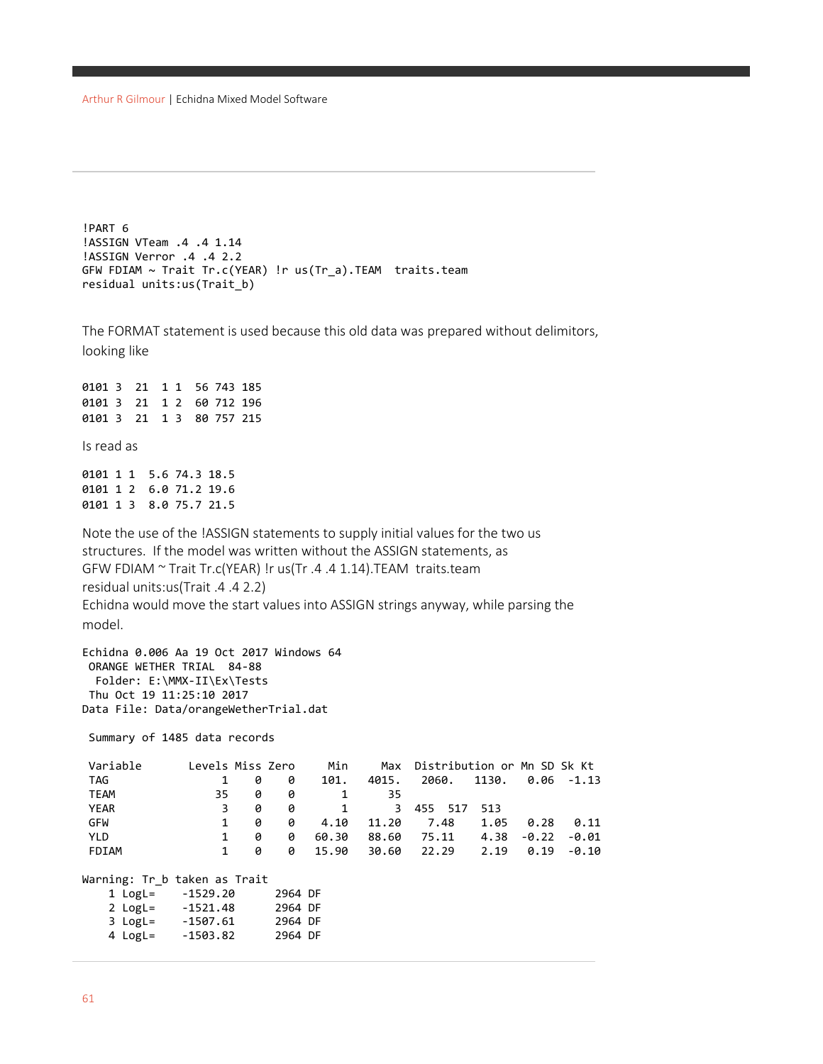```
!PART 6
!ASSIGN VTeam .4 .4 1.14
!ASSIGN Verror .4 .4 2.2
GFW FDIAM ~ Trait Tr.c(YEAR) !r us(Tr_a).TEAM  traits.team
residual units:us(Trait_b)
```

The FORMAT statement is used because this old data was prepared without delimitors, looking like

```
0101 3  21  1 1  56 743 185
0101 3  21  1 2  60 712 196
0101 3  21  1 3  80 757 215
```

Is read as

```
0101 1 1  5.6 74.3 18.5
0101 1 2  6.0 71.2 19.6
0101 1 3  8.0 75.7 21.5
```

Note the use of the !ASSIGN statements to supply initial values for the two us structures. If the model was written without the ASSIGN statements, as
GFW FDIAM ~ Trait Tr.c(YEAR) !r us(Tr .4 .4 1.14).TEAM traits.team
residual units:us(Trait .4 .4 2.2)
Echidna would move the start values into ASSIGN strings anyway, while parsing the model.

```
Echidna 0.006 Aa 19 Oct 2017 Windows 64
 ORANGE WETHER TRIAL  84-88
  Folder: E:\MMX-II\Ex\Tests
 Thu Oct 19 11:25:10 2017
Data File: Data/orangeWetherTrial.dat

 Summary of 1485 data records

 Variable       Levels Miss Zero     Min     Max  Distribution or Mn SD Sk Kt
 TAG                 1    0    0    101.    4015.   2060.   1130.    0.06  -1.13
 TEAM               35    0    0       1      35
 YEAR                3    0    0       1       3  455   517   513
 GFW                 1    0    0    4.10   11.20    7.48    1.05    0.28   0.11
 YLD                 1    0    0   60.30   88.60   75.11    4.38   -0.22  -0.01
 FDIAM               1    0    0   15.90   30.60   22.29    2.19    0.19  -0.10

Warning: Tr_b taken as Trait
    1 LogL=    -1529.20      2964 DF
    2 LogL=    -1521.48      2964 DF
    3 LogL=    -1507.61      2964 DF
    4 LogL=    -1503.82      2964 DF
```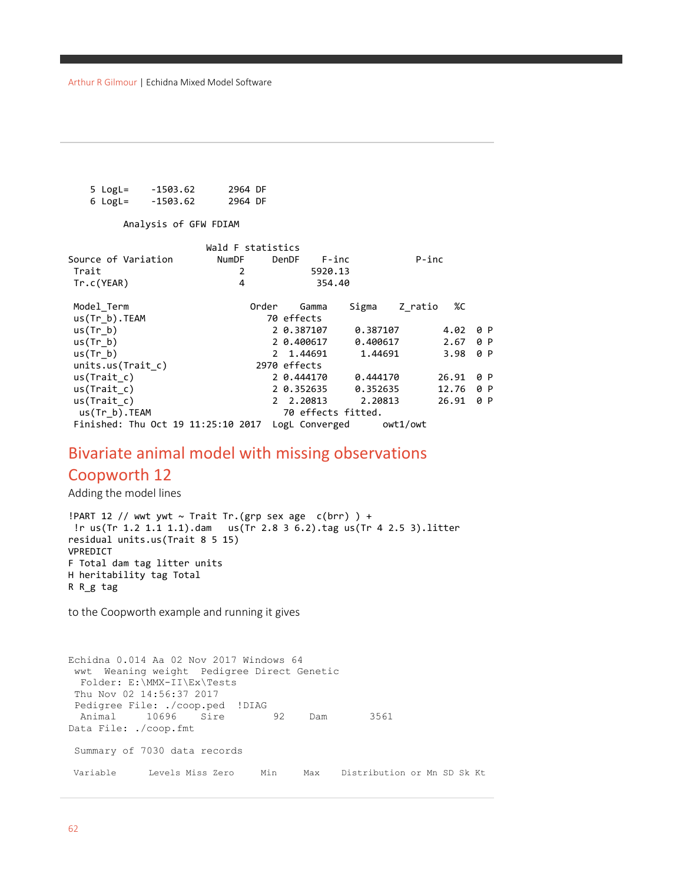```
    5 LogL=    -1503.62      2964 DF
    6 LogL=    -1503.62      2964 DF

         Analysis of GFW FDIAM

                         Wald F statistics
Source of Variation        NumDF     DenDF    F-inc           P-inc
 Trait                         2           5920.13
 Tr.c(YEAR)                    4            354.40

 Model_Term                        Order    Gamma    Sigma    Z_ratio   %C
 us(Tr_b).TEAM                       70 effects
 us(Tr_b)                             2 0.387107     0.387107       4.02  0 P
 us(Tr_b)                             2 0.400617     0.400617       2.67  0 P
 us(Tr_b)                             2  1.44691      1.44691       3.98  0 P
 units.us(Trait_c)                  2970 effects
 us(Trait_c)                          2 0.444170     0.444170      26.91  0 P
 us(Trait_c)                          2 0.352635     0.352635      12.76  0 P
 us(Trait_c)                          2  2.20813      2.20813      26.91  0 P
  us(Tr_b).TEAM                         70 effects fitted.
 Finished: Thu Oct 19 11:25:10 2017  LogL Converged      owt1/owt
```

## Bivariate animal model with missing observations Coopworth 12

Adding the model lines

```
!PART 12 // wwt ywt ~ Trait Tr.(grp sex age  c(brr) ) +
 !r us(Tr 1.2 1.1 1.1).dam   us(Tr 2.8 3 6.2).tag us(Tr 4 2.5 3).litter
residual units.us(Trait 8 5 15)
VPREDICT
F Total dam tag litter units
H heritability tag Total
R R_g tag
```

to the Coopworth example and running it gives

```
Echidna 0.014 Aa 02 Nov 2017 Windows 64
 wwt  Weaning weight  Pedigree Direct Genetic
  Folder: E:\MMX-II\Ex\Tests
 Thu Nov 02 14:56:37 2017
 Pedigree File: ./coop.ped  !DIAG
  Animal     10696    Sire        92    Dam       3561
Data File: ./coop.fmt

 Summary of 7030 data records

 Variable      Levels Miss Zero     Min     Max    Distribution or Mn SD Sk Kt
```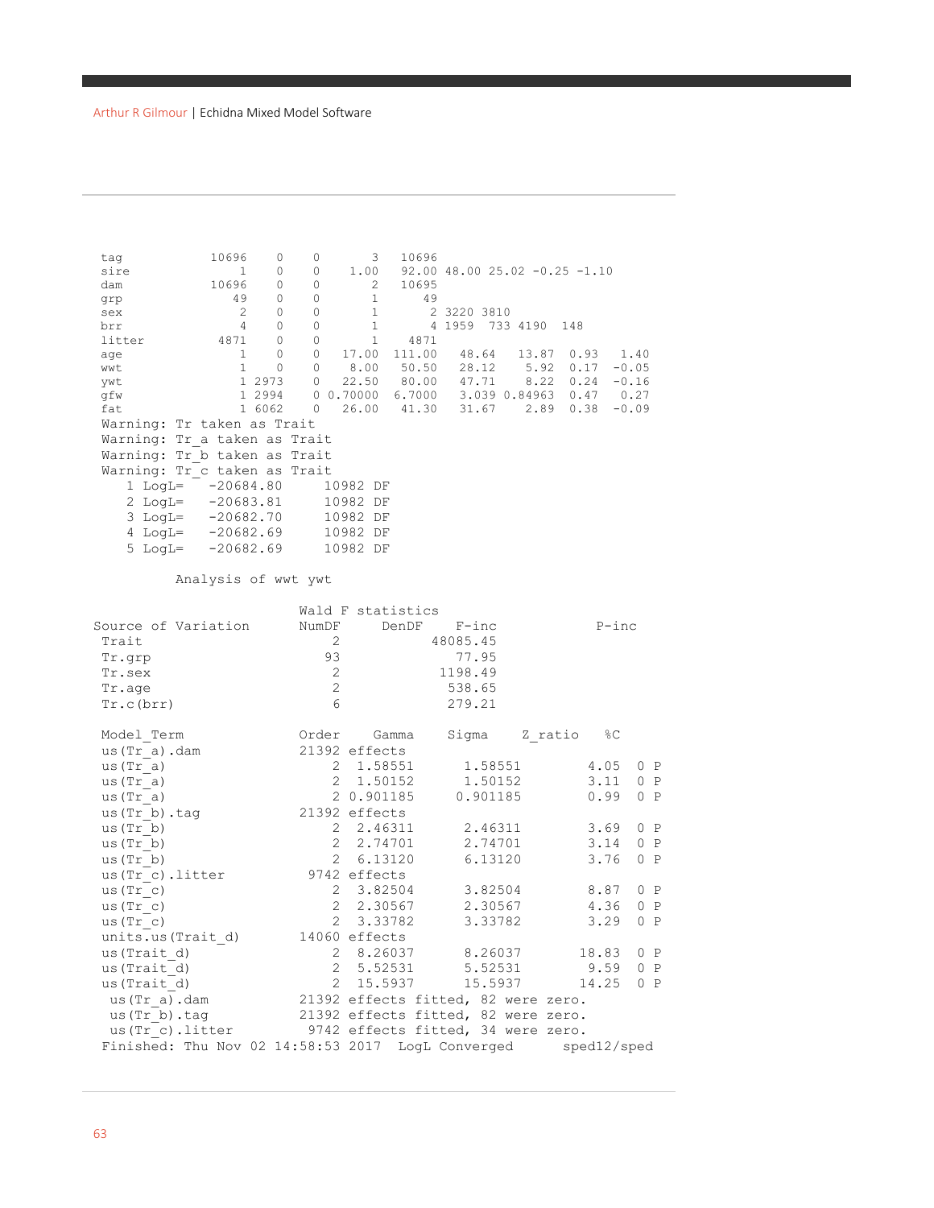```
 tag           10696    0    0       3   10696
 sire              1    0    0    1.00   92.00 48.00 25.02 -0.25 -1.10
 dam           10696    0    0       2   10695
 grp              49    0    0       1      49
 sex               2    0    0       1       2 3220 3810
 brr               4    0    0       1       4 1959  733 4190  148
 litter         4871    0    0       1    4871
 age               1    0    0   17.00  111.00   48.64   13.87  0.93   1.40
 wwt               1    0    0    8.00   50.50   28.12    5.92  0.17  -0.05
 ywt               1 2973    0   22.50   80.00   47.71    8.22  0.24  -0.16
 gfw               1 2994    0 0.70000 6.7000   3.039 0.84963  0.47   0.27
 fat               1 6062    0   26.00   41.30   31.67    2.89  0.38  -0.09
 Warning: Tr taken as Trait
 Warning: Tr_a taken as Trait
 Warning: Tr_b taken as Trait
 Warning: Tr_c taken as Trait
    1 LogL=    -20684.80     10982 DF
    2 LogL=    -20683.81     10982 DF
    3 LogL=    -20682.70     10982 DF
    4 LogL=    -20682.69     10982 DF
    5 LogL=    -20682.69     10982 DF

         Analysis of wwt ywt

                         Wald F statistics
Source of Variation      NumDF     DenDF     F-inc            P-inc
 Trait                       2            48085.45
 Tr.grp                     93               77.95
 Tr.sex                      2             1198.49
 Tr.age                      2              538.65
 Tr.c(brr)                   6              279.21

 Model_Term              Order    Gamma    Sigma    Z_ratio   %C
 us(Tr_a).dam            21392 effects
 us(Tr_a)                    2  1.58551      1.58551        4.05   0 P
 us(Tr_a)                    2  1.50152      1.50152        3.11   0 P
 us(Tr_a)                    2 0.901185     0.901185        0.99   0 P
 us(Tr_b).tag            21392 effects
 us(Tr_b)                    2  2.46311      2.46311        3.69   0 P
 us(Tr_b)                    2  2.74701      2.74701        3.14   0 P
 us(Tr_b)                    2  6.13120      6.13120        3.76   0 P
 us(Tr_c).litter          9742 effects
 us(Tr_c)                    2  3.82504      3.82504        8.87   0 P
 us(Tr_c)                    2  2.30567      2.30567        4.36   0 P
 us(Tr_c)                    2  3.33782      3.33782        3.29   0 P
 units.us(Trait_d)       14060 effects
 us(Trait_d)                 2  8.26037      8.26037       18.83   0 P
 us(Trait_d)                 2  5.52531      5.52531        9.59   0 P
 us(Trait_d)                 2  15.5937      15.5937       14.25   0 P
  us(Tr_a).dam           21392 effects fitted, 82 were zero.
  us(Tr_b).tag           21392 effects fitted, 82 were zero.
  us(Tr_c).litter         9742 effects fitted, 34 were zero.
 Finished: Thu Nov 02 14:58:53 2017  LogL Converged      sped12/sped
```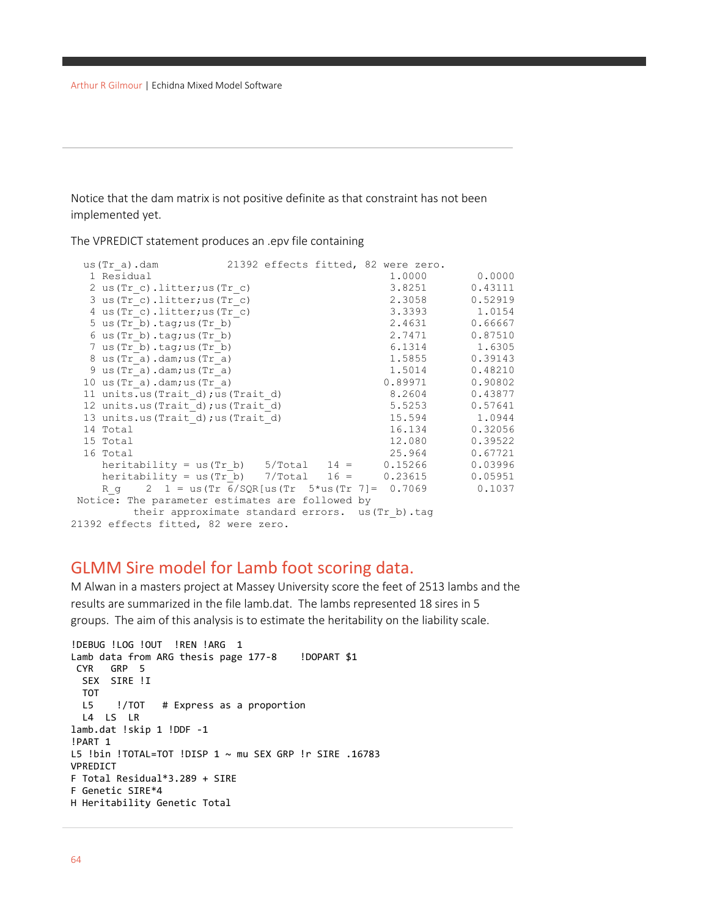Notice that the dam matrix is not positive definite as that constraint has not been implemented yet.

The VPREDICT statement produces an .epv file containing

```
  us(Tr_a).dam          21392 effects fitted, 82 were zero.
   1 Residual                                   1.0000        0.0000
   2 us(Tr_c).litter;us(Tr_c)                   3.8251       0.43111
   3 us(Tr_c).litter;us(Tr_c)                   2.3058       0.52919
   4 us(Tr_c).litter;us(Tr_c)                   3.3393        1.0154
   5 us(Tr_b).tag;us(Tr_b)                      2.4631       0.66667
   6 us(Tr_b).tag;us(Tr_b)                      2.7471       0.87510
   7 us(Tr_b).tag;us(Tr_b)                      6.1314        1.6305
   8 us(Tr_a).dam;us(Tr_a)                      1.5855       0.39143
   9 us(Tr_a).dam;us(Tr_a)                      1.5014       0.48210
  10 us(Tr_a).dam;us(Tr_a)                     0.89971       0.90802
  11 units.us(Trait_d);us(Trait_d)              8.2604       0.43877
  12 units.us(Trait_d);us(Trait_d)              5.5253       0.57641
  13 units.us(Trait_d);us(Trait_d)              15.594        1.0944
  14 Total                                      16.134       0.32056
  15 Total                                      12.080       0.39522
  16 Total                                      25.964       0.67721
     heritability = us(Tr_b)   5/Total   14 =     0.15266      0.03996
     heritability = us(Tr_b)   7/Total   16 =     0.23615      0.05951
     R_g    2  1 = us(Tr 6/SQR[us(Tr  5*us(Tr 7]=  0.7069        0.1037
 Notice: The parameter estimates are followed by
         their approximate standard errors.  us(Tr_b).tag
21392 effects fitted, 82 were zero.
```

## GLMM Sire model for Lamb foot scoring data.

M Alwan in a masters project at Massey University score the feet of 2513 lambs and the results are summarized in the file lamb.dat. The lambs represented 18 sires in 5 groups. The aim of this analysis is to estimate the heritability on the liability scale.

```
!DEBUG !LOG !OUT  !REN !ARG  1
Lamb data from ARG thesis page 177-8    !DOPART $1
 CYR   GRP  5
  SEX  SIRE !I
  TOT
  L5    !/TOT   # Express as a proportion
  L4  LS  LR
lamb.dat !skip 1 !DDF -1
!PART 1
L5 !bin !TOTAL=TOT !DISP 1 ~ mu SEX GRP !r SIRE .16783
VPREDICT
F Total Residual*3.289 + SIRE
F Genetic SIRE*4
H Heritability Genetic Total
```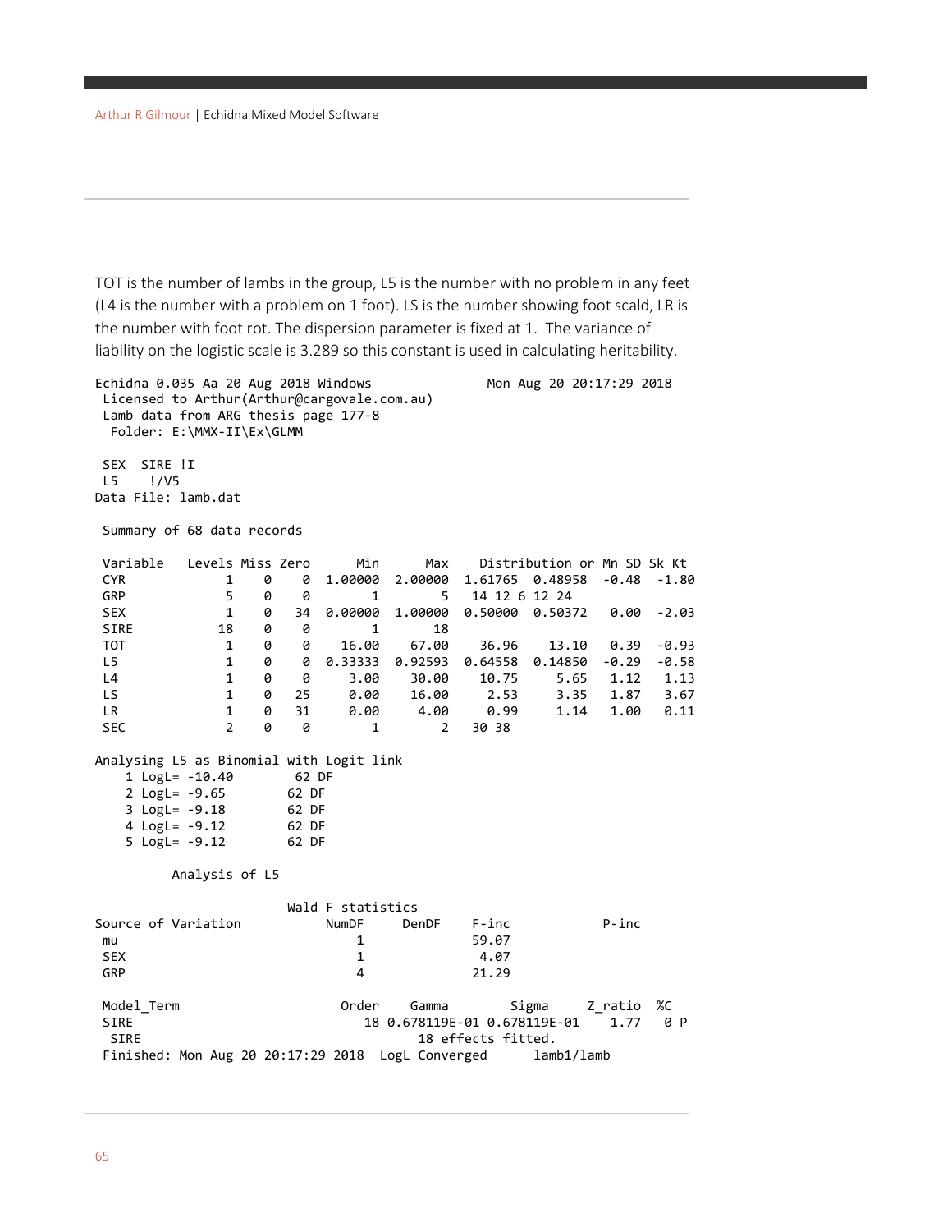TOT is the number of lambs in the group, L5 is the number with no problem in any feet (L4 is the number with a problem on 1 foot). LS is the number showing foot scald, LR is the number with foot rot. The dispersion parameter is fixed at 1. The variance of liability on the logistic scale is 3.289 so this constant is used in calculating heritability.

```
Echidna 0.035 Aa 20 Aug 2018 Windows              Mon Aug 20 20:17:29 2018
 Licensed to Arthur(Arthur@cargovale.com.au)
 Lamb data from ARG thesis page 177-8
  Folder: E:\MMX-II\Ex\GLMM

 SEX  SIRE !I
 L5    !/V5
Data File: lamb.dat

 Summary of 68 data records

 Variable   Levels Miss Zero      Min      Max    Distribution or Mn SD Sk Kt
 CYR           1    0    0  1.00000  2.00000  1.61765  0.48958  -0.48  -1.80
 GRP           5    0    0        1        5   14 12 6 12 24
 SEX           1    0   34  0.00000  1.00000  0.50000  0.50372   0.00  -2.03
 SIRE         18    0    0        1       18
 TOT           1    0    0    16.00    67.00    36.96    13.10   0.39  -0.93
 L5            1    0    0  0.33333  0.92593  0.64558  0.14850  -0.29  -0.58
 L4            1    0    0     3.00    30.00    10.75     5.65   1.12   1.13
 LS            1    0   25     0.00    16.00     2.53     3.35   1.87   3.67
 LR            1    0   31     0.00     4.00     0.99     1.14   1.00   0.11
 SEC           2    0    0        1        2   30 38

Analysing L5 as Binomial with Logit link
    1 LogL= -10.40       62 DF
    2 LogL= -9.65        62 DF
    3 LogL= -9.18        62 DF
    4 LogL= -9.12        62 DF
    5 LogL= -9.12        62 DF

          Analysis of L5

                         Wald F statistics
Source of Variation           NumDF     DenDF    F-inc            P-inc
 mu                              1              59.07
 SEX                             1               4.07
 GRP                             4              21.29

 Model_Term                    Order    Gamma        Sigma     Z_ratio  %C
 SIRE                             18 0.678119E-01 0.678119E-01    1.77   0 P
  SIRE                                   18 effects fitted.
 Finished: Mon Aug 20 20:17:29 2018  LogL Converged      lamb1/lamb
```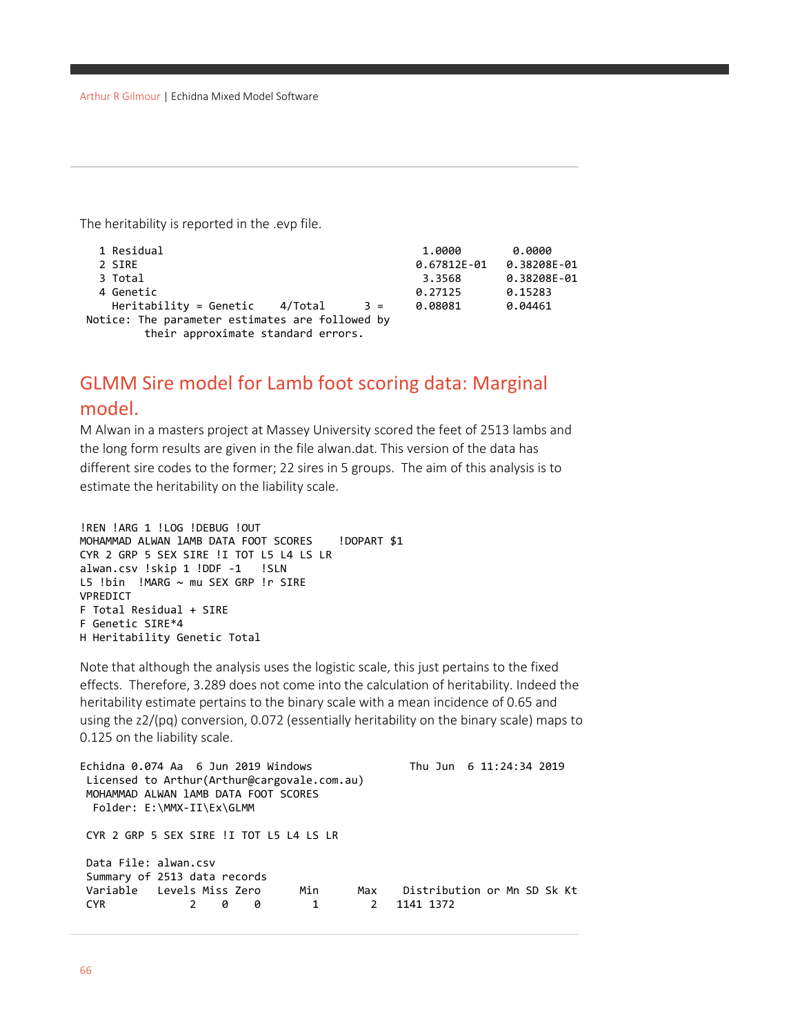The heritability is reported in the .evp file.

```
   1 Residual                                         1.0000        0.0000
   2 SIRE                                           0.67812E-01   0.38208E-01
   3 Total                                           3.3568       0.38208E-01
   4 Genetic                                        0.27125       0.15283
     Heritability = Genetic    4/Total      3 =     0.08081       0.04461
 Notice: The parameter estimates are followed by
          their approximate standard errors.
```

## GLMM Sire model for Lamb foot scoring data: Marginal model.

M Alwan in a masters project at Massey University scored the feet of 2513 lambs and the long form results are given in the file alwan.dat. This version of the data has different sire codes to the former; 22 sires in 5 groups. The aim of this analysis is to estimate the heritability on the liability scale.

```
!REN !ARG 1 !LOG !DEBUG !OUT
MOHAMMAD ALWAN lAMB DATA FOOT SCORES    !DOPART $1
CYR 2 GRP 5 SEX SIRE !I TOT L5 L4 LS LR
alwan.csv !skip 1 !DDF -1   !SLN
L5 !bin  !MARG ~ mu SEX GRP !r SIRE
VPREDICT
F Total Residual + SIRE
F Genetic SIRE*4
H Heritability Genetic Total
```

Note that although the analysis uses the logistic scale, this just pertains to the fixed effects. Therefore, 3.289 does not come into the calculation of heritability. Indeed the heritability estimate pertains to the binary scale with a mean incidence of 0.65 and using the z2/(pq) conversion, 0.072 (essentially heritability on the binary scale) maps to 0.125 on the liability scale.

```
Echidna 0.074 Aa  6 Jun 2019 Windows              Thu Jun  6 11:24:34 2019
 Licensed to Arthur(Arthur@cargovale.com.au)
 MOHAMMAD ALWAN lAMB DATA FOOT SCORES
  Folder: E:\MMX-II\Ex\GLMM

 CYR 2 GRP 5 SEX SIRE !I TOT L5 L4 LS LR

 Data File: alwan.csv
 Summary of 2513 data records
 Variable   Levels Miss Zero      Min      Max    Distribution or Mn SD Sk Kt
 CYR             2    0    0        1        2   1141 1372
```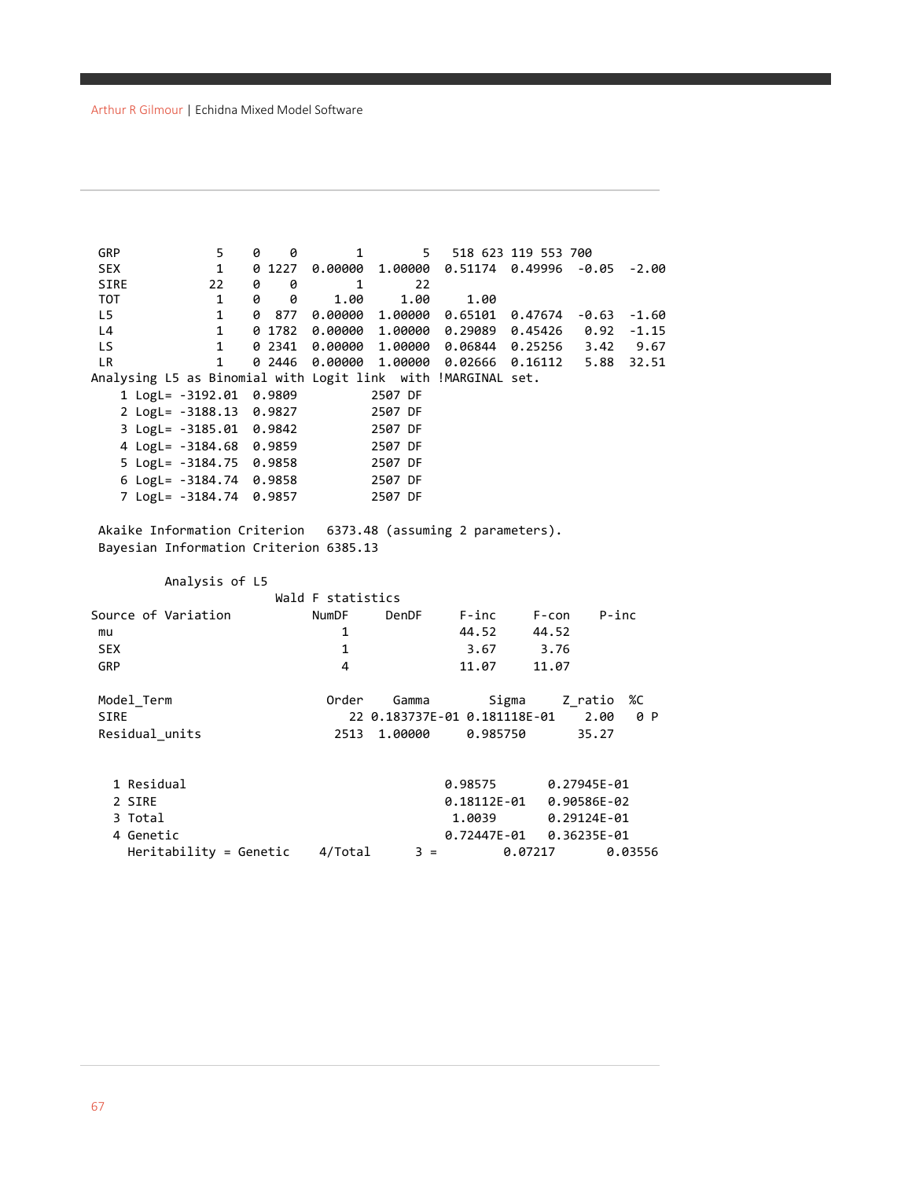```
 GRP             5    0    0        1        5   518 623 119 553 700
 SEX             1    0 1227  0.00000  1.00000  0.51174  0.49996  -0.05  -2.00
 SIRE           22    0    0        1       22
 TOT             1    0    0     1.00     1.00     1.00
 L5              1    0  877  0.00000  1.00000  0.65101  0.47674  -0.63  -1.60
 L4              1    0 1782  0.00000  1.00000  0.29089  0.45426   0.92  -1.15
 LS              1    0 2341  0.00000  1.00000  0.06844  0.25256   3.42   9.67
 LR              1    0 2446  0.00000  1.00000  0.02666  0.16112   5.88  32.51
Analysing L5 as Binomial with Logit link  with !MARGINAL set.
    1 LogL= -3192.01  0.9809         2507 DF
    2 LogL= -3188.13  0.9827         2507 DF
    3 LogL= -3185.01  0.9842         2507 DF
    4 LogL= -3184.68  0.9859         2507 DF
    5 LogL= -3184.75  0.9858         2507 DF
    6 LogL= -3184.74  0.9858         2507 DF
    7 LogL= -3184.74  0.9857         2507 DF

 Akaike Information Criterion   6373.48 (assuming 2 parameters).
 Bayesian Information Criterion 6385.13

          Analysis of L5
                         Wald F statistics
Source of Variation          NumDF     DenDF     F-inc     F-con    P-inc
 mu                              1               44.52     44.52
 SEX                             1                3.67      3.76
 GRP                             4               11.07     11.07

 Model_Term                    Order    Gamma        Sigma     Z_ratio  %C
 SIRE                             22 0.183737E-01 0.181118E-01    2.00   0 P
 Residual_units                 2513  1.00000     0.985750       35.27


   1 Residual                             0.98575       0.27945E-01
   2 SIRE                                 0.18112E-01   0.90586E-02
   3 Total                                 1.0039       0.29124E-01
   4 Genetic                              0.72447E-01   0.36235E-01
     Heritability = Genetic    4/Total      3 =         0.07217       0.03556
```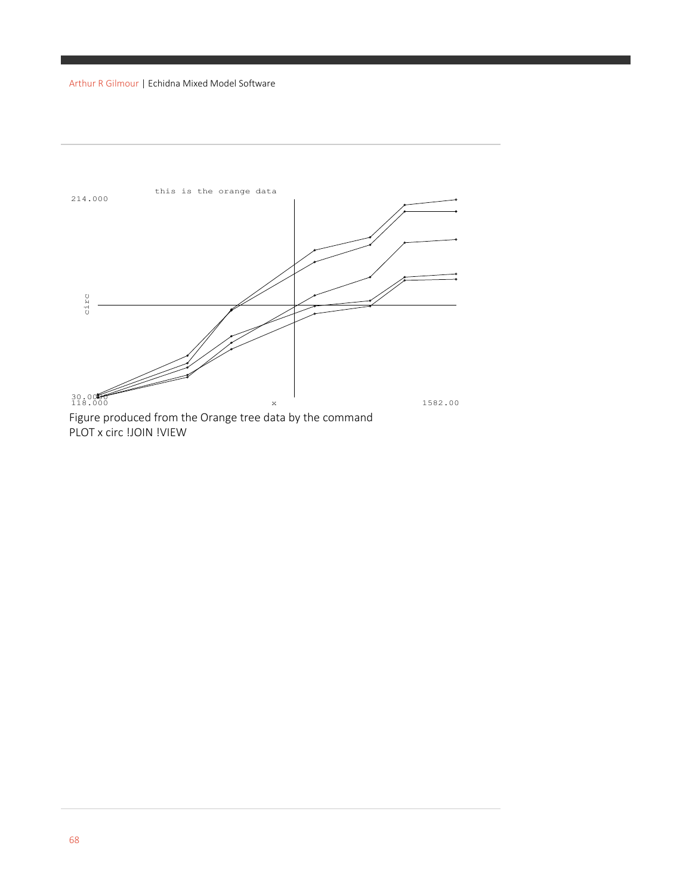Figure produced from the Orange tree data by the command
PLOT x circ !JOIN !VIEW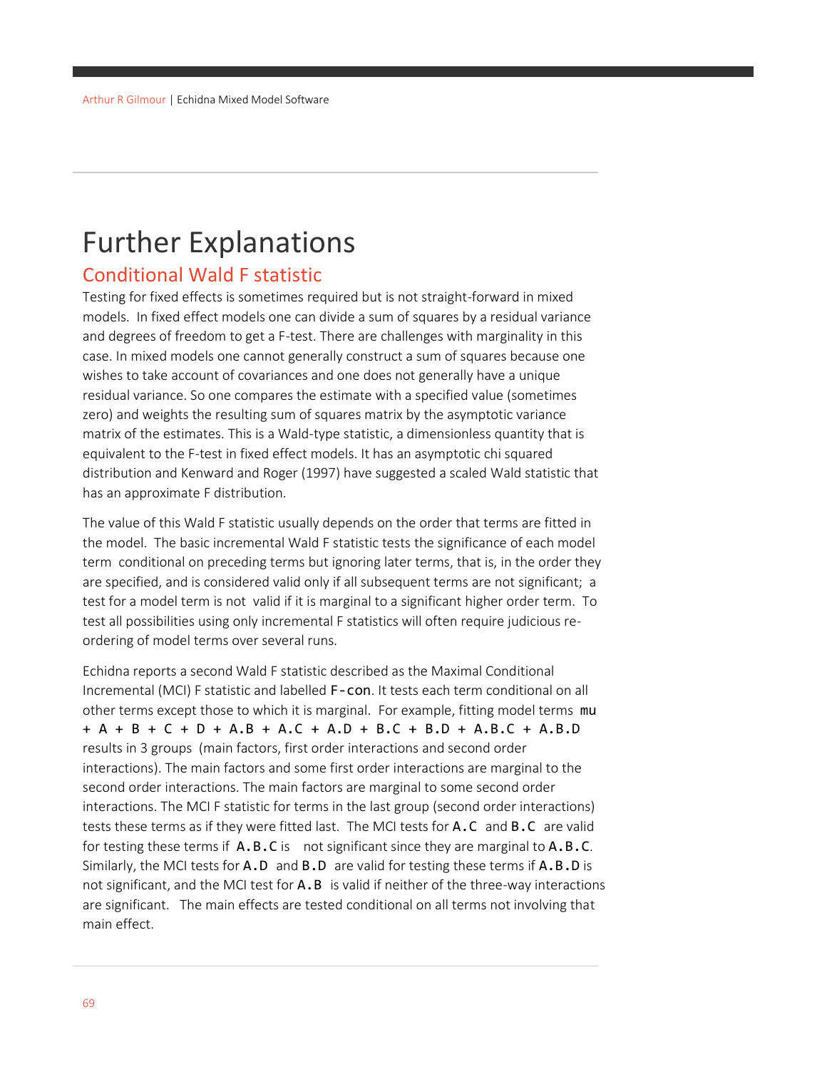# Further Explanations

## Conditional Wald F statistic

Testing for fixed effects is sometimes required but is not straight-forward in mixed models. In fixed effect models one can divide a sum of squares by a residual variance and degrees of freedom to get a F-test. There are challenges with marginality in this case. In mixed models one cannot generally construct a sum of squares because one wishes to take account of covariances and one does not generally have a unique residual variance. So one compares the estimate with a specified value (sometimes zero) and weights the resulting sum of squares matrix by the asymptotic variance matrix of the estimates. This is a Wald-type statistic, a dimensionless quantity that is equivalent to the F-test in fixed effect models. It has an asymptotic chi squared distribution and Kenward and Roger (1997) have suggested a scaled Wald statistic that has an approximate F distribution.

The value of this Wald F statistic usually depends on the order that terms are fitted in the model. The basic incremental Wald F statistic tests the significance of each model term conditional on preceding terms but ignoring later terms, that is, in the order they are specified, and is considered valid only if all subsequent terms are not significant; a test for a model term is not valid if it is marginal to a significant higher order term. To test all possibilities using only incremental F statistics will often require judicious re-ordering of model terms over several runs.

Echidna reports a second Wald F statistic described as the Maximal Conditional Incremental (MCI) F statistic and labelled `F-con`. It tests each term conditional on all other terms except those to which it is marginal. For example, fitting model terms `mu + A + B + C + D + A.B + A.C + A.D + B.C + B.D + A.B.C + A.B.D` results in 3 groups (main factors, first order interactions and second order interactions). The main factors and some first order interactions are marginal to the second order interactions. The main factors are marginal to some second order interactions. The MCI F statistic for terms in the last group (second order interactions) tests these terms as if they were fitted last. The MCI tests for `A.C` and `B.C` are valid for testing these terms if `A.B.C` is not significant since they are marginal to `A.B.C`. Similarly, the MCI tests for `A.D` and `B.D` are valid for testing these terms if `A.B.D` is not significant, and the MCI test for `A.B` is valid if neither of the three-way interactions are significant. The main effects are tested conditional on all terms not involving that main effect.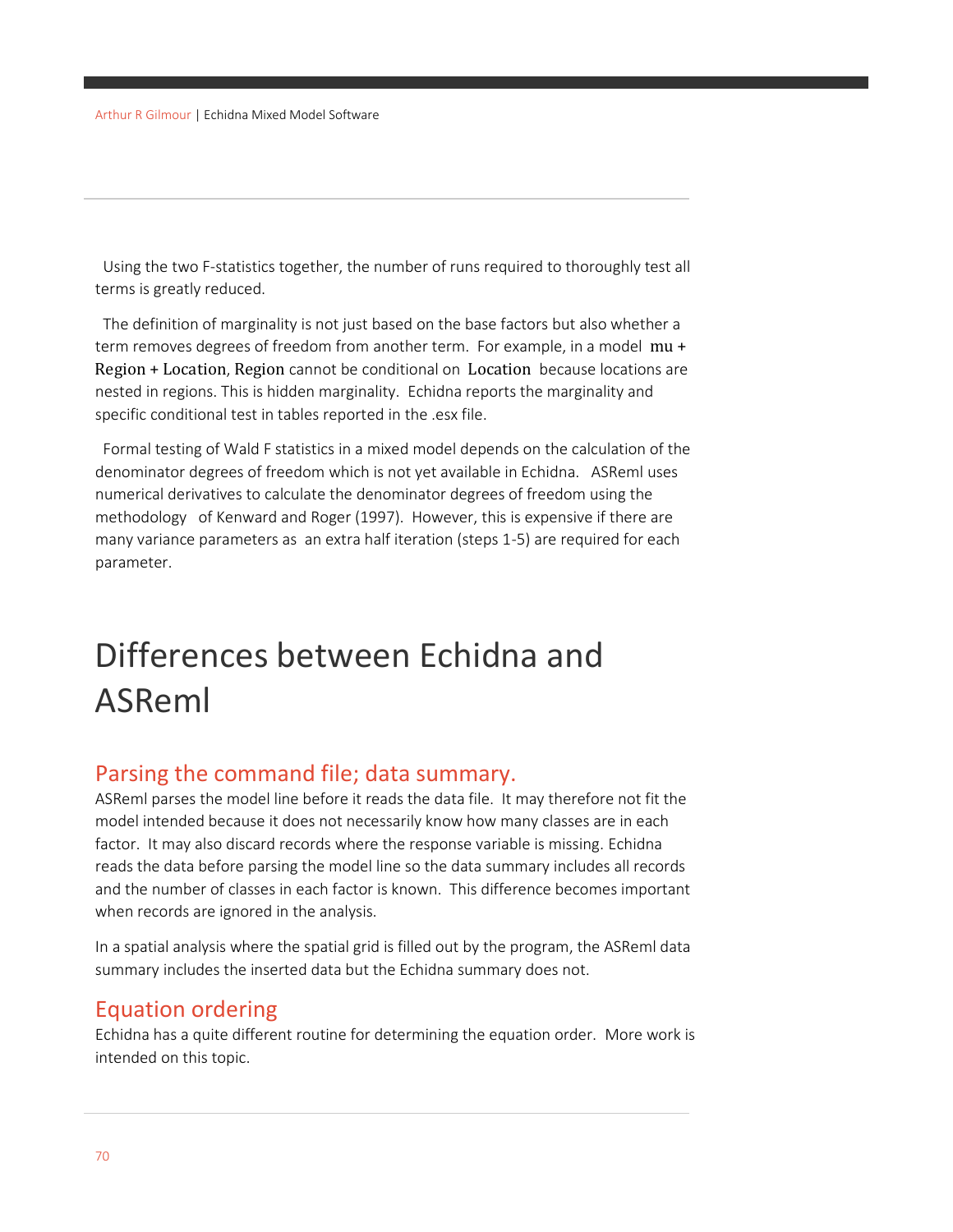Using the two F-statistics together, the number of runs required to thoroughly test all terms is greatly reduced.

The definition of marginality is not just based on the base factors but also whether a term removes degrees of freedom from another term. For example, in a model mu + Region + Location, Region cannot be conditional on Location because locations are nested in regions. This is hidden marginality. Echidna reports the marginality and specific conditional test in tables reported in the .esx file.

Formal testing of Wald F statistics in a mixed model depends on the calculation of the denominator degrees of freedom which is not yet available in Echidna. ASReml uses numerical derivatives to calculate the denominator degrees of freedom using the methodology of Kenward and Roger (1997). However, this is expensive if there are many variance parameters as an extra half iteration (steps 1-5) are required for each parameter.

# Differences between Echidna and ASReml

## Parsing the command file; data summary.

ASReml parses the model line before it reads the data file. It may therefore not fit the model intended because it does not necessarily know how many classes are in each factor. It may also discard records where the response variable is missing. Echidna reads the data before parsing the model line so the data summary includes all records and the number of classes in each factor is known. This difference becomes important when records are ignored in the analysis.

In a spatial analysis where the spatial grid is filled out by the program, the ASReml data summary includes the inserted data but the Echidna summary does not.

## Equation ordering

Echidna has a quite different routine for determining the equation order. More work is intended on this topic.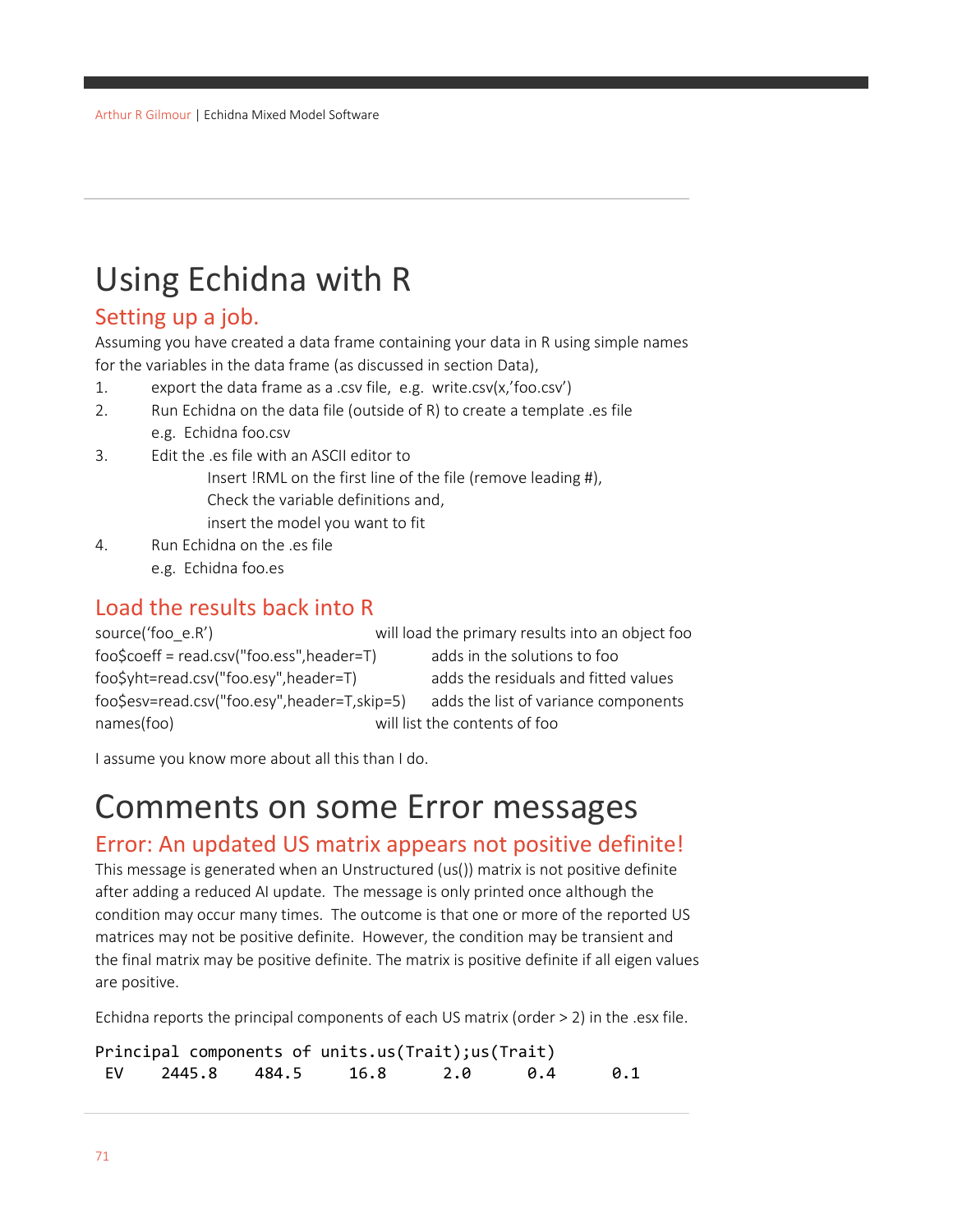# Using Echidna with R

## Setting up a job.

Assuming you have created a data frame containing your data in R using simple names for the variables in the data frame (as discussed in section Data),

1. export the data frame as a .csv file, e.g. write.csv(x,'foo.csv')
2. Run Echidna on the data file (outside of R) to create a template .es file
   e.g. Echidna foo.csv
3. Edit the .es file with an ASCII editor to
   Insert !RML on the first line of the file (remove leading #),
   Check the variable definitions and,
   insert the model you want to fit
4. Run Echidna on the .es file
   e.g. Echidna foo.es

## Load the results back into R

| | |
|---|---|
| source('foo_e.R') | will load the primary results into an object foo |
| foo$coeff = read.csv("foo.ess",header=T) | adds in the solutions to foo |
| foo$yht=read.csv("foo.esy",header=T) | adds the residuals and fitted values |
| foo$esv=read.csv("foo.esy",header=T,skip=5) | adds the list of variance components |
| names(foo) | will list the contents of foo |

I assume you know more about all this than I do.

# Comments on some Error messages

## Error: An updated US matrix appears not positive definite!

This message is generated when an Unstructured (us()) matrix is not positive definite after adding a reduced AI update. The message is only printed once although the condition may occur many times. The outcome is that one or more of the reported US matrices may not be positive definite. However, the condition may be transient and the final matrix may be positive definite. The matrix is positive definite if all eigen values are positive.

Echidna reports the principal components of each US matrix (order > 2) in the .esx file.

```
Principal components of units.us(Trait);us(Trait)
 EV    2445.8    484.5     16.8      2.0      0.4      0.1
```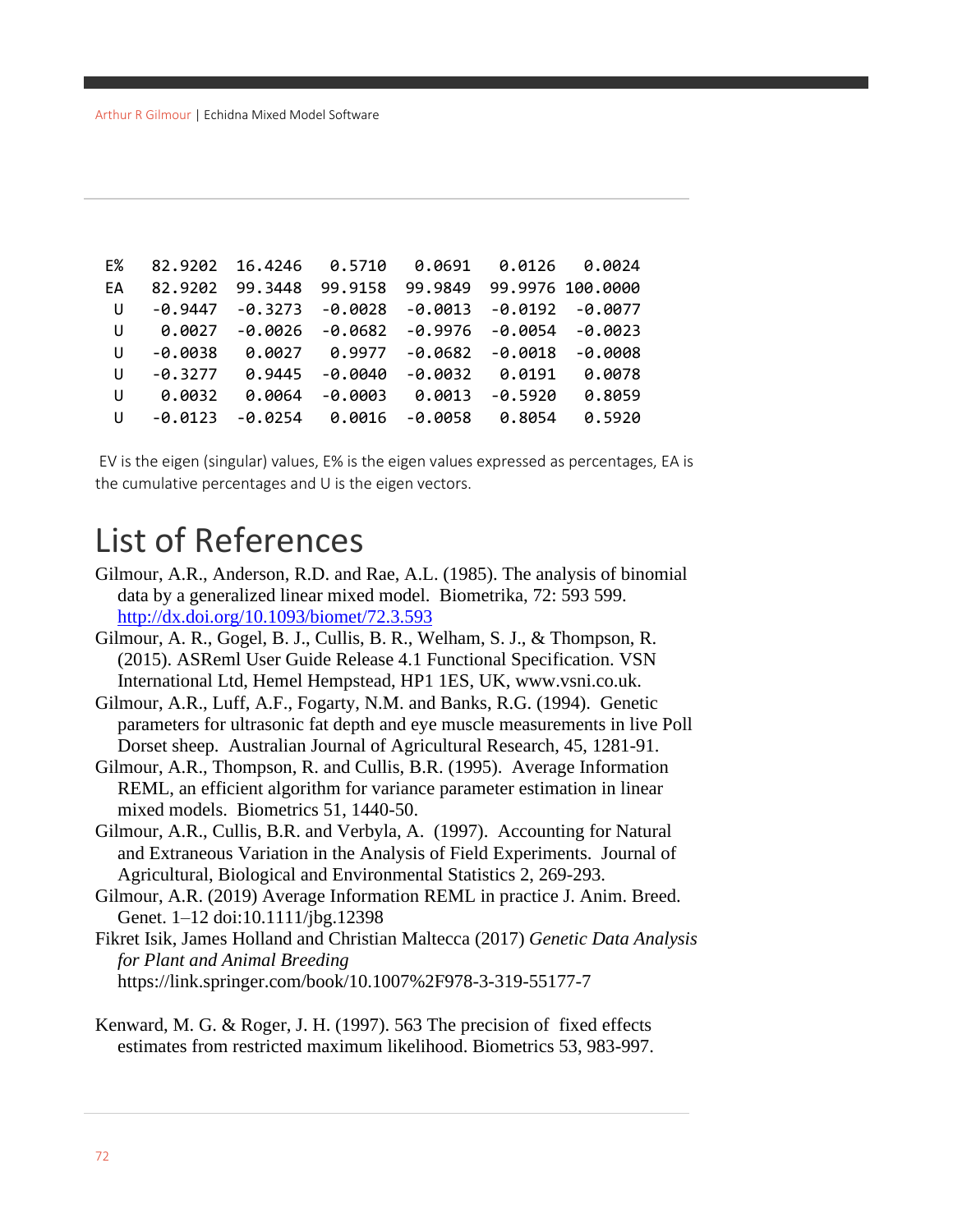```
E%    82.9202  16.4246   0.5710   0.0691   0.0126   0.0024
EA    82.9202  99.3448  99.9158  99.9849  99.9976 100.0000
 U    -0.9447  -0.3273  -0.0028  -0.0013  -0.0192  -0.0077
 U     0.0027  -0.0026  -0.0682  -0.9976  -0.0054  -0.0023
 U    -0.0038   0.0027   0.9977  -0.0682  -0.0018  -0.0008
 U    -0.3277   0.9445  -0.0040  -0.0032   0.0191   0.0078
 U     0.0032   0.0064  -0.0003   0.0013  -0.5920   0.8059
 U    -0.0123  -0.0254   0.0016  -0.0058   0.8054   0.5920
```

EV is the eigen (singular) values, E% is the eigen values expressed as percentages, EA is the cumulative percentages and U is the eigen vectors.

# List of References

Gilmour, A.R., Anderson, R.D. and Rae, A.L. (1985). The analysis of binomial data by a generalized linear mixed model. Biometrika, 72: 593 599. http://dx.doi.org/10.1093/biomet/72.3.593

Gilmour, A. R., Gogel, B. J., Cullis, B. R., Welham, S. J., & Thompson, R. (2015). ASReml User Guide Release 4.1 Functional Specification. VSN International Ltd, Hemel Hempstead, HP1 1ES, UK, www.vsni.co.uk.

Gilmour, A.R., Luff, A.F., Fogarty, N.M. and Banks, R.G. (1994). Genetic parameters for ultrasonic fat depth and eye muscle measurements in live Poll Dorset sheep. Australian Journal of Agricultural Research, 45, 1281-91.

Gilmour, A.R., Thompson, R. and Cullis, B.R. (1995). Average Information REML, an efficient algorithm for variance parameter estimation in linear mixed models. Biometrics 51, 1440-50.

Gilmour, A.R., Cullis, B.R. and Verbyla, A. (1997). Accounting for Natural and Extraneous Variation in the Analysis of Field Experiments. Journal of Agricultural, Biological and Environmental Statistics 2, 269-293.

Gilmour, A.R. (2019) Average Information REML in practice J. Anim. Breed. Genet. 1–12 doi:10.1111/jbg.12398

Fikret Isik, James Holland and Christian Maltecca (2017) *Genetic Data Analysis for Plant and Animal Breeding* https://link.springer.com/book/10.1007%2F978-3-319-55177-7

Kenward, M. G. & Roger, J. H. (1997). 563 The precision of fixed effects estimates from restricted maximum likelihood. Biometrics 53, 983-997.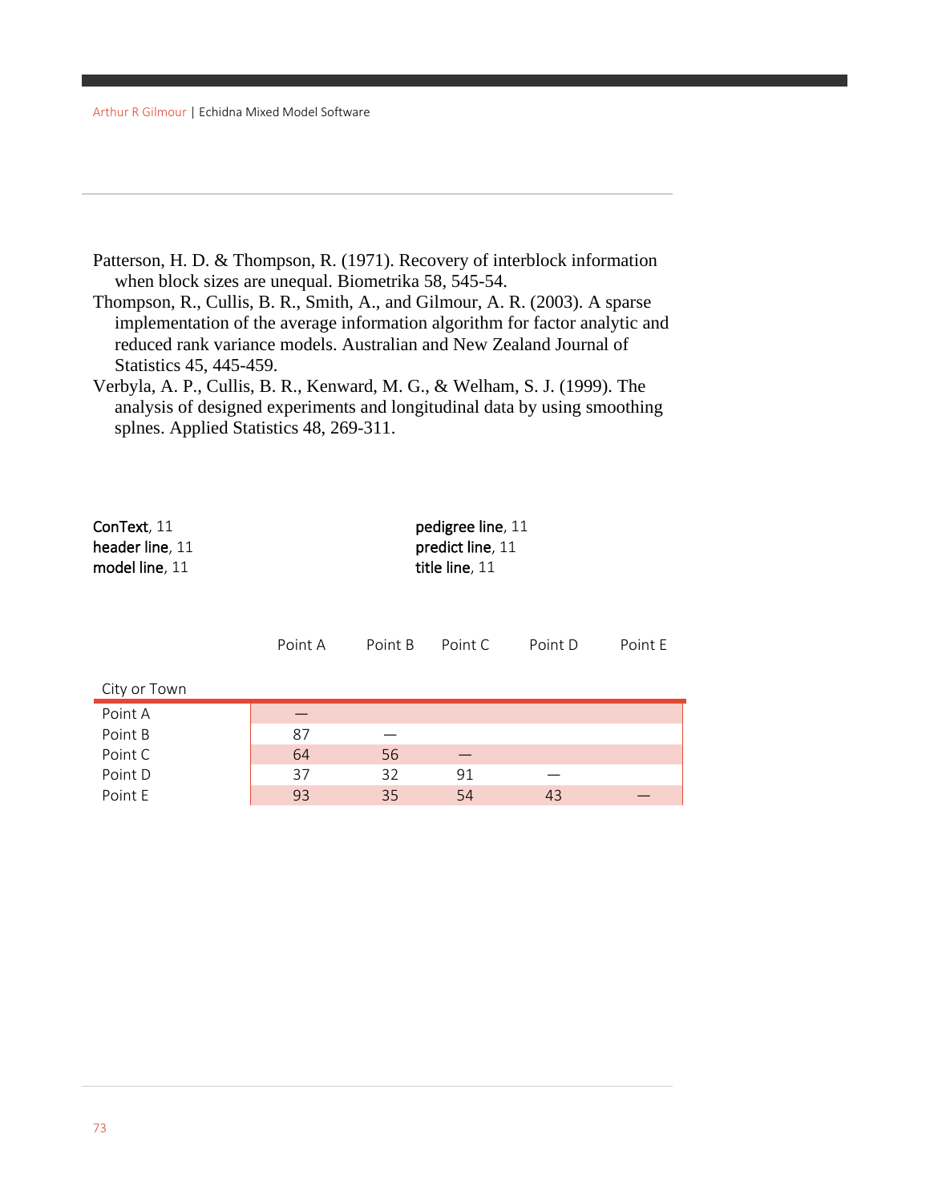Patterson, H. D. & Thompson, R. (1971). Recovery of interblock information when block sizes are unequal. Biometrika 58, 545-54.

Thompson, R., Cullis, B. R., Smith, A., and Gilmour, A. R. (2003). A sparse implementation of the average information algorithm for factor analytic and reduced rank variance models. Australian and New Zealand Journal of Statistics 45, 445-459.

Verbyla, A. P., Cullis, B. R., Kenward, M. G., & Welham, S. J. (1999). The analysis of designed experiments and longitudinal data by using smoothing splnes. Applied Statistics 48, 269-311.

**ConText**, 11
**header line**, 11
**model line**, 11
**pedigree line**, 11
**predict line**, 11
**title line**, 11

| City or Town | Point A | Point B | Point C | Point D | Point E |
|---|---|---|---|---|---|
| Point A | — | | | | |
| Point B | 87 | — | | | |
| Point C | 64 | 56 | — | | |
| Point D | 37 | 32 | 91 | — | |
| Point E | 93 | 35 | 54 | 43 | — |